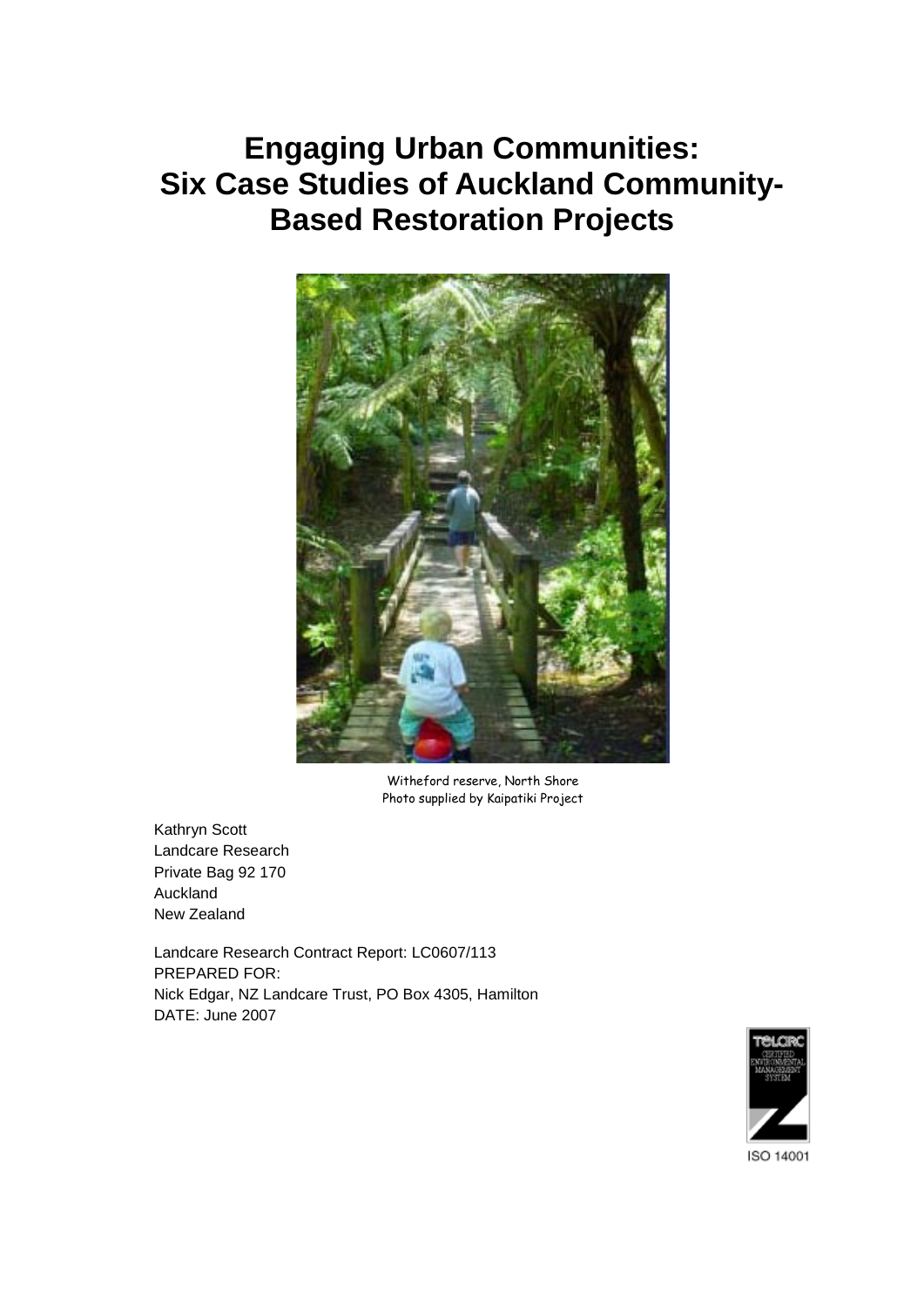# Engaging Urban Communities: Six Case Studies of Auckland Community-Based Restoration Projects

Witheford reserve, North Shore
Photo supplied by Kaipatiki Project

Kathryn Scott
Landcare Research
Private Bag 92 170
Auckland
New Zealand

Landcare Research Contract Report: LC0607/113
PREPARED FOR:
Nick Edgar, NZ Landcare Trust, PO Box 4305, Hamilton
DATE: June 2007

ISO 14001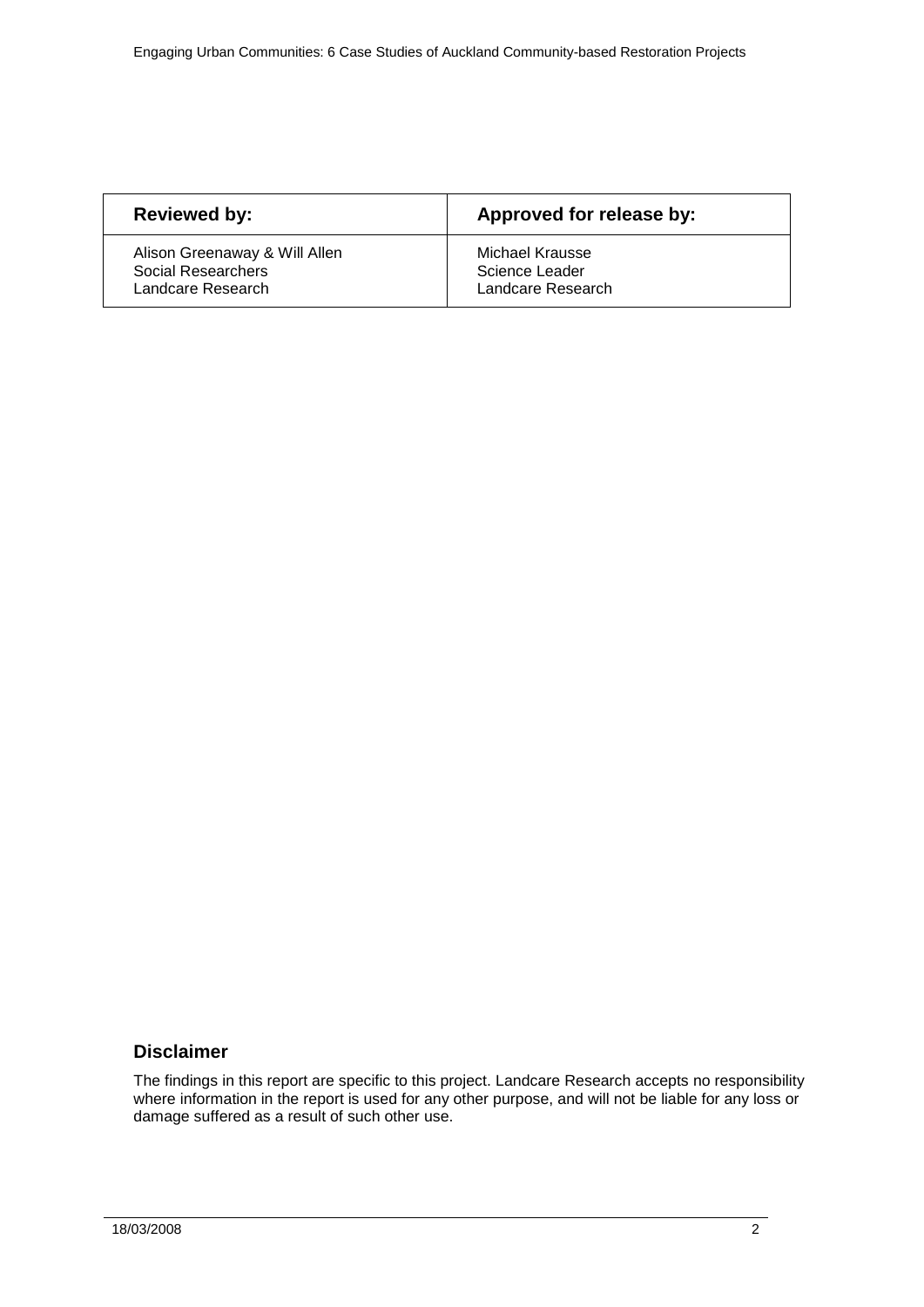| Reviewed by: | Approved for release by: |
| --- | --- |
| Alison Greenaway & Will Allen<br>Social Researchers<br>Landcare Research | Michael Krausse<br>Science Leader<br>Landcare Research |

## Disclaimer

The findings in this report are specific to this project. Landcare Research accepts no responsibility where information in the report is used for any other purpose, and will not be liable for any loss or damage suffered as a result of such other use.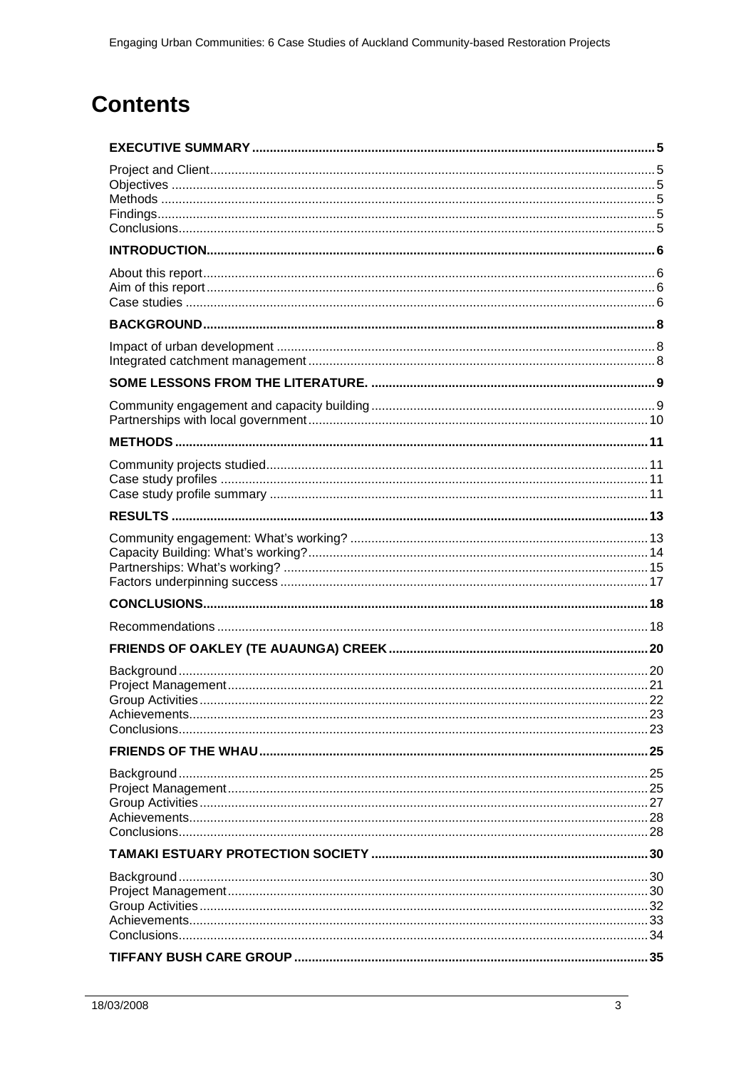# Contents

**EXECUTIVE SUMMARY** ..... 5

Project and Client ..... 5
Objectives ..... 5
Methods ..... 5
Findings ..... 5
Conclusions ..... 5

**INTRODUCTION** ..... 6

About this report ..... 6
Aim of this report ..... 6
Case studies ..... 6

**BACKGROUND** ..... 8

Impact of urban development ..... 8
Integrated catchment management ..... 8

**SOME LESSONS FROM THE LITERATURE.** ..... 9

Community engagement and capacity building ..... 9
Partnerships with local government ..... 10

**METHODS** ..... 11

Community projects studied ..... 11
Case study profiles ..... 11
Case study profile summary ..... 11

**RESULTS** ..... 13

Community engagement: What's working? ..... 13
Capacity Building: What's working? ..... 14
Partnerships: What's working? ..... 15
Factors underpinning success ..... 17

**CONCLUSIONS** ..... 18

Recommendations ..... 18

**FRIENDS OF OAKLEY (TE AUAUNGA) CREEK** ..... 20

Background ..... 20
Project Management ..... 21
Group Activities ..... 22
Achievements ..... 23
Conclusions ..... 23

**FRIENDS OF THE WHAU** ..... 25

Background ..... 25
Project Management ..... 25
Group Activities ..... 27
Achievements ..... 28
Conclusions ..... 28

**TAMAKI ESTUARY PROTECTION SOCIETY** ..... 30

Background ..... 30
Project Management ..... 30
Group Activities ..... 32
Achievements ..... 33
Conclusions ..... 34

**TIFFANY BUSH CARE GROUP** ..... 35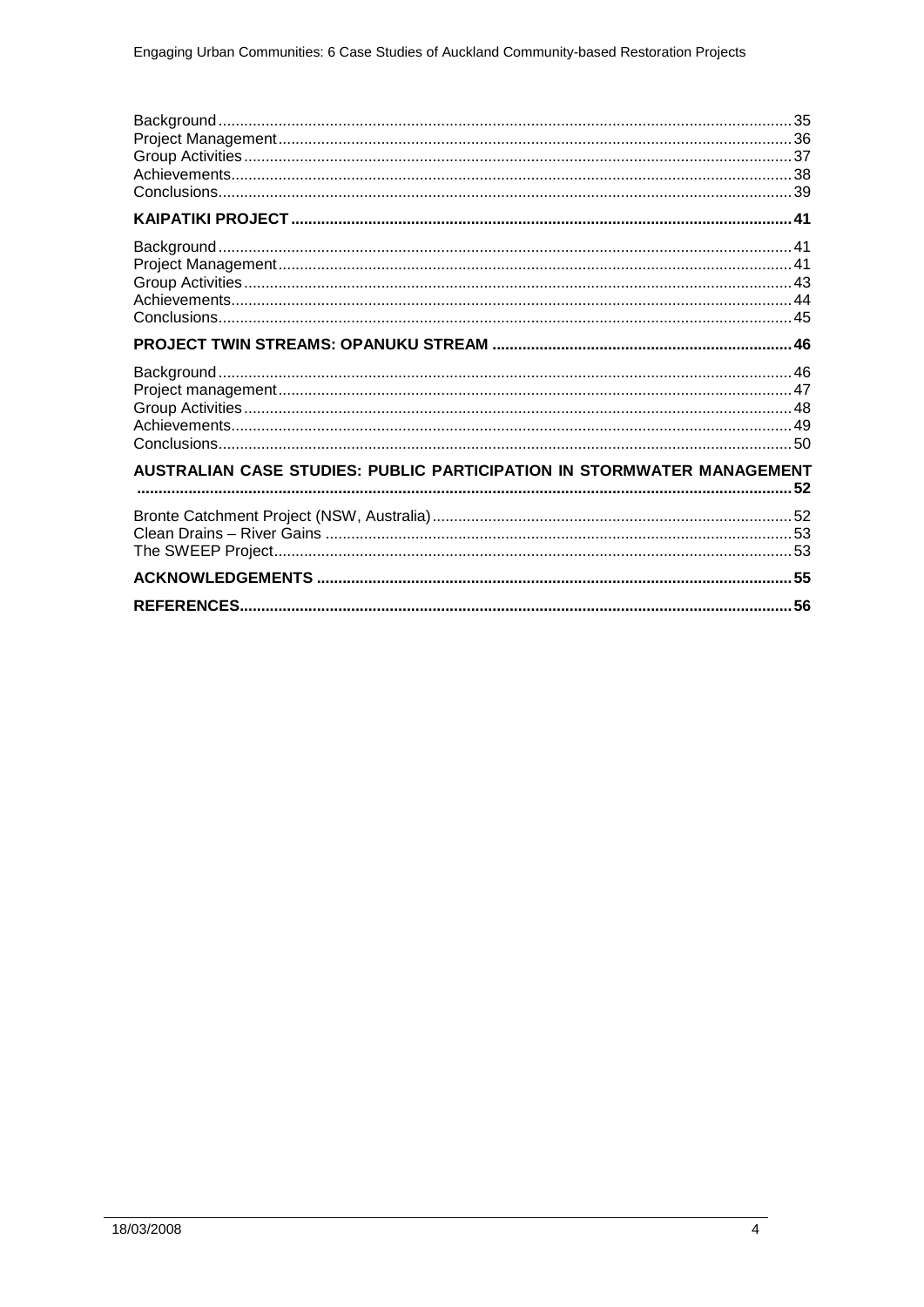Background ........................................................................................................................35
Project Management...........................................................................................................36
Group Activities...................................................................................................................37
Achievements.......................................................................................................................38
Conclusions.........................................................................................................................39

**KAIPATIKI PROJECT ..........................................................................................................41**

Background ........................................................................................................................41
Project Management...........................................................................................................41
Group Activities...................................................................................................................43
Achievements.......................................................................................................................44
Conclusions.........................................................................................................................45

**PROJECT TWIN STREAMS: OPANUKU STREAM ..........................................................46**

Background ........................................................................................................................46
Project management...........................................................................................................47
Group Activities...................................................................................................................48
Achievements.......................................................................................................................49
Conclusions.........................................................................................................................50

**AUSTRALIAN CASE STUDIES: PUBLIC PARTICIPATION IN STORMWATER MANAGEMENT ..........................................................................................................................52**

Bronte Catchment Project (NSW, Australia)........................................................................52
Clean Drains – River Gains ................................................................................................53
The SWEEP Project............................................................................................................53

**ACKNOWLEDGEMENTS ..................................................................................................55**

**REFERENCES....................................................................................................................56**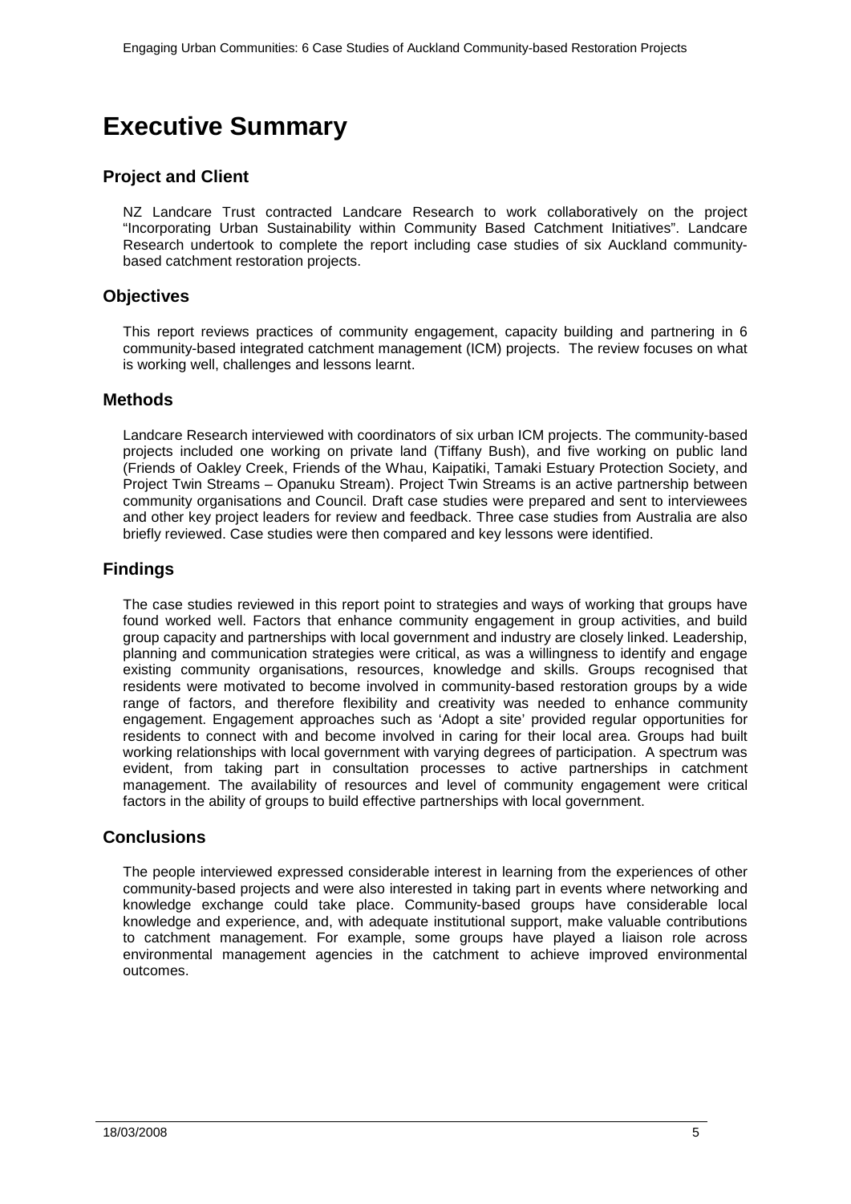# Executive Summary

## Project and Client

NZ Landcare Trust contracted Landcare Research to work collaboratively on the project "Incorporating Urban Sustainability within Community Based Catchment Initiatives". Landcare Research undertook to complete the report including case studies of six Auckland community-based catchment restoration projects.

## Objectives

This report reviews practices of community engagement, capacity building and partnering in 6 community-based integrated catchment management (ICM) projects. The review focuses on what is working well, challenges and lessons learnt.

## Methods

Landcare Research interviewed with coordinators of six urban ICM projects. The community-based projects included one working on private land (Tiffany Bush), and five working on public land (Friends of Oakley Creek, Friends of the Whau, Kaipatiki, Tamaki Estuary Protection Society, and Project Twin Streams – Opanuku Stream). Project Twin Streams is an active partnership between community organisations and Council. Draft case studies were prepared and sent to interviewees and other key project leaders for review and feedback. Three case studies from Australia are also briefly reviewed. Case studies were then compared and key lessons were identified.

## Findings

The case studies reviewed in this report point to strategies and ways of working that groups have found worked well. Factors that enhance community engagement in group activities, and build group capacity and partnerships with local government and industry are closely linked. Leadership, planning and communication strategies were critical, as was a willingness to identify and engage existing community organisations, resources, knowledge and skills. Groups recognised that residents were motivated to become involved in community-based restoration groups by a wide range of factors, and therefore flexibility and creativity was needed to enhance community engagement. Engagement approaches such as 'Adopt a site' provided regular opportunities for residents to connect with and become involved in caring for their local area. Groups had built working relationships with local government with varying degrees of participation. A spectrum was evident, from taking part in consultation processes to active partnerships in catchment management. The availability of resources and level of community engagement were critical factors in the ability of groups to build effective partnerships with local government.

## Conclusions

The people interviewed expressed considerable interest in learning from the experiences of other community-based projects and were also interested in taking part in events where networking and knowledge exchange could take place. Community-based groups have considerable local knowledge and experience, and, with adequate institutional support, make valuable contributions to catchment management. For example, some groups have played a liaison role across environmental management agencies in the catchment to achieve improved environmental outcomes.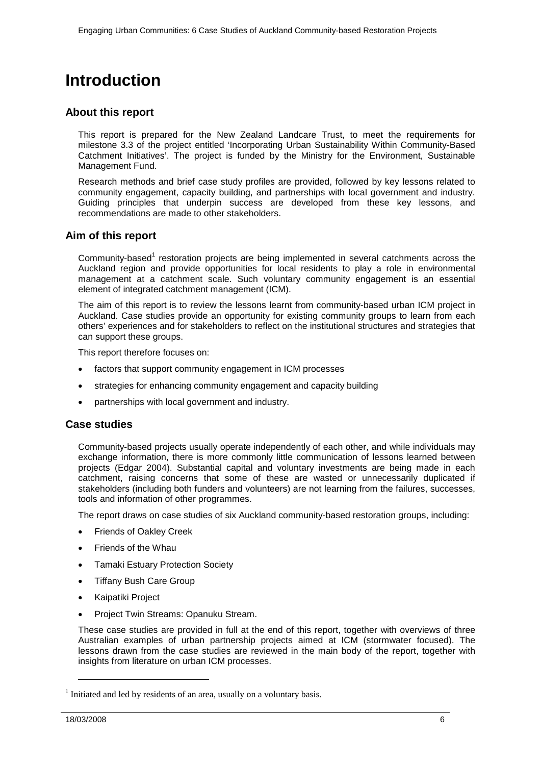# Introduction

## About this report

This report is prepared for the New Zealand Landcare Trust, to meet the requirements for milestone 3.3 of the project entitled 'Incorporating Urban Sustainability Within Community-Based Catchment Initiatives'. The project is funded by the Ministry for the Environment, Sustainable Management Fund.

Research methods and brief case study profiles are provided, followed by key lessons related to community engagement, capacity building, and partnerships with local government and industry. Guiding principles that underpin success are developed from these key lessons, and recommendations are made to other stakeholders.

## Aim of this report

Community-based[1] restoration projects are being implemented in several catchments across the Auckland region and provide opportunities for local residents to play a role in environmental management at a catchment scale. Such voluntary community engagement is an essential element of integrated catchment management (ICM).

The aim of this report is to review the lessons learnt from community-based urban ICM project in Auckland. Case studies provide an opportunity for existing community groups to learn from each others' experiences and for stakeholders to reflect on the institutional structures and strategies that can support these groups.

This report therefore focuses on:

- factors that support community engagement in ICM processes
- strategies for enhancing community engagement and capacity building
- partnerships with local government and industry.

## Case studies

Community-based projects usually operate independently of each other, and while individuals may exchange information, there is more commonly little communication of lessons learned between projects (Edgar 2004). Substantial capital and voluntary investments are being made in each catchment, raising concerns that some of these are wasted or unnecessarily duplicated if stakeholders (including both funders and volunteers) are not learning from the failures, successes, tools and information of other programmes.

The report draws on case studies of six Auckland community-based restoration groups, including:

- Friends of Oakley Creek
- Friends of the Whau
- Tamaki Estuary Protection Society
- Tiffany Bush Care Group
- Kaipatiki Project
- Project Twin Streams: Opanuku Stream.

These case studies are provided in full at the end of this report, together with overviews of three Australian examples of urban partnership projects aimed at ICM (stormwater focused). The lessons drawn from the case studies are reviewed in the main body of the report, together with insights from literature on urban ICM processes.

[1] Initiated and led by residents of an area, usually on a voluntary basis.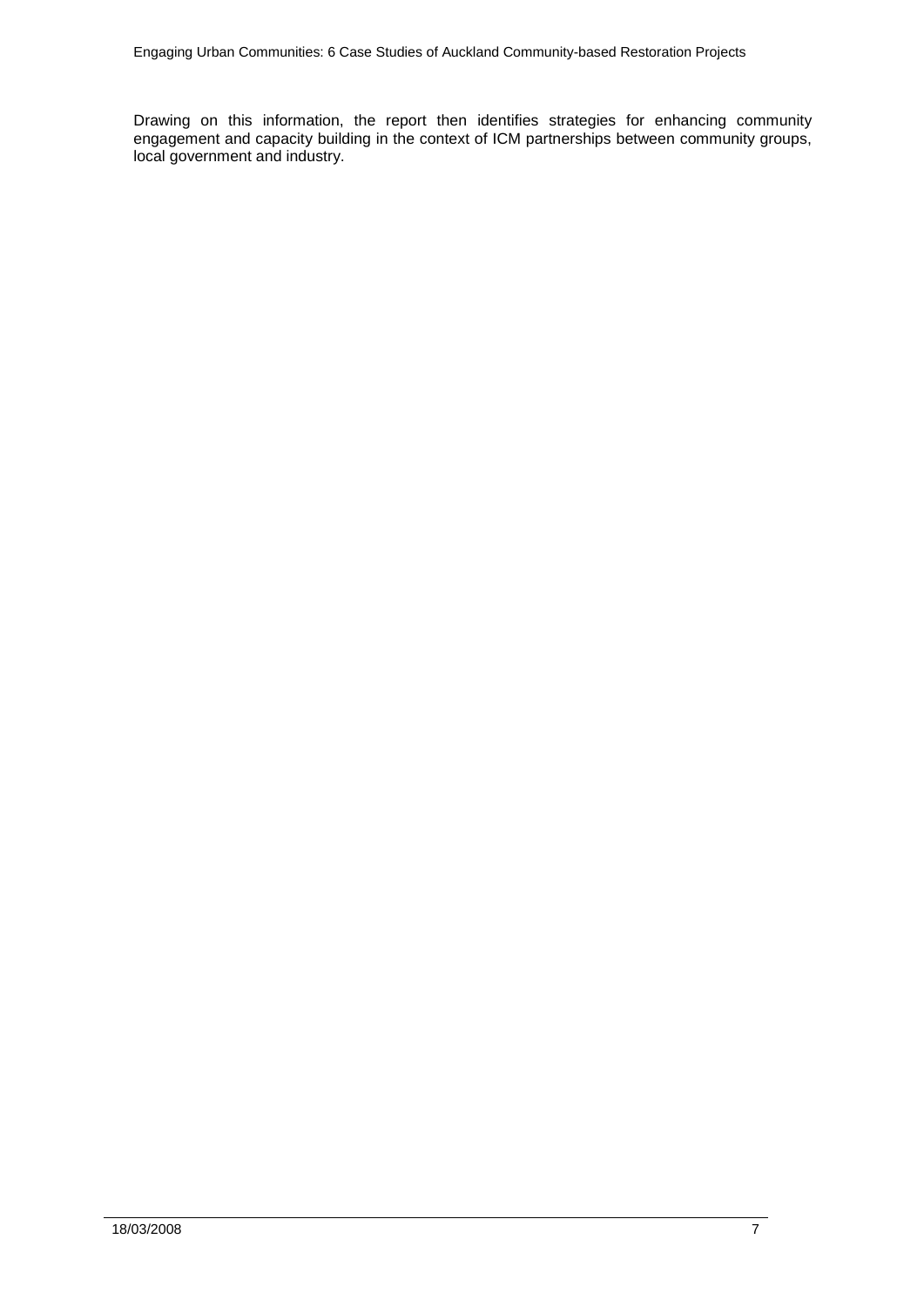Drawing on this information, the report then identifies strategies for enhancing community engagement and capacity building in the context of ICM partnerships between community groups, local government and industry.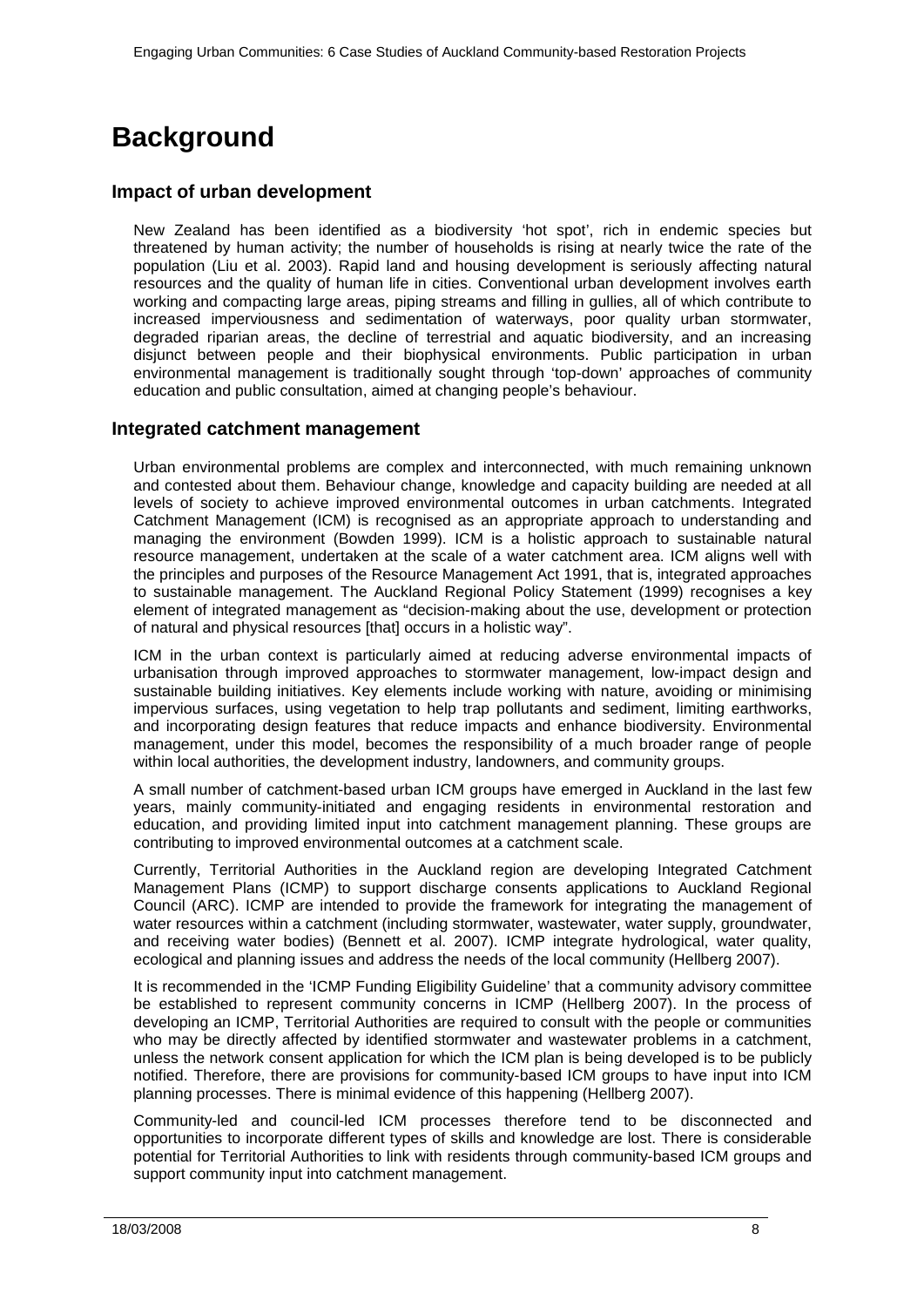# Background

## Impact of urban development

New Zealand has been identified as a biodiversity 'hot spot', rich in endemic species but threatened by human activity; the number of households is rising at nearly twice the rate of the population (Liu et al. 2003). Rapid land and housing development is seriously affecting natural resources and the quality of human life in cities. Conventional urban development involves earth working and compacting large areas, piping streams and filling in gullies, all of which contribute to increased imperviousness and sedimentation of waterways, poor quality urban stormwater, degraded riparian areas, the decline of terrestrial and aquatic biodiversity, and an increasing disjunct between people and their biophysical environments. Public participation in urban environmental management is traditionally sought through 'top-down' approaches of community education and public consultation, aimed at changing people's behaviour.

## Integrated catchment management

Urban environmental problems are complex and interconnected, with much remaining unknown and contested about them. Behaviour change, knowledge and capacity building are needed at all levels of society to achieve improved environmental outcomes in urban catchments. Integrated Catchment Management (ICM) is recognised as an appropriate approach to understanding and managing the environment (Bowden 1999). ICM is a holistic approach to sustainable natural resource management, undertaken at the scale of a water catchment area. ICM aligns well with the principles and purposes of the Resource Management Act 1991, that is, integrated approaches to sustainable management. The Auckland Regional Policy Statement (1999) recognises a key element of integrated management as "decision-making about the use, development or protection of natural and physical resources [that] occurs in a holistic way".

ICM in the urban context is particularly aimed at reducing adverse environmental impacts of urbanisation through improved approaches to stormwater management, low-impact design and sustainable building initiatives. Key elements include working with nature, avoiding or minimising impervious surfaces, using vegetation to help trap pollutants and sediment, limiting earthworks, and incorporating design features that reduce impacts and enhance biodiversity. Environmental management, under this model, becomes the responsibility of a much broader range of people within local authorities, the development industry, landowners, and community groups.

A small number of catchment-based urban ICM groups have emerged in Auckland in the last few years, mainly community-initiated and engaging residents in environmental restoration and education, and providing limited input into catchment management planning. These groups are contributing to improved environmental outcomes at a catchment scale.

Currently, Territorial Authorities in the Auckland region are developing Integrated Catchment Management Plans (ICMP) to support discharge consents applications to Auckland Regional Council (ARC). ICMP are intended to provide the framework for integrating the management of water resources within a catchment (including stormwater, wastewater, water supply, groundwater, and receiving water bodies) (Bennett et al. 2007). ICMP integrate hydrological, water quality, ecological and planning issues and address the needs of the local community (Hellberg 2007).

It is recommended in the 'ICMP Funding Eligibility Guideline' that a community advisory committee be established to represent community concerns in ICMP (Hellberg 2007). In the process of developing an ICMP, Territorial Authorities are required to consult with the people or communities who may be directly affected by identified stormwater and wastewater problems in a catchment, unless the network consent application for which the ICM plan is being developed is to be publicly notified. Therefore, there are provisions for community-based ICM groups to have input into ICM planning processes. There is minimal evidence of this happening (Hellberg 2007).

Community-led and council-led ICM processes therefore tend to be disconnected and opportunities to incorporate different types of skills and knowledge are lost. There is considerable potential for Territorial Authorities to link with residents through community-based ICM groups and support community input into catchment management.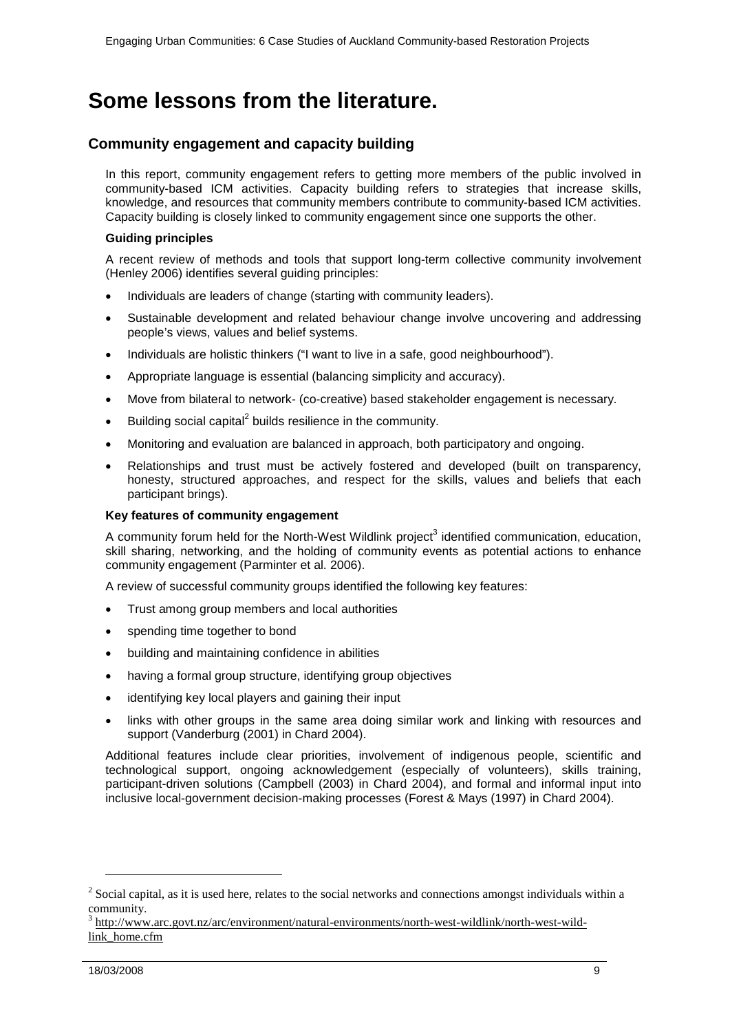# Some lessons from the literature.

## Community engagement and capacity building

In this report, community engagement refers to getting more members of the public involved in community-based ICM activities. Capacity building refers to strategies that increase skills, knowledge, and resources that community members contribute to community-based ICM activities. Capacity building is closely linked to community engagement since one supports the other.

### Guiding principles

A recent review of methods and tools that support long-term collective community involvement (Henley 2006) identifies several guiding principles:

- Individuals are leaders of change (starting with community leaders).
- Sustainable development and related behaviour change involve uncovering and addressing people's views, values and belief systems.
- Individuals are holistic thinkers ("I want to live in a safe, good neighbourhood").
- Appropriate language is essential (balancing simplicity and accuracy).
- Move from bilateral to network- (co-creative) based stakeholder engagement is necessary.
- Building social capital[2] builds resilience in the community.
- Monitoring and evaluation are balanced in approach, both participatory and ongoing.
- Relationships and trust must be actively fostered and developed (built on transparency, honesty, structured approaches, and respect for the skills, values and beliefs that each participant brings).

### Key features of community engagement

A community forum held for the North-West Wildlink project[3] identified communication, education, skill sharing, networking, and the holding of community events as potential actions to enhance community engagement (Parminter et al. 2006).

A review of successful community groups identified the following key features:

- Trust among group members and local authorities
- spending time together to bond
- building and maintaining confidence in abilities
- having a formal group structure, identifying group objectives
- identifying key local players and gaining their input
- links with other groups in the same area doing similar work and linking with resources and support (Vanderburg (2001) in Chard 2004).

Additional features include clear priorities, involvement of indigenous people, scientific and technological support, ongoing acknowledgement (especially of volunteers), skills training, participant-driven solutions (Campbell (2003) in Chard 2004), and formal and informal input into inclusive local-government decision-making processes (Forest & Mays (1997) in Chard 2004).

---

[2] Social capital, as it is used here, relates to the social networks and connections amongst individuals within a community.

[3] http://www.arc.govt.nz/arc/environment/natural-environments/north-west-wildlink/north-west-wild-link_home.cfm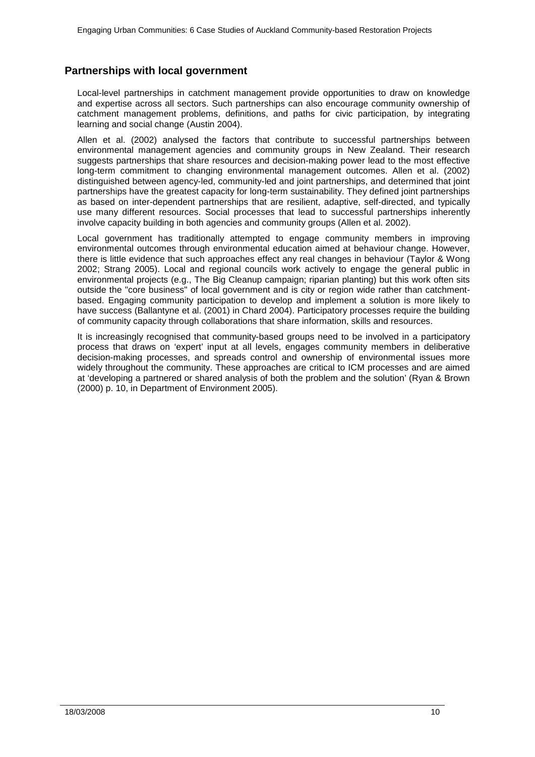## Partnerships with local government

Local-level partnerships in catchment management provide opportunities to draw on knowledge and expertise across all sectors. Such partnerships can also encourage community ownership of catchment management problems, definitions, and paths for civic participation, by integrating learning and social change (Austin 2004).

Allen et al. (2002) analysed the factors that contribute to successful partnerships between environmental management agencies and community groups in New Zealand. Their research suggests partnerships that share resources and decision-making power lead to the most effective long-term commitment to changing environmental management outcomes. Allen et al. (2002) distinguished between agency-led, community-led and joint partnerships, and determined that joint partnerships have the greatest capacity for long-term sustainability. They defined joint partnerships as based on inter-dependent partnerships that are resilient, adaptive, self-directed, and typically use many different resources. Social processes that lead to successful partnerships inherently involve capacity building in both agencies and community groups (Allen et al. 2002).

Local government has traditionally attempted to engage community members in improving environmental outcomes through environmental education aimed at behaviour change. However, there is little evidence that such approaches effect any real changes in behaviour (Taylor & Wong 2002; Strang 2005). Local and regional councils work actively to engage the general public in environmental projects (e.g., The Big Cleanup campaign; riparian planting) but this work often sits outside the "core business" of local government and is city or region wide rather than catchment-based. Engaging community participation to develop and implement a solution is more likely to have success (Ballantyne et al. (2001) in Chard 2004). Participatory processes require the building of community capacity through collaborations that share information, skills and resources.

It is increasingly recognised that community-based groups need to be involved in a participatory process that draws on 'expert' input at all levels, engages community members in deliberative decision-making processes, and spreads control and ownership of environmental issues more widely throughout the community. These approaches are critical to ICM processes and are aimed at 'developing a partnered or shared analysis of both the problem and the solution' (Ryan & Brown (2000) p. 10, in Department of Environment 2005).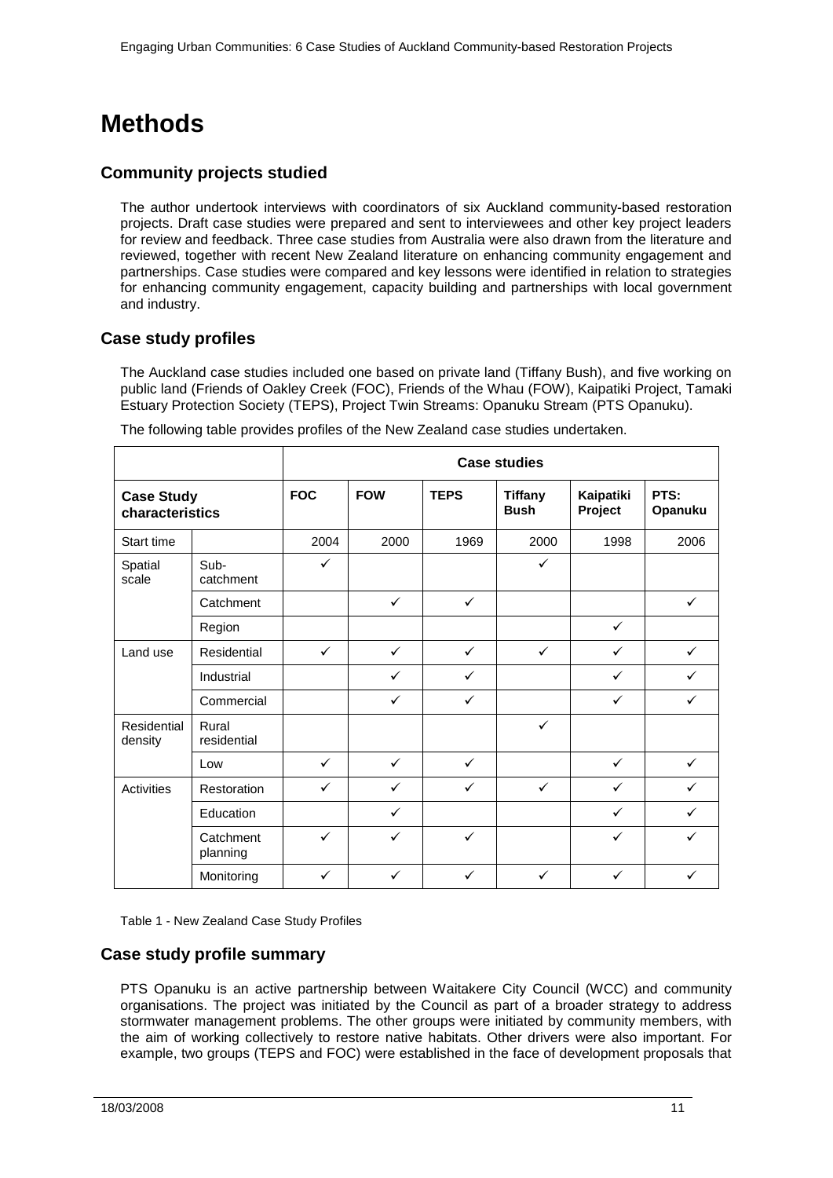# Methods

## Community projects studied

The author undertook interviews with coordinators of six Auckland community-based restoration projects. Draft case studies were prepared and sent to interviewees and other key project leaders for review and feedback. Three case studies from Australia were also drawn from the literature and reviewed, together with recent New Zealand literature on enhancing community engagement and partnerships. Case studies were compared and key lessons were identified in relation to strategies for enhancing community engagement, capacity building and partnerships with local government and industry.

## Case study profiles

The Auckland case studies included one based on private land (Tiffany Bush), and five working on public land (Friends of Oakley Creek (FOC), Friends of the Whau (FOW), Kaipatiki Project, Tamaki Estuary Protection Society (TEPS), Project Twin Streams: Opanuku Stream (PTS Opanuku).

The following table provides profiles of the New Zealand case studies undertaken.

| | | Case studies | | | | | |
|---|---|---|---|---|---|---|---|
| **Case Study characteristics** | | **FOC** | **FOW** | **TEPS** | **Tiffany Bush** | **Kaipatiki Project** | **PTS: Opanuku** |
| Start time | | 2004 | 2000 | 1969 | 2000 | 1998 | 2006 |
| Spatial scale | Sub-catchment | ✓ | | | ✓ | | |
| | Catchment | | ✓ | ✓ | | | ✓ |
| | Region | | | | | ✓ | |
| Land use | Residential | ✓ | ✓ | ✓ | ✓ | ✓ | ✓ |
| | Industrial | | ✓ | ✓ | | ✓ | ✓ |
| | Commercial | | ✓ | ✓ | | ✓ | ✓ |
| Residential density | Rural residential | | | | ✓ | | |
| | Low | ✓ | ✓ | ✓ | | ✓ | ✓ |
| Activities | Restoration | ✓ | ✓ | ✓ | ✓ | ✓ | ✓ |
| | Education | | ✓ | | | ✓ | ✓ |
| | Catchment planning | ✓ | ✓ | ✓ | | ✓ | ✓ |
| | Monitoring | ✓ | ✓ | ✓ | ✓ | ✓ | ✓ |

Table 1 - New Zealand Case Study Profiles

## Case study profile summary

PTS Opanuku is an active partnership between Waitakere City Council (WCC) and community organisations. The project was initiated by the Council as part of a broader strategy to address stormwater management problems. The other groups were initiated by community members, with the aim of working collectively to restore native habitats. Other drivers were also important. For example, two groups (TEPS and FOC) were established in the face of development proposals that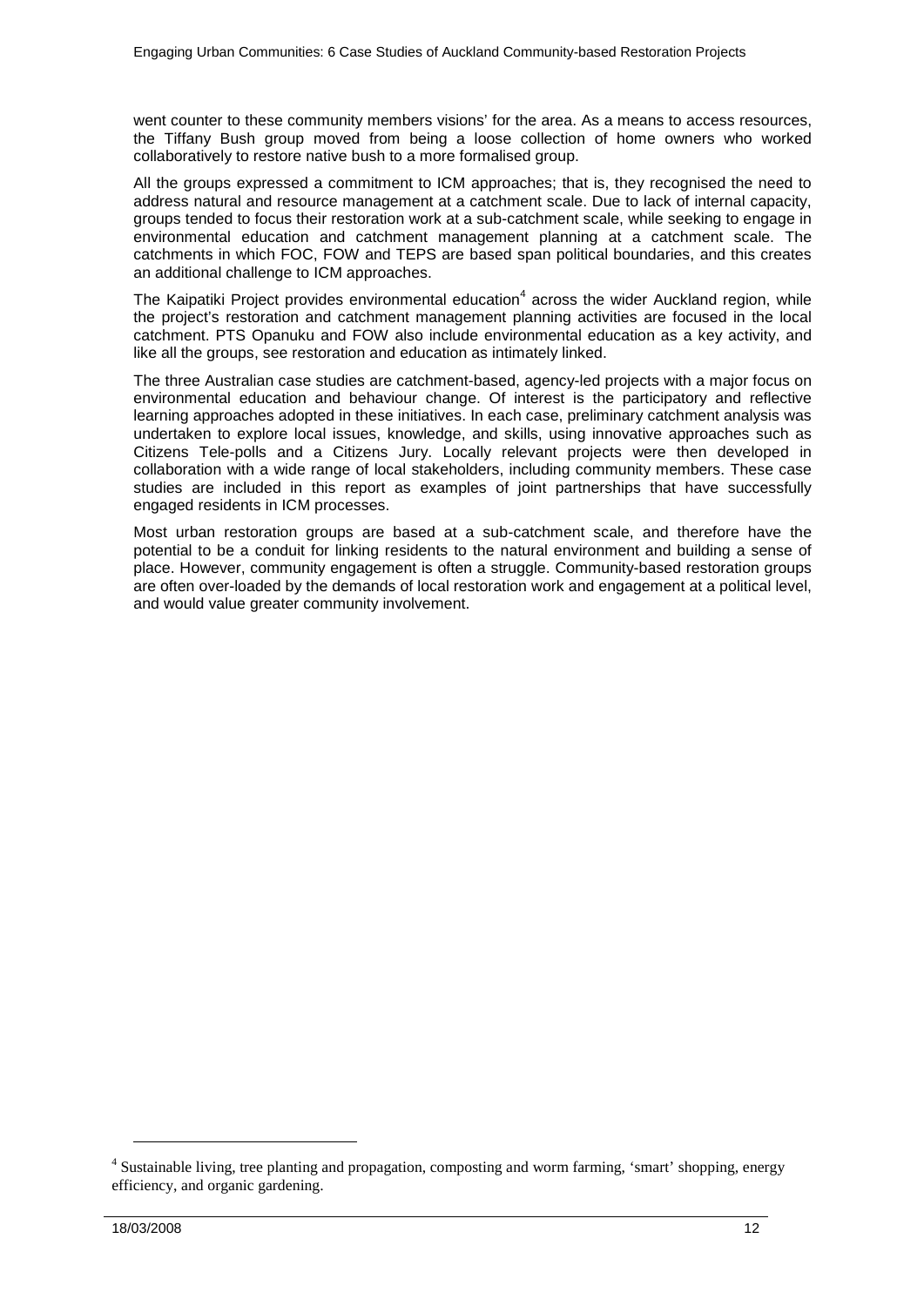went counter to these community members visions' for the area. As a means to access resources, the Tiffany Bush group moved from being a loose collection of home owners who worked collaboratively to restore native bush to a more formalised group.

All the groups expressed a commitment to ICM approaches; that is, they recognised the need to address natural and resource management at a catchment scale. Due to lack of internal capacity, groups tended to focus their restoration work at a sub-catchment scale, while seeking to engage in environmental education and catchment management planning at a catchment scale. The catchments in which FOC, FOW and TEPS are based span political boundaries, and this creates an additional challenge to ICM approaches.

The Kaipatiki Project provides environmental education[4] across the wider Auckland region, while the project's restoration and catchment management planning activities are focused in the local catchment. PTS Opanuku and FOW also include environmental education as a key activity, and like all the groups, see restoration and education as intimately linked.

The three Australian case studies are catchment-based, agency-led projects with a major focus on environmental education and behaviour change. Of interest is the participatory and reflective learning approaches adopted in these initiatives. In each case, preliminary catchment analysis was undertaken to explore local issues, knowledge, and skills, using innovative approaches such as Citizens Tele-polls and a Citizens Jury. Locally relevant projects were then developed in collaboration with a wide range of local stakeholders, including community members. These case studies are included in this report as examples of joint partnerships that have successfully engaged residents in ICM processes.

Most urban restoration groups are based at a sub-catchment scale, and therefore have the potential to be a conduit for linking residents to the natural environment and building a sense of place. However, community engagement is often a struggle. Community-based restoration groups are often over-loaded by the demands of local restoration work and engagement at a political level, and would value greater community involvement.

[4] Sustainable living, tree planting and propagation, composting and worm farming, 'smart' shopping, energy efficiency, and organic gardening.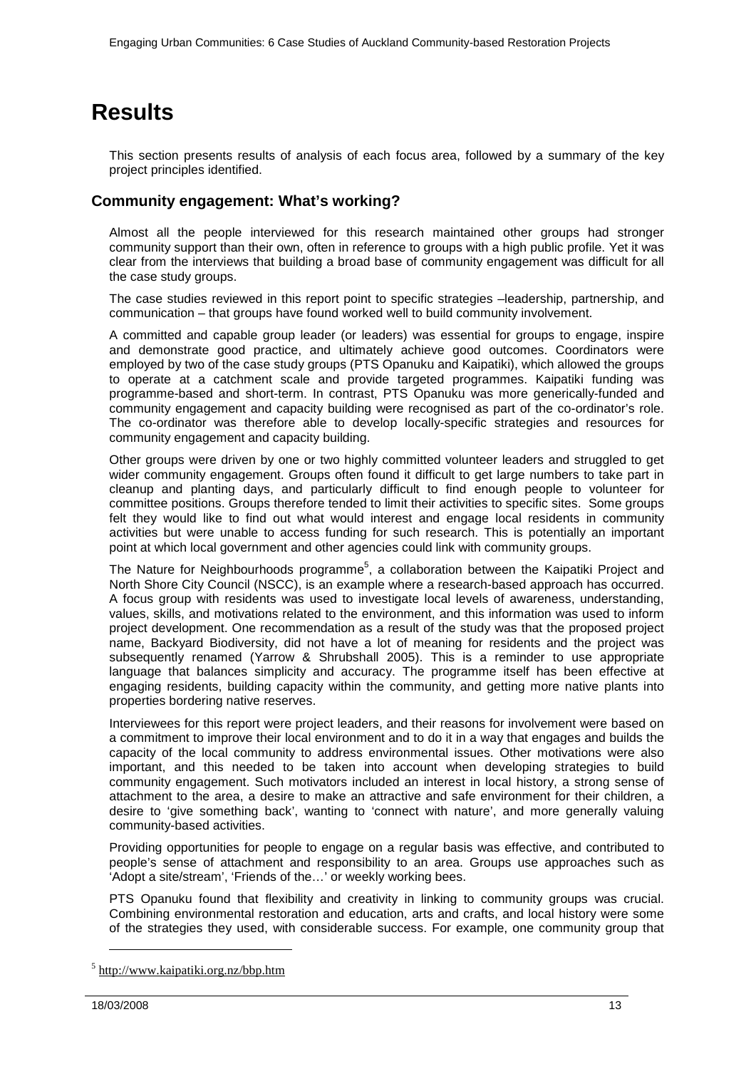# Results

This section presents results of analysis of each focus area, followed by a summary of the key project principles identified.

## Community engagement: What's working?

Almost all the people interviewed for this research maintained other groups had stronger community support than their own, often in reference to groups with a high public profile. Yet it was clear from the interviews that building a broad base of community engagement was difficult for all the case study groups.

The case studies reviewed in this report point to specific strategies –leadership, partnership, and communication – that groups have found worked well to build community involvement.

A committed and capable group leader (or leaders) was essential for groups to engage, inspire and demonstrate good practice, and ultimately achieve good outcomes. Coordinators were employed by two of the case study groups (PTS Opanuku and Kaipatiki), which allowed the groups to operate at a catchment scale and provide targeted programmes. Kaipatiki funding was programme-based and short-term. In contrast, PTS Opanuku was more generically-funded and community engagement and capacity building were recognised as part of the co-ordinator's role. The co-ordinator was therefore able to develop locally-specific strategies and resources for community engagement and capacity building.

Other groups were driven by one or two highly committed volunteer leaders and struggled to get wider community engagement. Groups often found it difficult to get large numbers to take part in cleanup and planting days, and particularly difficult to find enough people to volunteer for committee positions. Groups therefore tended to limit their activities to specific sites. Some groups felt they would like to find out what would interest and engage local residents in community activities but were unable to access funding for such research. This is potentially an important point at which local government and other agencies could link with community groups.

The Nature for Neighbourhoods programme[5], a collaboration between the Kaipatiki Project and North Shore City Council (NSCC), is an example where a research-based approach has occurred. A focus group with residents was used to investigate local levels of awareness, understanding, values, skills, and motivations related to the environment, and this information was used to inform project development. One recommendation as a result of the study was that the proposed project name, Backyard Biodiversity, did not have a lot of meaning for residents and the project was subsequently renamed (Yarrow & Shrubshall 2005). This is a reminder to use appropriate language that balances simplicity and accuracy. The programme itself has been effective at engaging residents, building capacity within the community, and getting more native plants into properties bordering native reserves.

Interviewees for this report were project leaders, and their reasons for involvement were based on a commitment to improve their local environment and to do it in a way that engages and builds the capacity of the local community to address environmental issues. Other motivations were also important, and this needed to be taken into account when developing strategies to build community engagement. Such motivators included an interest in local history, a strong sense of attachment to the area, a desire to make an attractive and safe environment for their children, a desire to 'give something back', wanting to 'connect with nature', and more generally valuing community-based activities.

Providing opportunities for people to engage on a regular basis was effective, and contributed to people's sense of attachment and responsibility to an area. Groups use approaches such as 'Adopt a site/stream', 'Friends of the…' or weekly working bees.

PTS Opanuku found that flexibility and creativity in linking to community groups was crucial. Combining environmental restoration and education, arts and crafts, and local history were some of the strategies they used, with considerable success. For example, one community group that

---

[5] http://www.kaipatiki.org.nz/bbp.htm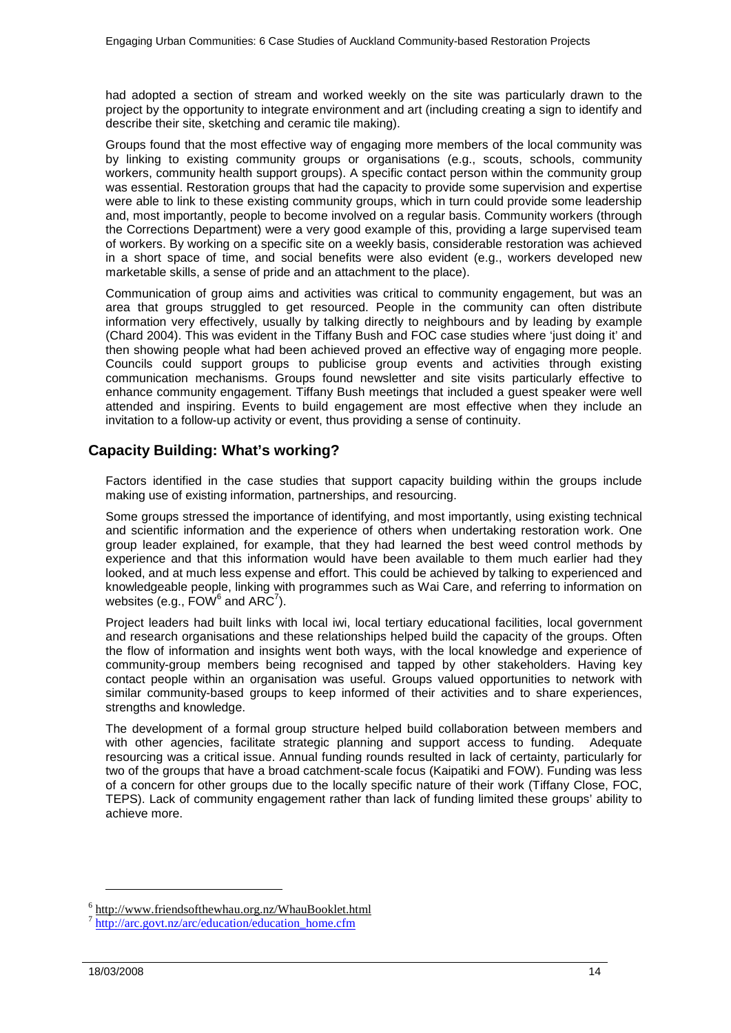had adopted a section of stream and worked weekly on the site was particularly drawn to the project by the opportunity to integrate environment and art (including creating a sign to identify and describe their site, sketching and ceramic tile making).

Groups found that the most effective way of engaging more members of the local community was by linking to existing community groups or organisations (e.g., scouts, schools, community workers, community health support groups). A specific contact person within the community group was essential. Restoration groups that had the capacity to provide some supervision and expertise were able to link to these existing community groups, which in turn could provide some leadership and, most importantly, people to become involved on a regular basis. Community workers (through the Corrections Department) were a very good example of this, providing a large supervised team of workers. By working on a specific site on a weekly basis, considerable restoration was achieved in a short space of time, and social benefits were also evident (e.g., workers developed new marketable skills, a sense of pride and an attachment to the place).

Communication of group aims and activities was critical to community engagement, but was an area that groups struggled to get resourced. People in the community can often distribute information very effectively, usually by talking directly to neighbours and by leading by example (Chard 2004). This was evident in the Tiffany Bush and FOC case studies where 'just doing it' and then showing people what had been achieved proved an effective way of engaging more people. Councils could support groups to publicise group events and activities through existing communication mechanisms. Groups found newsletter and site visits particularly effective to enhance community engagement. Tiffany Bush meetings that included a guest speaker were well attended and inspiring. Events to build engagement are most effective when they include an invitation to a follow-up activity or event, thus providing a sense of continuity.

## Capacity Building: What's working?

Factors identified in the case studies that support capacity building within the groups include making use of existing information, partnerships, and resourcing.

Some groups stressed the importance of identifying, and most importantly, using existing technical and scientific information and the experience of others when undertaking restoration work. One group leader explained, for example, that they had learned the best weed control methods by experience and that this information would have been available to them much earlier had they looked, and at much less expense and effort. This could be achieved by talking to experienced and knowledgeable people, linking with programmes such as Wai Care, and referring to information on websites (e.g., FOW[6] and ARC[7]).

Project leaders had built links with local iwi, local tertiary educational facilities, local government and research organisations and these relationships helped build the capacity of the groups. Often the flow of information and insights went both ways, with the local knowledge and experience of community-group members being recognised and tapped by other stakeholders. Having key contact people within an organisation was useful. Groups valued opportunities to network with similar community-based groups to keep informed of their activities and to share experiences, strengths and knowledge.

The development of a formal group structure helped build collaboration between members and with other agencies, facilitate strategic planning and support access to funding. Adequate resourcing was a critical issue. Annual funding rounds resulted in lack of certainty, particularly for two of the groups that have a broad catchment-scale focus (Kaipatiki and FOW). Funding was less of a concern for other groups due to the locally specific nature of their work (Tiffany Close, FOC, TEPS). Lack of community engagement rather than lack of funding limited these groups' ability to achieve more.

---

[6] http://www.friendsofthewhau.org.nz/WhauBooklet.html

[7] http://arc.govt.nz/arc/education/education_home.cfm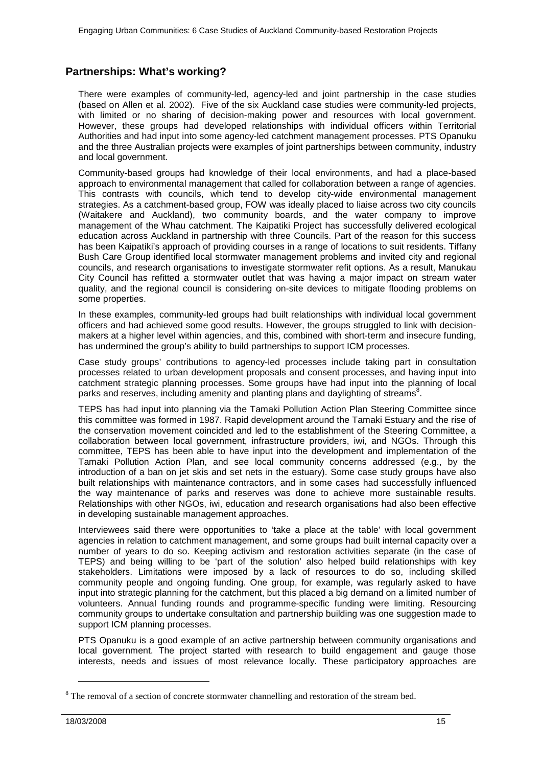## Partnerships: What's working?

There were examples of community-led, agency-led and joint partnership in the case studies (based on Allen et al. 2002). Five of the six Auckland case studies were community-led projects, with limited or no sharing of decision-making power and resources with local government. However, these groups had developed relationships with individual officers within Territorial Authorities and had input into some agency-led catchment management processes. PTS Opanuku and the three Australian projects were examples of joint partnerships between community, industry and local government.

Community-based groups had knowledge of their local environments, and had a place-based approach to environmental management that called for collaboration between a range of agencies. This contrasts with councils, which tend to develop city-wide environmental management strategies. As a catchment-based group, FOW was ideally placed to liaise across two city councils (Waitakere and Auckland), two community boards, and the water company to improve management of the Whau catchment. The Kaipatiki Project has successfully delivered ecological education across Auckland in partnership with three Councils. Part of the reason for this success has been Kaipatiki's approach of providing courses in a range of locations to suit residents. Tiffany Bush Care Group identified local stormwater management problems and invited city and regional councils, and research organisations to investigate stormwater refit options. As a result, Manukau City Council has refitted a stormwater outlet that was having a major impact on stream water quality, and the regional council is considering on-site devices to mitigate flooding problems on some properties.

In these examples, community-led groups had built relationships with individual local government officers and had achieved some good results. However, the groups struggled to link with decision-makers at a higher level within agencies, and this, combined with short-term and insecure funding, has undermined the group's ability to build partnerships to support ICM processes.

Case study groups' contributions to agency-led processes include taking part in consultation processes related to urban development proposals and consent processes, and having input into catchment strategic planning processes. Some groups have had input into the planning of local parks and reserves, including amenity and planting plans and daylighting of streams[8].

TEPS has had input into planning via the Tamaki Pollution Action Plan Steering Committee since this committee was formed in 1987. Rapid development around the Tamaki Estuary and the rise of the conservation movement coincided and led to the establishment of the Steering Committee, a collaboration between local government, infrastructure providers, iwi, and NGOs. Through this committee, TEPS has been able to have input into the development and implementation of the Tamaki Pollution Action Plan, and see local community concerns addressed (e.g., by the introduction of a ban on jet skis and set nets in the estuary). Some case study groups have also built relationships with maintenance contractors, and in some cases had successfully influenced the way maintenance of parks and reserves was done to achieve more sustainable results. Relationships with other NGOs, iwi, education and research organisations had also been effective in developing sustainable management approaches.

Interviewees said there were opportunities to 'take a place at the table' with local government agencies in relation to catchment management, and some groups had built internal capacity over a number of years to do so. Keeping activism and restoration activities separate (in the case of TEPS) and being willing to be 'part of the solution' also helped build relationships with key stakeholders. Limitations were imposed by a lack of resources to do so, including skilled community people and ongoing funding. One group, for example, was regularly asked to have input into strategic planning for the catchment, but this placed a big demand on a limited number of volunteers. Annual funding rounds and programme-specific funding were limiting. Resourcing community groups to undertake consultation and partnership building was one suggestion made to support ICM planning processes.

PTS Opanuku is a good example of an active partnership between community organisations and local government. The project started with research to build engagement and gauge those interests, needs and issues of most relevance locally. These participatory approaches are

[8] The removal of a section of concrete stormwater channelling and restoration of the stream bed.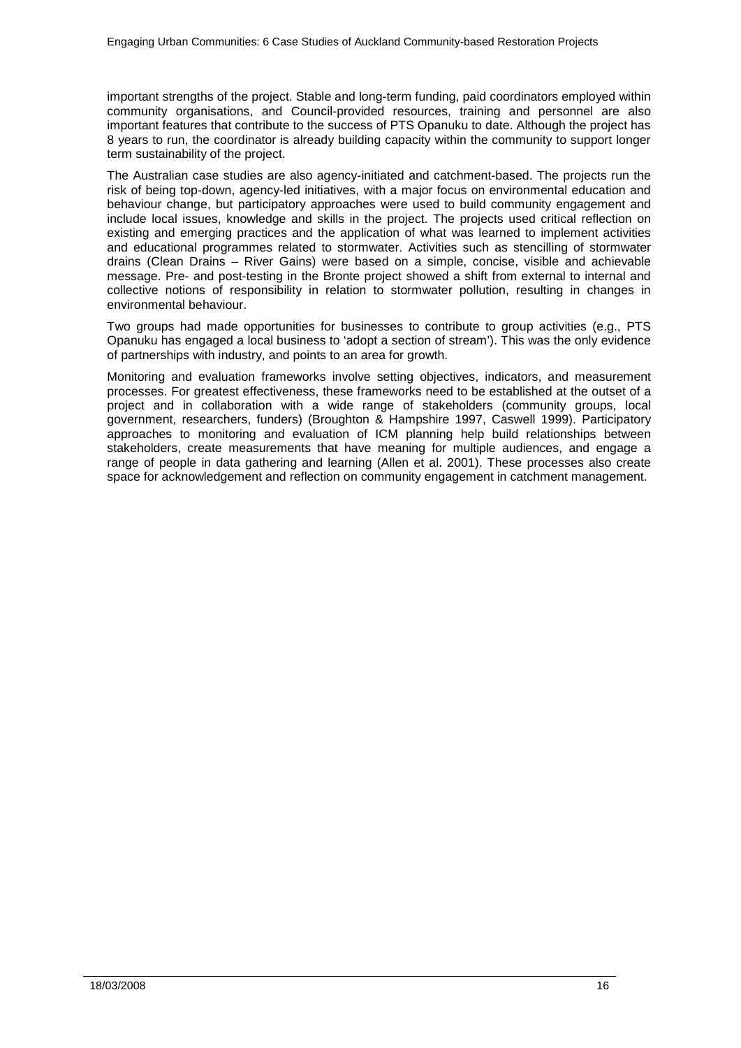important strengths of the project. Stable and long-term funding, paid coordinators employed within community organisations, and Council-provided resources, training and personnel are also important features that contribute to the success of PTS Opanuku to date. Although the project has 8 years to run, the coordinator is already building capacity within the community to support longer term sustainability of the project.

The Australian case studies are also agency-initiated and catchment-based. The projects run the risk of being top-down, agency-led initiatives, with a major focus on environmental education and behaviour change, but participatory approaches were used to build community engagement and include local issues, knowledge and skills in the project. The projects used critical reflection on existing and emerging practices and the application of what was learned to implement activities and educational programmes related to stormwater. Activities such as stencilling of stormwater drains (Clean Drains – River Gains) were based on a simple, concise, visible and achievable message. Pre- and post-testing in the Bronte project showed a shift from external to internal and collective notions of responsibility in relation to stormwater pollution, resulting in changes in environmental behaviour.

Two groups had made opportunities for businesses to contribute to group activities (e.g., PTS Opanuku has engaged a local business to 'adopt a section of stream'). This was the only evidence of partnerships with industry, and points to an area for growth.

Monitoring and evaluation frameworks involve setting objectives, indicators, and measurement processes. For greatest effectiveness, these frameworks need to be established at the outset of a project and in collaboration with a wide range of stakeholders (community groups, local government, researchers, funders) (Broughton & Hampshire 1997, Caswell 1999). Participatory approaches to monitoring and evaluation of ICM planning help build relationships between stakeholders, create measurements that have meaning for multiple audiences, and engage a range of people in data gathering and learning (Allen et al. 2001). These processes also create space for acknowledgement and reflection on community engagement in catchment management.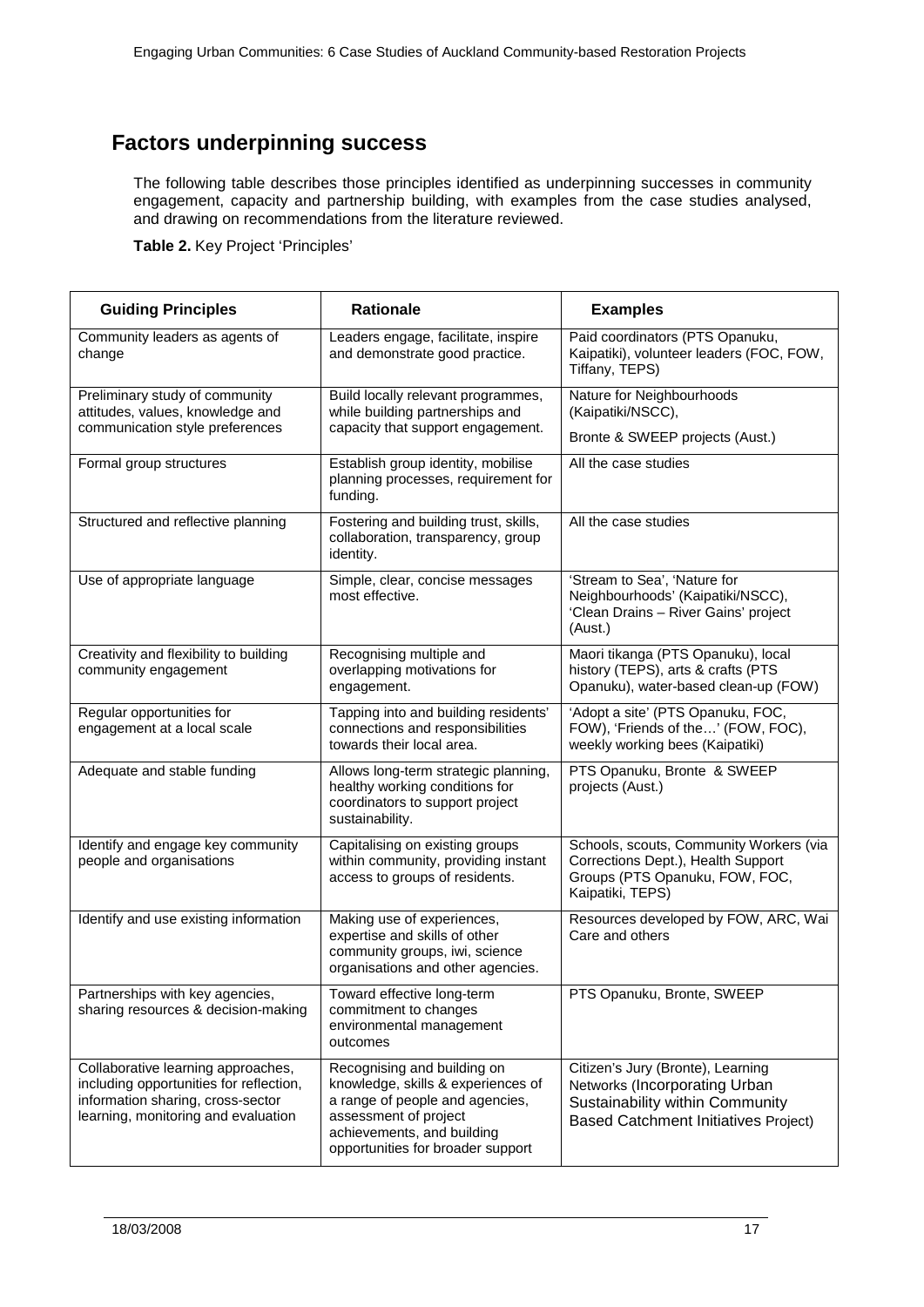## Factors underpinning success

The following table describes those principles identified as underpinning successes in community engagement, capacity and partnership building, with examples from the case studies analysed, and drawing on recommendations from the literature reviewed.

**Table 2.** Key Project 'Principles'

| Guiding Principles | Rationale | Examples |
|---|---|---|
| Community leaders as agents of change | Leaders engage, facilitate, inspire and demonstrate good practice. | Paid coordinators (PTS Opanuku, Kaipatiki), volunteer leaders (FOC, FOW, Tiffany, TEPS) |
| Preliminary study of community attitudes, values, knowledge and communication style preferences | Build locally relevant programmes, while building partnerships and capacity that support engagement. | Nature for Neighbourhoods (Kaipatiki/NSCC),<br>Bronte & SWEEP projects (Aust.) |
| Formal group structures | Establish group identity, mobilise planning processes, requirement for funding. | All the case studies |
| Structured and reflective planning | Fostering and building trust, skills, collaboration, transparency, group identity. | All the case studies |
| Use of appropriate language | Simple, clear, concise messages most effective. | 'Stream to Sea', 'Nature for Neighbourhoods' (Kaipatiki/NSCC), 'Clean Drains – River Gains' project (Aust.) |
| Creativity and flexibility to building community engagement | Recognising multiple and overlapping motivations for engagement. | Maori tikanga (PTS Opanuku), local history (TEPS), arts & crafts (PTS Opanuku), water-based clean-up (FOW) |
| Regular opportunities for engagement at a local scale | Tapping into and building residents' connections and responsibilities towards their local area. | 'Adopt a site' (PTS Opanuku, FOC, FOW), 'Friends of the…' (FOW, FOC), weekly working bees (Kaipatiki) |
| Adequate and stable funding | Allows long-term strategic planning, healthy working conditions for coordinators to support project sustainability. | PTS Opanuku, Bronte & SWEEP projects (Aust.) |
| Identify and engage key community people and organisations | Capitalising on existing groups within community, providing instant access to groups of residents. | Schools, scouts, Community Workers (via Corrections Dept.), Health Support Groups (PTS Opanuku, FOW, FOC, Kaipatiki, TEPS) |
| Identify and use existing information | Making use of experiences, expertise and skills of other community groups, iwi, science organisations and other agencies. | Resources developed by FOW, ARC, Wai Care and others |
| Partnerships with key agencies, sharing resources & decision-making | Toward effective long-term commitment to changes environmental management outcomes | PTS Opanuku, Bronte, SWEEP |
| Collaborative learning approaches, including opportunities for reflection, information sharing, cross-sector learning, monitoring and evaluation | Recognising and building on knowledge, skills & experiences of a range of people and agencies, assessment of project achievements, and building opportunities for broader support | Citizen's Jury (Bronte), Learning Networks (Incorporating Urban Sustainability within Community Based Catchment Initiatives Project) |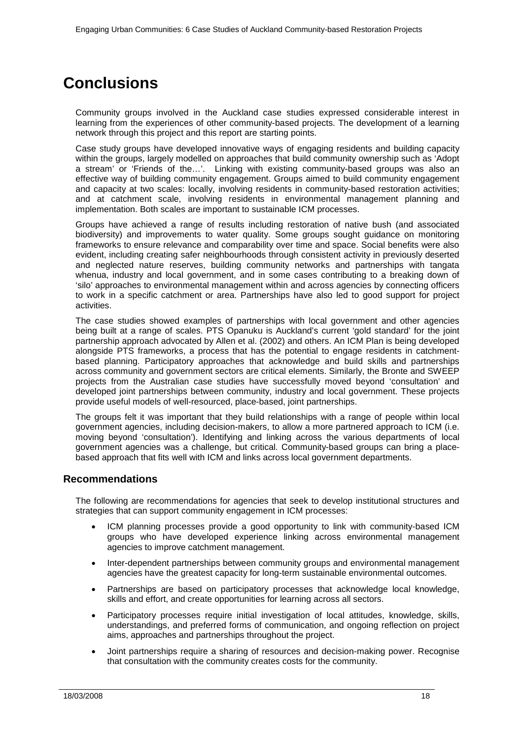# Conclusions

Community groups involved in the Auckland case studies expressed considerable interest in learning from the experiences of other community-based projects. The development of a learning network through this project and this report are starting points.

Case study groups have developed innovative ways of engaging residents and building capacity within the groups, largely modelled on approaches that build community ownership such as 'Adopt a stream' or 'Friends of the…'. Linking with existing community-based groups was also an effective way of building community engagement. Groups aimed to build community engagement and capacity at two scales: locally, involving residents in community-based restoration activities; and at catchment scale, involving residents in environmental management planning and implementation. Both scales are important to sustainable ICM processes.

Groups have achieved a range of results including restoration of native bush (and associated biodiversity) and improvements to water quality. Some groups sought guidance on monitoring frameworks to ensure relevance and comparability over time and space. Social benefits were also evident, including creating safer neighbourhoods through consistent activity in previously deserted and neglected nature reserves, building community networks and partnerships with tangata whenua, industry and local government, and in some cases contributing to a breaking down of 'silo' approaches to environmental management within and across agencies by connecting officers to work in a specific catchment or area. Partnerships have also led to good support for project activities.

The case studies showed examples of partnerships with local government and other agencies being built at a range of scales. PTS Opanuku is Auckland's current 'gold standard' for the joint partnership approach advocated by Allen et al. (2002) and others. An ICM Plan is being developed alongside PTS frameworks, a process that has the potential to engage residents in catchment-based planning. Participatory approaches that acknowledge and build skills and partnerships across community and government sectors are critical elements. Similarly, the Bronte and SWEEP projects from the Australian case studies have successfully moved beyond 'consultation' and developed joint partnerships between community, industry and local government. These projects provide useful models of well-resourced, place-based, joint partnerships.

The groups felt it was important that they build relationships with a range of people within local government agencies, including decision-makers, to allow a more partnered approach to ICM (i.e. moving beyond 'consultation'). Identifying and linking across the various departments of local government agencies was a challenge, but critical. Community-based groups can bring a place-based approach that fits well with ICM and links across local government departments.

## Recommendations

The following are recommendations for agencies that seek to develop institutional structures and strategies that can support community engagement in ICM processes:

- ICM planning processes provide a good opportunity to link with community-based ICM groups who have developed experience linking across environmental management agencies to improve catchment management.
- Inter-dependent partnerships between community groups and environmental management agencies have the greatest capacity for long-term sustainable environmental outcomes.
- Partnerships are based on participatory processes that acknowledge local knowledge, skills and effort, and create opportunities for learning across all sectors.
- Participatory processes require initial investigation of local attitudes, knowledge, skills, understandings, and preferred forms of communication, and ongoing reflection on project aims, approaches and partnerships throughout the project.
- Joint partnerships require a sharing of resources and decision-making power. Recognise that consultation with the community creates costs for the community.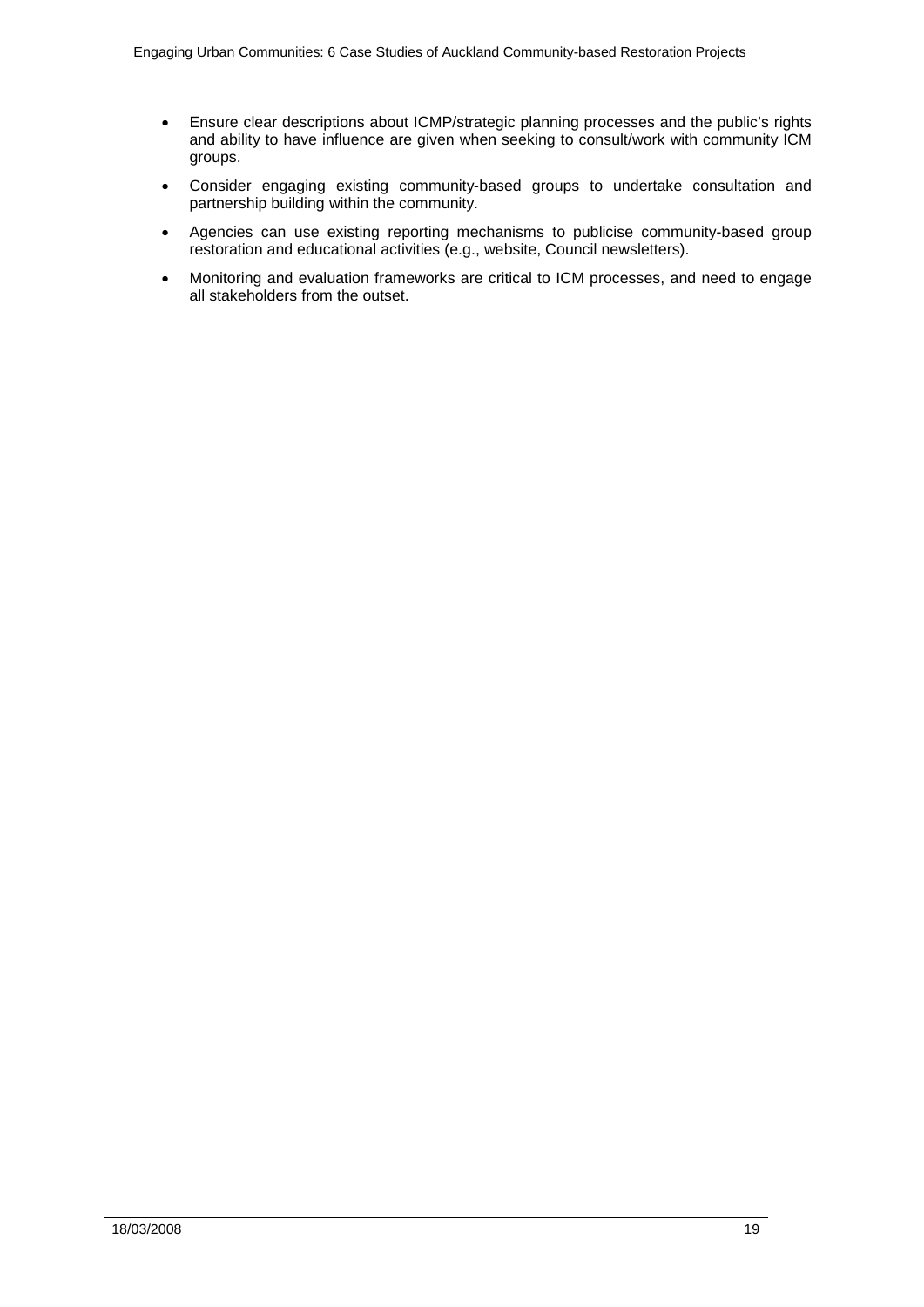- Ensure clear descriptions about ICMP/strategic planning processes and the public's rights and ability to have influence are given when seeking to consult/work with community ICM groups.
- Consider engaging existing community-based groups to undertake consultation and partnership building within the community.
- Agencies can use existing reporting mechanisms to publicise community-based group restoration and educational activities (e.g., website, Council newsletters).
- Monitoring and evaluation frameworks are critical to ICM processes, and need to engage all stakeholders from the outset.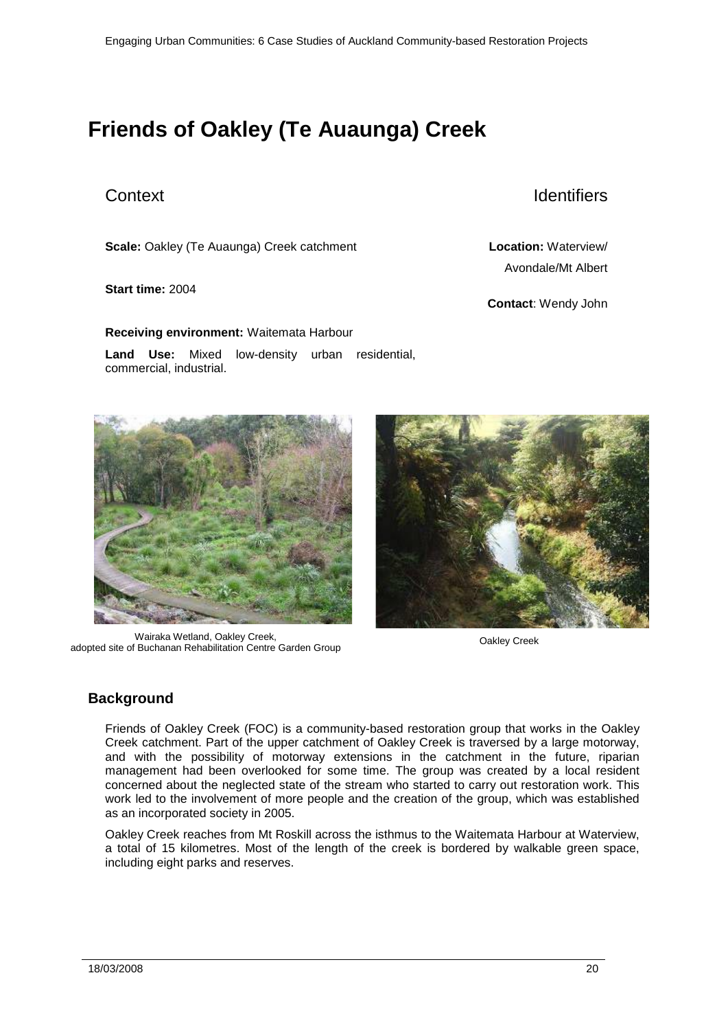# Friends of Oakley (Te Auaunga) Creek

## Context

**Scale:** Oakley (Te Auaunga) Creek catchment

**Start time:** 2004

**Receiving environment:** Waitemata Harbour

**Land Use:** Mixed low-density urban residential, commercial, industrial.

## Identifiers

**Location:** Waterview/ Avondale/Mt Albert

**Contact**: Wendy John

Wairaka Wetland, Oakley Creek, adopted site of Buchanan Rehabilitation Centre Garden Group

Oakley Creek

## Background

Friends of Oakley Creek (FOC) is a community-based restoration group that works in the Oakley Creek catchment. Part of the upper catchment of Oakley Creek is traversed by a large motorway, and with the possibility of motorway extensions in the catchment in the future, riparian management had been overlooked for some time. The group was created by a local resident concerned about the neglected state of the stream who started to carry out restoration work. This work led to the involvement of more people and the creation of the group, which was established as an incorporated society in 2005.

Oakley Creek reaches from Mt Roskill across the isthmus to the Waitemata Harbour at Waterview, a total of 15 kilometres. Most of the length of the creek is bordered by walkable green space, including eight parks and reserves.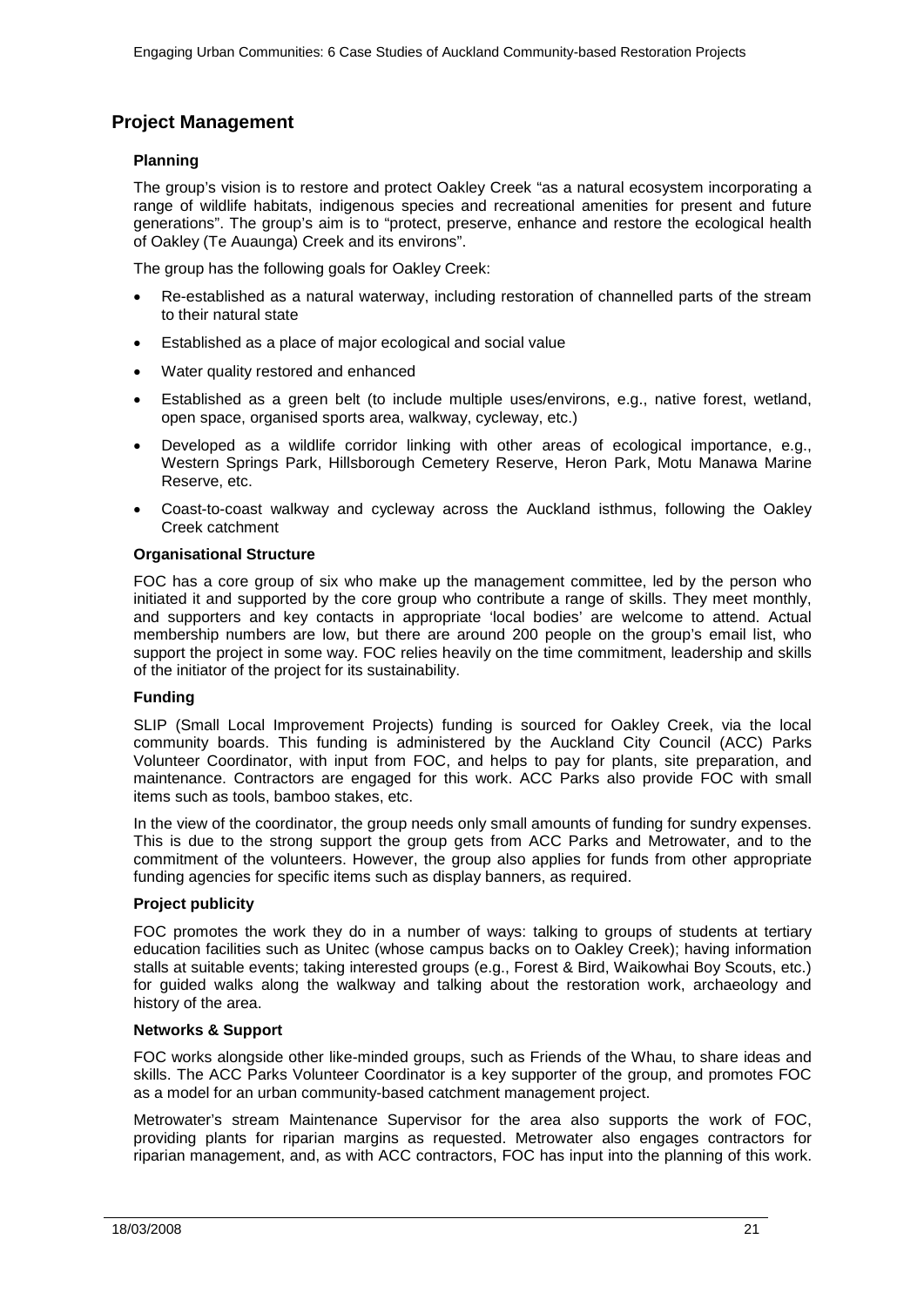## Project Management

### Planning

The group's vision is to restore and protect Oakley Creek "as a natural ecosystem incorporating a range of wildlife habitats, indigenous species and recreational amenities for present and future generations". The group's aim is to "protect, preserve, enhance and restore the ecological health of Oakley (Te Auaunga) Creek and its environs".

The group has the following goals for Oakley Creek:

- Re-established as a natural waterway, including restoration of channelled parts of the stream to their natural state
- Established as a place of major ecological and social value
- Water quality restored and enhanced
- Established as a green belt (to include multiple uses/environs, e.g., native forest, wetland, open space, organised sports area, walkway, cycleway, etc.)
- Developed as a wildlife corridor linking with other areas of ecological importance, e.g., Western Springs Park, Hillsborough Cemetery Reserve, Heron Park, Motu Manawa Marine Reserve, etc.
- Coast-to-coast walkway and cycleway across the Auckland isthmus, following the Oakley Creek catchment

### Organisational Structure

FOC has a core group of six who make up the management committee, led by the person who initiated it and supported by the core group who contribute a range of skills. They meet monthly, and supporters and key contacts in appropriate 'local bodies' are welcome to attend. Actual membership numbers are low, but there are around 200 people on the group's email list, who support the project in some way. FOC relies heavily on the time commitment, leadership and skills of the initiator of the project for its sustainability.

### Funding

SLIP (Small Local Improvement Projects) funding is sourced for Oakley Creek, via the local community boards. This funding is administered by the Auckland City Council (ACC) Parks Volunteer Coordinator, with input from FOC, and helps to pay for plants, site preparation, and maintenance. Contractors are engaged for this work. ACC Parks also provide FOC with small items such as tools, bamboo stakes, etc.

In the view of the coordinator, the group needs only small amounts of funding for sundry expenses. This is due to the strong support the group gets from ACC Parks and Metrowater, and to the commitment of the volunteers. However, the group also applies for funds from other appropriate funding agencies for specific items such as display banners, as required.

### Project publicity

FOC promotes the work they do in a number of ways: talking to groups of students at tertiary education facilities such as Unitec (whose campus backs on to Oakley Creek); having information stalls at suitable events; taking interested groups (e.g., Forest & Bird, Waikowhai Boy Scouts, etc.) for guided walks along the walkway and talking about the restoration work, archaeology and history of the area.

### Networks & Support

FOC works alongside other like-minded groups, such as Friends of the Whau, to share ideas and skills. The ACC Parks Volunteer Coordinator is a key supporter of the group, and promotes FOC as a model for an urban community-based catchment management project.

Metrowater's stream Maintenance Supervisor for the area also supports the work of FOC, providing plants for riparian margins as requested. Metrowater also engages contractors for riparian management, and, as with ACC contractors, FOC has input into the planning of this work.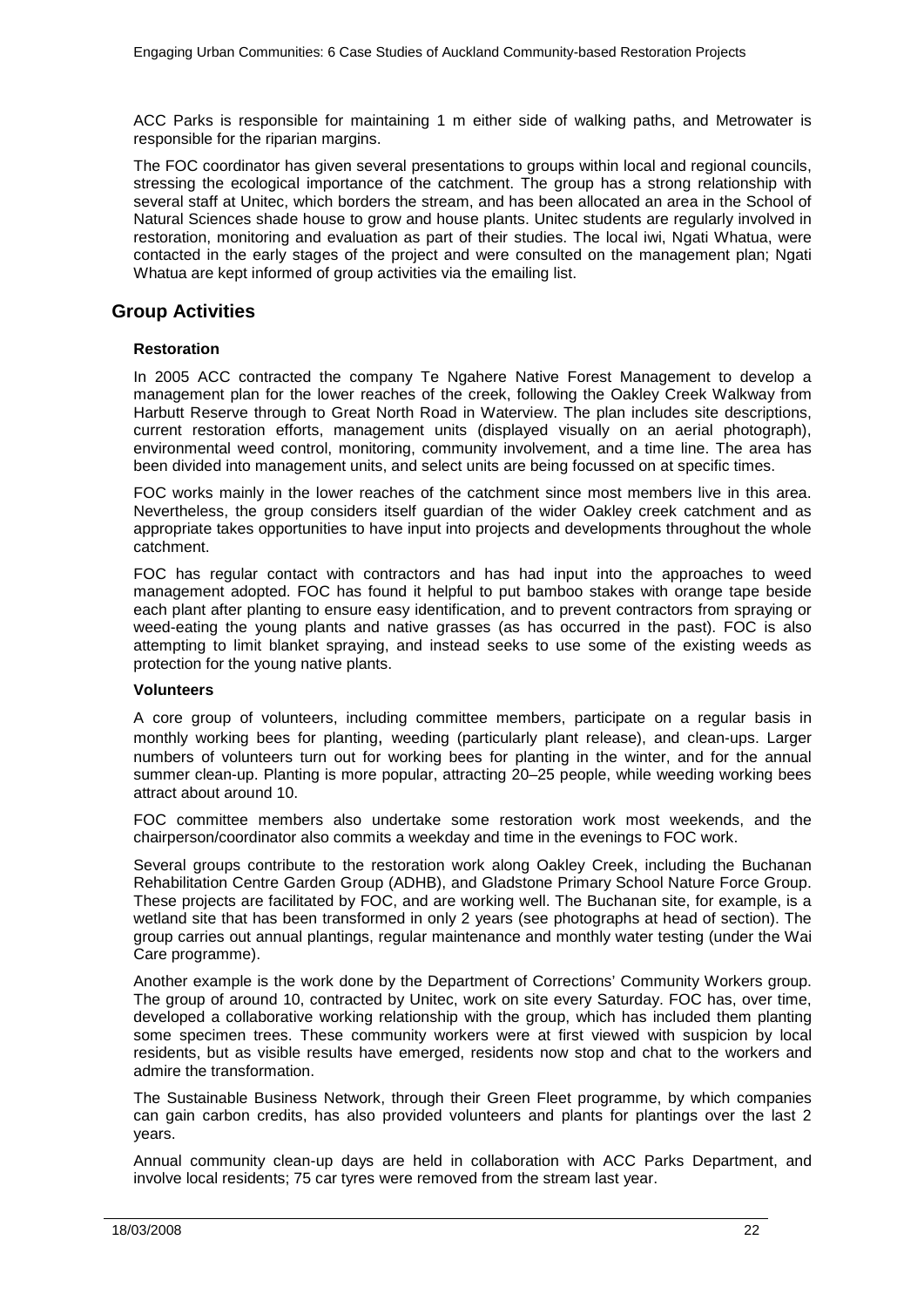ACC Parks is responsible for maintaining 1 m either side of walking paths, and Metrowater is responsible for the riparian margins.

The FOC coordinator has given several presentations to groups within local and regional councils, stressing the ecological importance of the catchment. The group has a strong relationship with several staff at Unitec, which borders the stream, and has been allocated an area in the School of Natural Sciences shade house to grow and house plants. Unitec students are regularly involved in restoration, monitoring and evaluation as part of their studies. The local iwi, Ngati Whatua, were contacted in the early stages of the project and were consulted on the management plan; Ngati Whatua are kept informed of group activities via the emailing list.

## Group Activities

### Restoration

In 2005 ACC contracted the company Te Ngahere Native Forest Management to develop a management plan for the lower reaches of the creek, following the Oakley Creek Walkway from Harbutt Reserve through to Great North Road in Waterview. The plan includes site descriptions, current restoration efforts, management units (displayed visually on an aerial photograph), environmental weed control, monitoring, community involvement, and a time line. The area has been divided into management units, and select units are being focussed on at specific times.

FOC works mainly in the lower reaches of the catchment since most members live in this area. Nevertheless, the group considers itself guardian of the wider Oakley creek catchment and as appropriate takes opportunities to have input into projects and developments throughout the whole catchment.

FOC has regular contact with contractors and has had input into the approaches to weed management adopted. FOC has found it helpful to put bamboo stakes with orange tape beside each plant after planting to ensure easy identification, and to prevent contractors from spraying or weed-eating the young plants and native grasses (as has occurred in the past). FOC is also attempting to limit blanket spraying, and instead seeks to use some of the existing weeds as protection for the young native plants.

### Volunteers

A core group of volunteers, including committee members, participate on a regular basis in monthly working bees for planting, weeding (particularly plant release), and clean-ups. Larger numbers of volunteers turn out for working bees for planting in the winter, and for the annual summer clean-up. Planting is more popular, attracting 20–25 people, while weeding working bees attract about around 10.

FOC committee members also undertake some restoration work most weekends, and the chairperson/coordinator also commits a weekday and time in the evenings to FOC work.

Several groups contribute to the restoration work along Oakley Creek, including the Buchanan Rehabilitation Centre Garden Group (ADHB), and Gladstone Primary School Nature Force Group. These projects are facilitated by FOC, and are working well. The Buchanan site, for example, is a wetland site that has been transformed in only 2 years (see photographs at head of section). The group carries out annual plantings, regular maintenance and monthly water testing (under the Wai Care programme).

Another example is the work done by the Department of Corrections' Community Workers group. The group of around 10, contracted by Unitec, work on site every Saturday. FOC has, over time, developed a collaborative working relationship with the group, which has included them planting some specimen trees. These community workers were at first viewed with suspicion by local residents, but as visible results have emerged, residents now stop and chat to the workers and admire the transformation.

The Sustainable Business Network, through their Green Fleet programme, by which companies can gain carbon credits, has also provided volunteers and plants for plantings over the last 2 years.

Annual community clean-up days are held in collaboration with ACC Parks Department, and involve local residents; 75 car tyres were removed from the stream last year.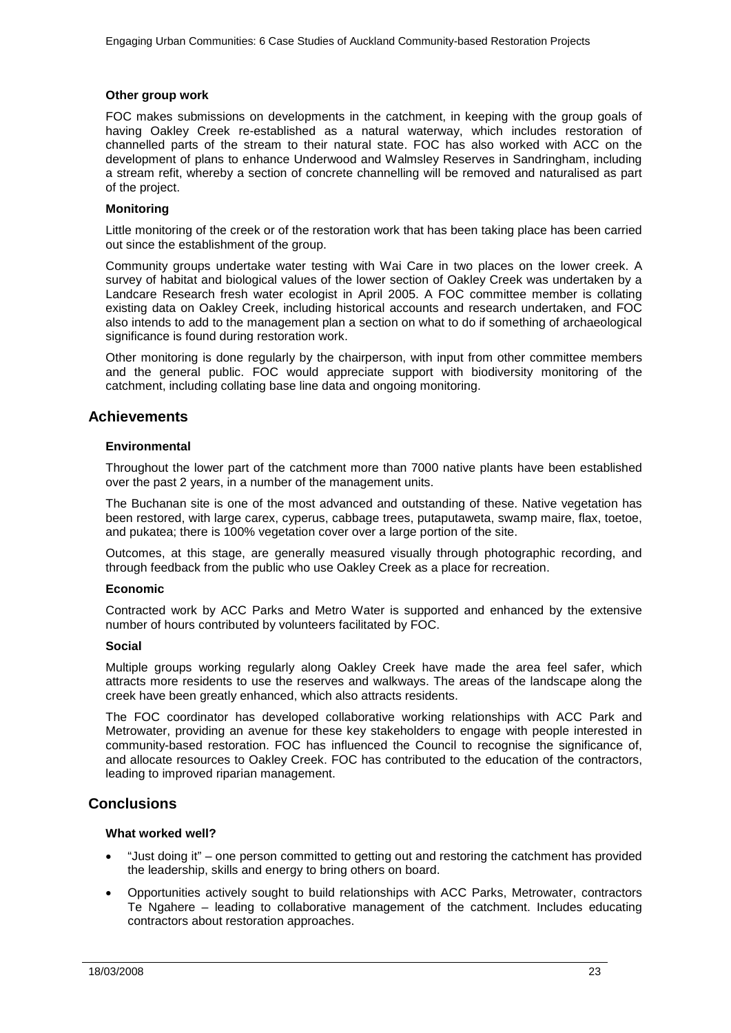#### Other group work

FOC makes submissions on developments in the catchment, in keeping with the group goals of having Oakley Creek re-established as a natural waterway, which includes restoration of channelled parts of the stream to their natural state. FOC has also worked with ACC on the development of plans to enhance Underwood and Walmsley Reserves in Sandringham, including a stream refit, whereby a section of concrete channelling will be removed and naturalised as part of the project.

#### Monitoring

Little monitoring of the creek or of the restoration work that has been taking place has been carried out since the establishment of the group.

Community groups undertake water testing with Wai Care in two places on the lower creek. A survey of habitat and biological values of the lower section of Oakley Creek was undertaken by a Landcare Research fresh water ecologist in April 2005. A FOC committee member is collating existing data on Oakley Creek, including historical accounts and research undertaken, and FOC also intends to add to the management plan a section on what to do if something of archaeological significance is found during restoration work.

Other monitoring is done regularly by the chairperson, with input from other committee members and the general public. FOC would appreciate support with biodiversity monitoring of the catchment, including collating base line data and ongoing monitoring.

## Achievements

#### Environmental

Throughout the lower part of the catchment more than 7000 native plants have been established over the past 2 years, in a number of the management units.

The Buchanan site is one of the most advanced and outstanding of these. Native vegetation has been restored, with large carex, cyperus, cabbage trees, putaputaweta, swamp maire, flax, toetoe, and pukatea; there is 100% vegetation cover over a large portion of the site.

Outcomes, at this stage, are generally measured visually through photographic recording, and through feedback from the public who use Oakley Creek as a place for recreation.

#### Economic

Contracted work by ACC Parks and Metro Water is supported and enhanced by the extensive number of hours contributed by volunteers facilitated by FOC.

#### Social

Multiple groups working regularly along Oakley Creek have made the area feel safer, which attracts more residents to use the reserves and walkways. The areas of the landscape along the creek have been greatly enhanced, which also attracts residents.

The FOC coordinator has developed collaborative working relationships with ACC Park and Metrowater, providing an avenue for these key stakeholders to engage with people interested in community-based restoration. FOC has influenced the Council to recognise the significance of, and allocate resources to Oakley Creek. FOC has contributed to the education of the contractors, leading to improved riparian management.

## Conclusions

#### What worked well?

- "Just doing it" – one person committed to getting out and restoring the catchment has provided the leadership, skills and energy to bring others on board.
- Opportunities actively sought to build relationships with ACC Parks, Metrowater, contractors Te Ngahere – leading to collaborative management of the catchment. Includes educating contractors about restoration approaches.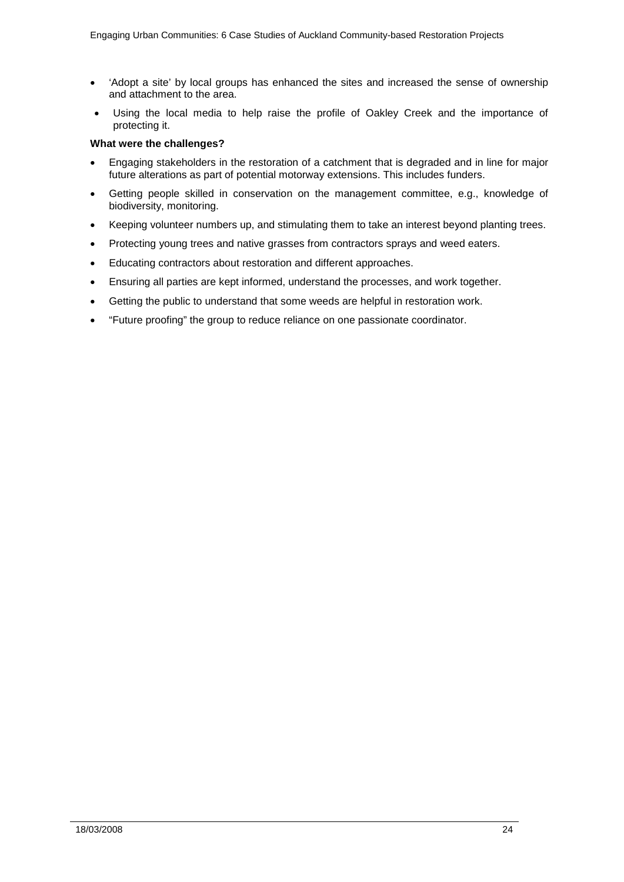- 'Adopt a site' by local groups has enhanced the sites and increased the sense of ownership and attachment to the area.
- Using the local media to help raise the profile of Oakley Creek and the importance of protecting it.

**What were the challenges?**

- Engaging stakeholders in the restoration of a catchment that is degraded and in line for major future alterations as part of potential motorway extensions. This includes funders.
- Getting people skilled in conservation on the management committee, e.g., knowledge of biodiversity, monitoring.
- Keeping volunteer numbers up, and stimulating them to take an interest beyond planting trees.
- Protecting young trees and native grasses from contractors sprays and weed eaters.
- Educating contractors about restoration and different approaches.
- Ensuring all parties are kept informed, understand the processes, and work together.
- Getting the public to understand that some weeds are helpful in restoration work.
- "Future proofing" the group to reduce reliance on one passionate coordinator.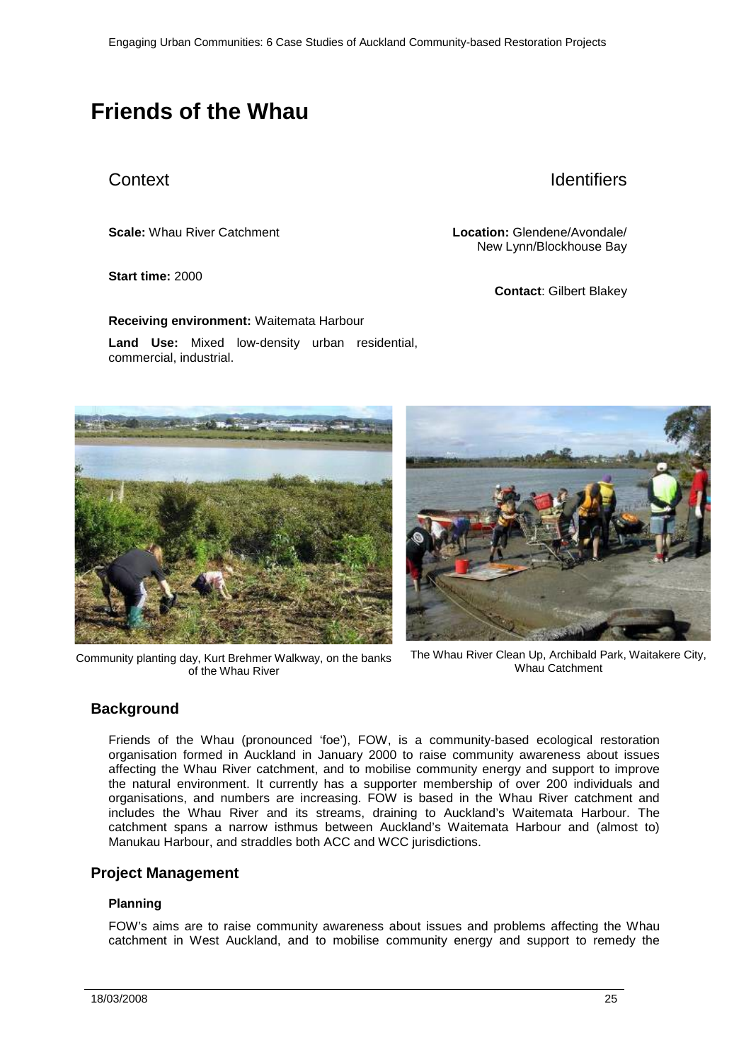# Friends of the Whau

## Context

**Scale:** Whau River Catchment

**Start time:** 2000

**Receiving environment:** Waitemata Harbour

**Land Use:** Mixed low-density urban residential, commercial, industrial.

## Identifiers

**Location:** Glendene/Avondale/ New Lynn/Blockhouse Bay

**Contact**: Gilbert Blakey

Community planting day, Kurt Brehmer Walkway, on the banks of the Whau River

The Whau River Clean Up, Archibald Park, Waitakere City, Whau Catchment

## Background

Friends of the Whau (pronounced 'foe'), FOW, is a community-based ecological restoration organisation formed in Auckland in January 2000 to raise community awareness about issues affecting the Whau River catchment, and to mobilise community energy and support to improve the natural environment. It currently has a supporter membership of over 200 individuals and organisations, and numbers are increasing. FOW is based in the Whau River catchment and includes the Whau River and its streams, draining to Auckland's Waitemata Harbour. The catchment spans a narrow isthmus between Auckland's Waitemata Harbour and (almost to) Manukau Harbour, and straddles both ACC and WCC jurisdictions.

## Project Management

### Planning

FOW's aims are to raise community awareness about issues and problems affecting the Whau catchment in West Auckland, and to mobilise community energy and support to remedy the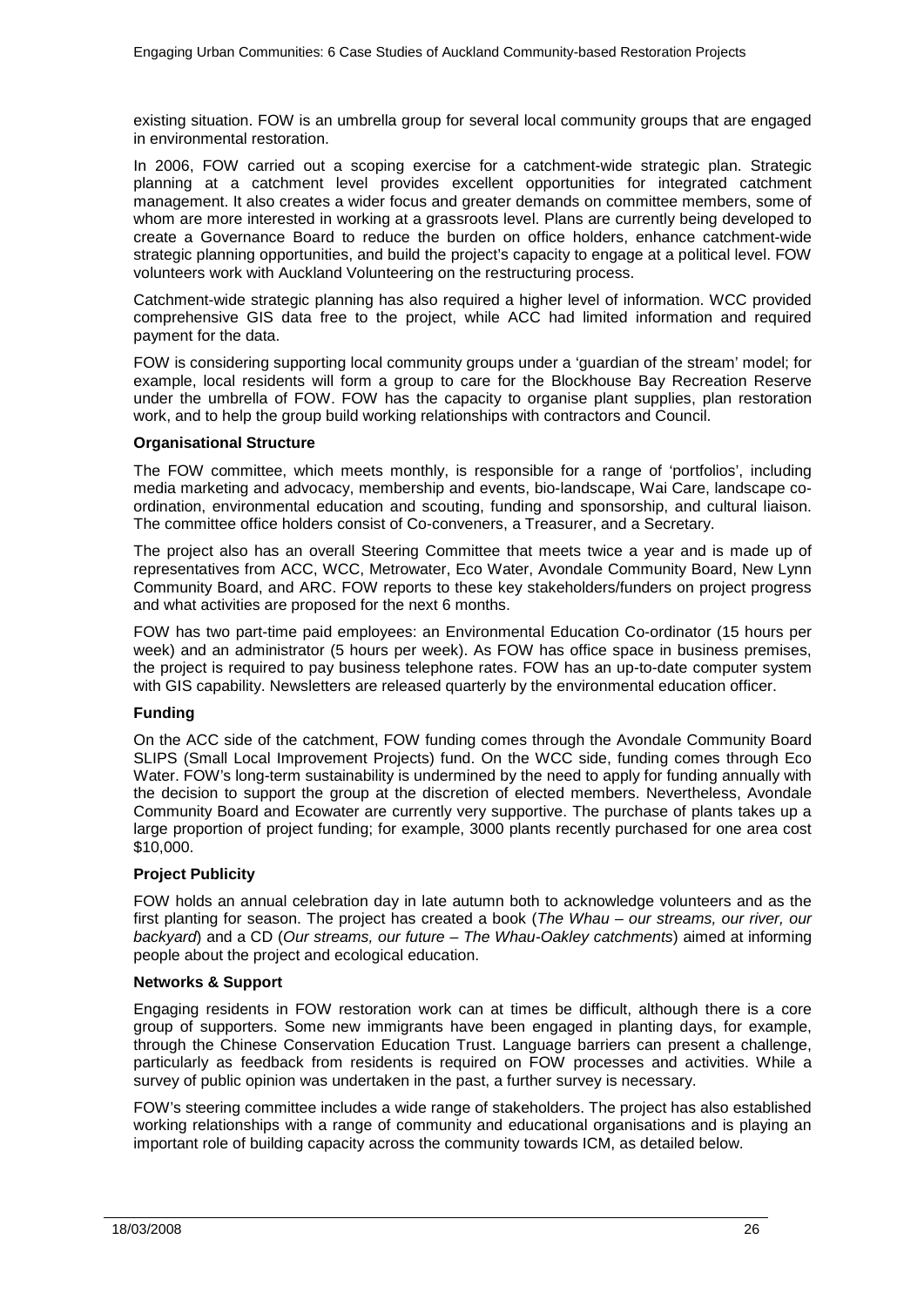existing situation. FOW is an umbrella group for several local community groups that are engaged in environmental restoration.

In 2006, FOW carried out a scoping exercise for a catchment-wide strategic plan. Strategic planning at a catchment level provides excellent opportunities for integrated catchment management. It also creates a wider focus and greater demands on committee members, some of whom are more interested in working at a grassroots level. Plans are currently being developed to create a Governance Board to reduce the burden on office holders, enhance catchment-wide strategic planning opportunities, and build the project's capacity to engage at a political level. FOW volunteers work with Auckland Volunteering on the restructuring process.

Catchment-wide strategic planning has also required a higher level of information. WCC provided comprehensive GIS data free to the project, while ACC had limited information and required payment for the data.

FOW is considering supporting local community groups under a 'guardian of the stream' model; for example, local residents will form a group to care for the Blockhouse Bay Recreation Reserve under the umbrella of FOW. FOW has the capacity to organise plant supplies, plan restoration work, and to help the group build working relationships with contractors and Council.

**Organisational Structure**

The FOW committee, which meets monthly, is responsible for a range of 'portfolios', including media marketing and advocacy, membership and events, bio-landscape, Wai Care, landscape co-ordination, environmental education and scouting, funding and sponsorship, and cultural liaison. The committee office holders consist of Co-conveners, a Treasurer, and a Secretary.

The project also has an overall Steering Committee that meets twice a year and is made up of representatives from ACC, WCC, Metrowater, Eco Water, Avondale Community Board, New Lynn Community Board, and ARC. FOW reports to these key stakeholders/funders on project progress and what activities are proposed for the next 6 months.

FOW has two part-time paid employees: an Environmental Education Co-ordinator (15 hours per week) and an administrator (5 hours per week). As FOW has office space in business premises, the project is required to pay business telephone rates. FOW has an up-to-date computer system with GIS capability. Newsletters are released quarterly by the environmental education officer.

**Funding**

On the ACC side of the catchment, FOW funding comes through the Avondale Community Board SLIPS (Small Local Improvement Projects) fund. On the WCC side, funding comes through Eco Water. FOW's long-term sustainability is undermined by the need to apply for funding annually with the decision to support the group at the discretion of elected members. Nevertheless, Avondale Community Board and Ecowater are currently very supportive. The purchase of plants takes up a large proportion of project funding; for example, 3000 plants recently purchased for one area cost $10,000.

**Project Publicity**

FOW holds an annual celebration day in late autumn both to acknowledge volunteers and as the first planting for season. The project has created a book (*The Whau – our streams, our river, our backyard*) and a CD (*Our streams, our future – The Whau-Oakley catchments*) aimed at informing people about the project and ecological education.

**Networks & Support**

Engaging residents in FOW restoration work can at times be difficult, although there is a core group of supporters. Some new immigrants have been engaged in planting days, for example, through the Chinese Conservation Education Trust. Language barriers can present a challenge, particularly as feedback from residents is required on FOW processes and activities. While a survey of public opinion was undertaken in the past, a further survey is necessary.

FOW's steering committee includes a wide range of stakeholders. The project has also established working relationships with a range of community and educational organisations and is playing an important role of building capacity across the community towards ICM, as detailed below.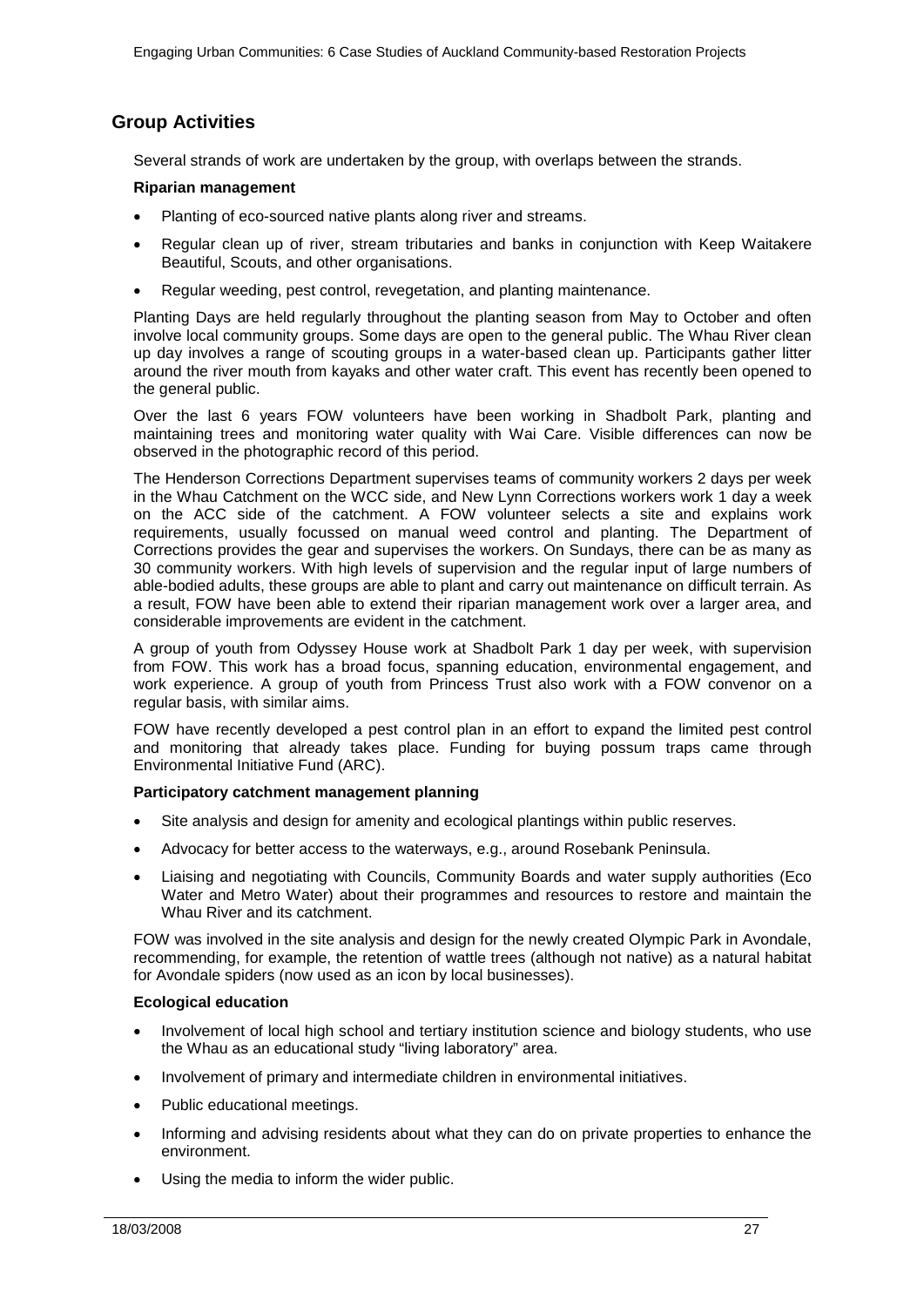## Group Activities

Several strands of work are undertaken by the group, with overlaps between the strands.

**Riparian management**

- Planting of eco-sourced native plants along river and streams.
- Regular clean up of river, stream tributaries and banks in conjunction with Keep Waitakere Beautiful, Scouts, and other organisations.
- Regular weeding, pest control, revegetation, and planting maintenance.

Planting Days are held regularly throughout the planting season from May to October and often involve local community groups. Some days are open to the general public. The Whau River clean up day involves a range of scouting groups in a water-based clean up. Participants gather litter around the river mouth from kayaks and other water craft. This event has recently been opened to the general public.

Over the last 6 years FOW volunteers have been working in Shadbolt Park, planting and maintaining trees and monitoring water quality with Wai Care. Visible differences can now be observed in the photographic record of this period.

The Henderson Corrections Department supervises teams of community workers 2 days per week in the Whau Catchment on the WCC side, and New Lynn Corrections workers work 1 day a week on the ACC side of the catchment. A FOW volunteer selects a site and explains work requirements, usually focussed on manual weed control and planting. The Department of Corrections provides the gear and supervises the workers. On Sundays, there can be as many as 30 community workers. With high levels of supervision and the regular input of large numbers of able-bodied adults, these groups are able to plant and carry out maintenance on difficult terrain. As a result, FOW have been able to extend their riparian management work over a larger area, and considerable improvements are evident in the catchment.

A group of youth from Odyssey House work at Shadbolt Park 1 day per week, with supervision from FOW. This work has a broad focus, spanning education, environmental engagement, and work experience. A group of youth from Princess Trust also work with a FOW convenor on a regular basis, with similar aims.

FOW have recently developed a pest control plan in an effort to expand the limited pest control and monitoring that already takes place. Funding for buying possum traps came through Environmental Initiative Fund (ARC).

**Participatory catchment management planning**

- Site analysis and design for amenity and ecological plantings within public reserves.
- Advocacy for better access to the waterways, e.g., around Rosebank Peninsula.
- Liaising and negotiating with Councils, Community Boards and water supply authorities (Eco Water and Metro Water) about their programmes and resources to restore and maintain the Whau River and its catchment.

FOW was involved in the site analysis and design for the newly created Olympic Park in Avondale, recommending, for example, the retention of wattle trees (although not native) as a natural habitat for Avondale spiders (now used as an icon by local businesses).

**Ecological education**

- Involvement of local high school and tertiary institution science and biology students, who use the Whau as an educational study "living laboratory" area.
- Involvement of primary and intermediate children in environmental initiatives.
- Public educational meetings.
- Informing and advising residents about what they can do on private properties to enhance the environment.
- Using the media to inform the wider public.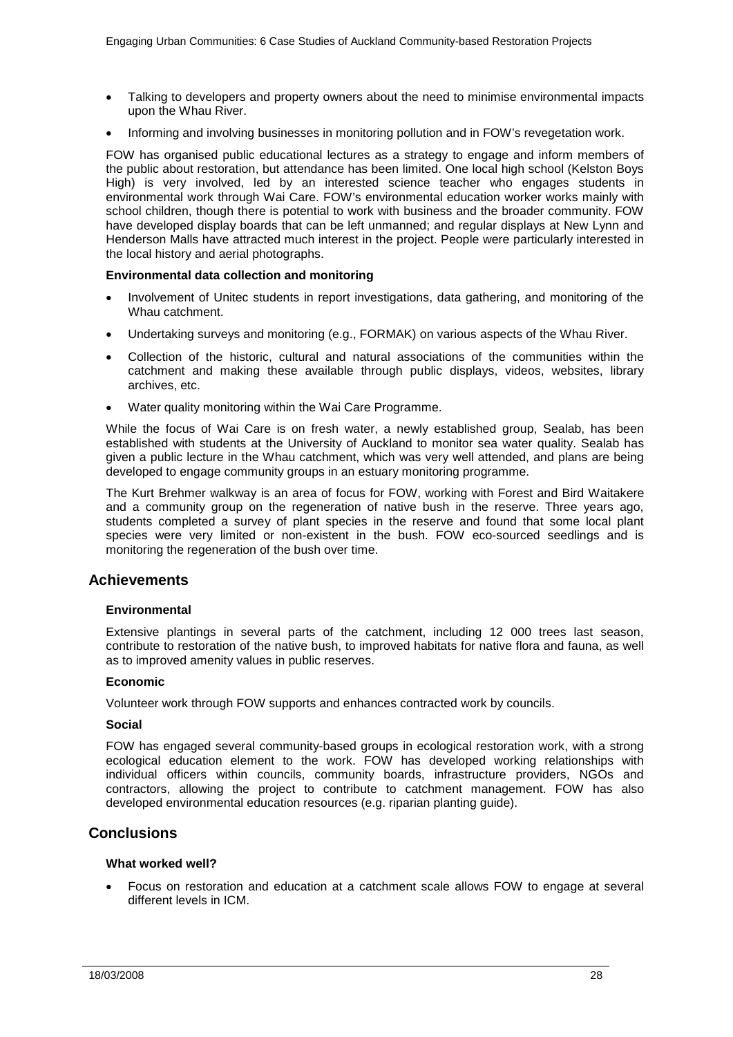- Talking to developers and property owners about the need to minimise environmental impacts upon the Whau River.
- Informing and involving businesses in monitoring pollution and in FOW's revegetation work.

FOW has organised public educational lectures as a strategy to engage and inform members of the public about restoration, but attendance has been limited. One local high school (Kelston Boys High) is very involved, led by an interested science teacher who engages students in environmental work through Wai Care. FOW's environmental education worker works mainly with school children, though there is potential to work with business and the broader community. FOW have developed display boards that can be left unmanned; and regular displays at New Lynn and Henderson Malls have attracted much interest in the project. People were particularly interested in the local history and aerial photographs.

**Environmental data collection and monitoring**

- Involvement of Unitec students in report investigations, data gathering, and monitoring of the Whau catchment.
- Undertaking surveys and monitoring (e.g., FORMAK) on various aspects of the Whau River.
- Collection of the historic, cultural and natural associations of the communities within the catchment and making these available through public displays, videos, websites, library archives, etc.
- Water quality monitoring within the Wai Care Programme.

While the focus of Wai Care is on fresh water, a newly established group, Sealab, has been established with students at the University of Auckland to monitor sea water quality. Sealab has given a public lecture in the Whau catchment, which was very well attended, and plans are being developed to engage community groups in an estuary monitoring programme.

The Kurt Brehmer walkway is an area of focus for FOW, working with Forest and Bird Waitakere and a community group on the regeneration of native bush in the reserve. Three years ago, students completed a survey of plant species in the reserve and found that some local plant species were very limited or non-existent in the bush. FOW eco-sourced seedlings and is monitoring the regeneration of the bush over time.

## Achievements

**Environmental**

Extensive plantings in several parts of the catchment, including 12 000 trees last season, contribute to restoration of the native bush, to improved habitats for native flora and fauna, as well as to improved amenity values in public reserves.

**Economic**

Volunteer work through FOW supports and enhances contracted work by councils.

**Social**

FOW has engaged several community-based groups in ecological restoration work, with a strong ecological education element to the work. FOW has developed working relationships with individual officers within councils, community boards, infrastructure providers, NGOs and contractors, allowing the project to contribute to catchment management. FOW has also developed environmental education resources (e.g. riparian planting guide).

## Conclusions

**What worked well?**

- Focus on restoration and education at a catchment scale allows FOW to engage at several different levels in ICM.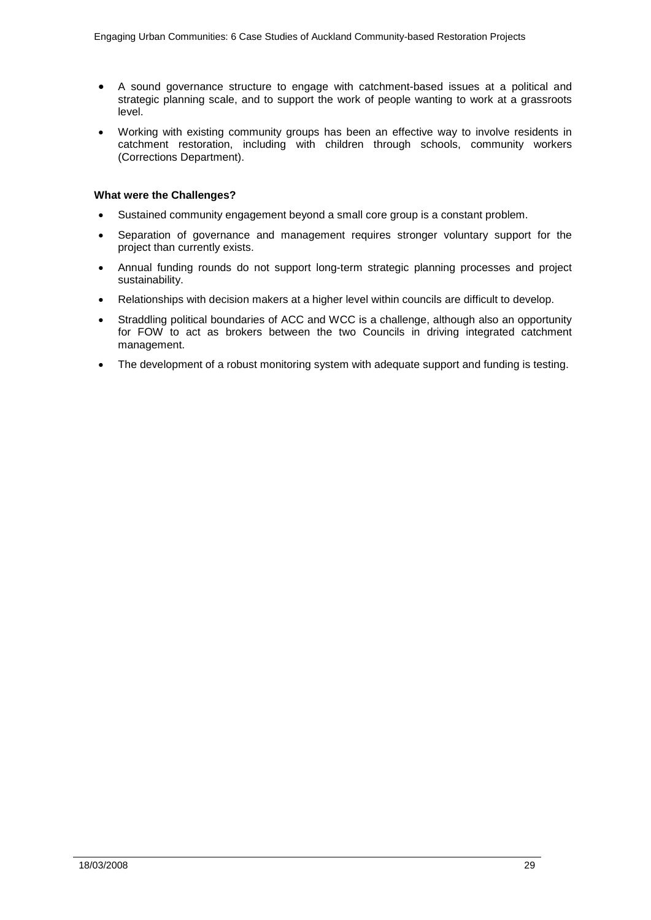- A sound governance structure to engage with catchment-based issues at a political and strategic planning scale, and to support the work of people wanting to work at a grassroots level.
- Working with existing community groups has been an effective way to involve residents in catchment restoration, including with children through schools, community workers (Corrections Department).

**What were the Challenges?**

- Sustained community engagement beyond a small core group is a constant problem.
- Separation of governance and management requires stronger voluntary support for the project than currently exists.
- Annual funding rounds do not support long-term strategic planning processes and project sustainability.
- Relationships with decision makers at a higher level within councils are difficult to develop.
- Straddling political boundaries of ACC and WCC is a challenge, although also an opportunity for FOW to act as brokers between the two Councils in driving integrated catchment management.
- The development of a robust monitoring system with adequate support and funding is testing.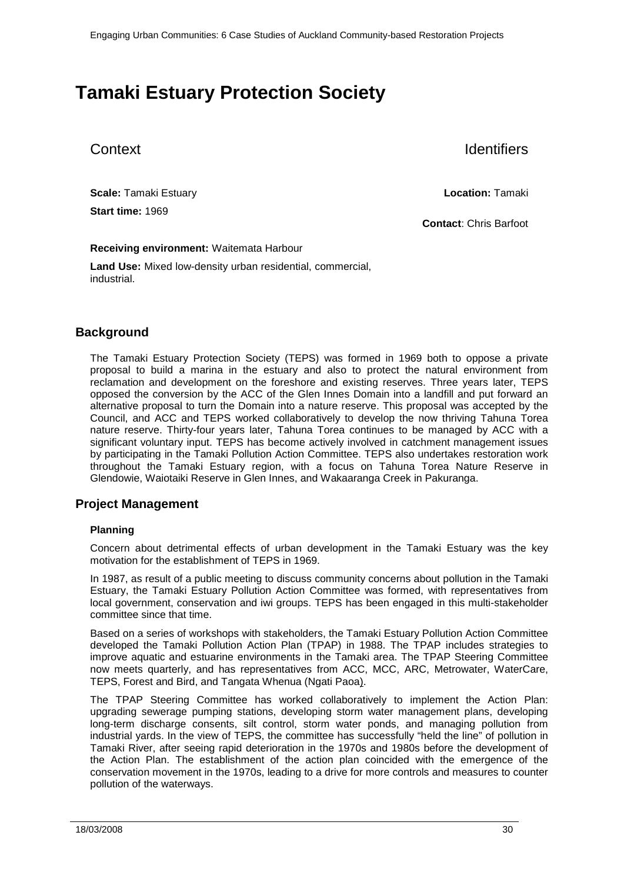# Tamaki Estuary Protection Society

## Context

## Identifiers

**Scale:** Tamaki Estuary

**Location:** Tamaki

**Start time:** 1969

**Contact**: Chris Barfoot

**Receiving environment:** Waitemata Harbour

**Land Use:** Mixed low-density urban residential, commercial, industrial.

## Background

The Tamaki Estuary Protection Society (TEPS) was formed in 1969 both to oppose a private proposal to build a marina in the estuary and also to protect the natural environment from reclamation and development on the foreshore and existing reserves. Three years later, TEPS opposed the conversion by the ACC of the Glen Innes Domain into a landfill and put forward an alternative proposal to turn the Domain into a nature reserve. This proposal was accepted by the Council, and ACC and TEPS worked collaboratively to develop the now thriving Tahuna Torea nature reserve. Thirty-four years later, Tahuna Torea continues to be managed by ACC with a significant voluntary input. TEPS has become actively involved in catchment management issues by participating in the Tamaki Pollution Action Committee. TEPS also undertakes restoration work throughout the Tamaki Estuary region, with a focus on Tahuna Torea Nature Reserve in Glendowie, Waiotaiki Reserve in Glen Innes, and Wakaaranga Creek in Pakuranga.

## Project Management

### Planning

Concern about detrimental effects of urban development in the Tamaki Estuary was the key motivation for the establishment of TEPS in 1969.

In 1987, as result of a public meeting to discuss community concerns about pollution in the Tamaki Estuary, the Tamaki Estuary Pollution Action Committee was formed, with representatives from local government, conservation and iwi groups. TEPS has been engaged in this multi-stakeholder committee since that time.

Based on a series of workshops with stakeholders, the Tamaki Estuary Pollution Action Committee developed the Tamaki Pollution Action Plan (TPAP) in 1988. The TPAP includes strategies to improve aquatic and estuarine environments in the Tamaki area. The TPAP Steering Committee now meets quarterly, and has representatives from ACC, MCC, ARC, Metrowater, WaterCare, TEPS, Forest and Bird, and Tangata Whenua (Ngati Paoa).

The TPAP Steering Committee has worked collaboratively to implement the Action Plan: upgrading sewerage pumping stations, developing storm water management plans, developing long-term discharge consents, silt control, storm water ponds, and managing pollution from industrial yards. In the view of TEPS, the committee has successfully "held the line" of pollution in Tamaki River, after seeing rapid deterioration in the 1970s and 1980s before the development of the Action Plan. The establishment of the action plan coincided with the emergence of the conservation movement in the 1970s, leading to a drive for more controls and measures to counter pollution of the waterways.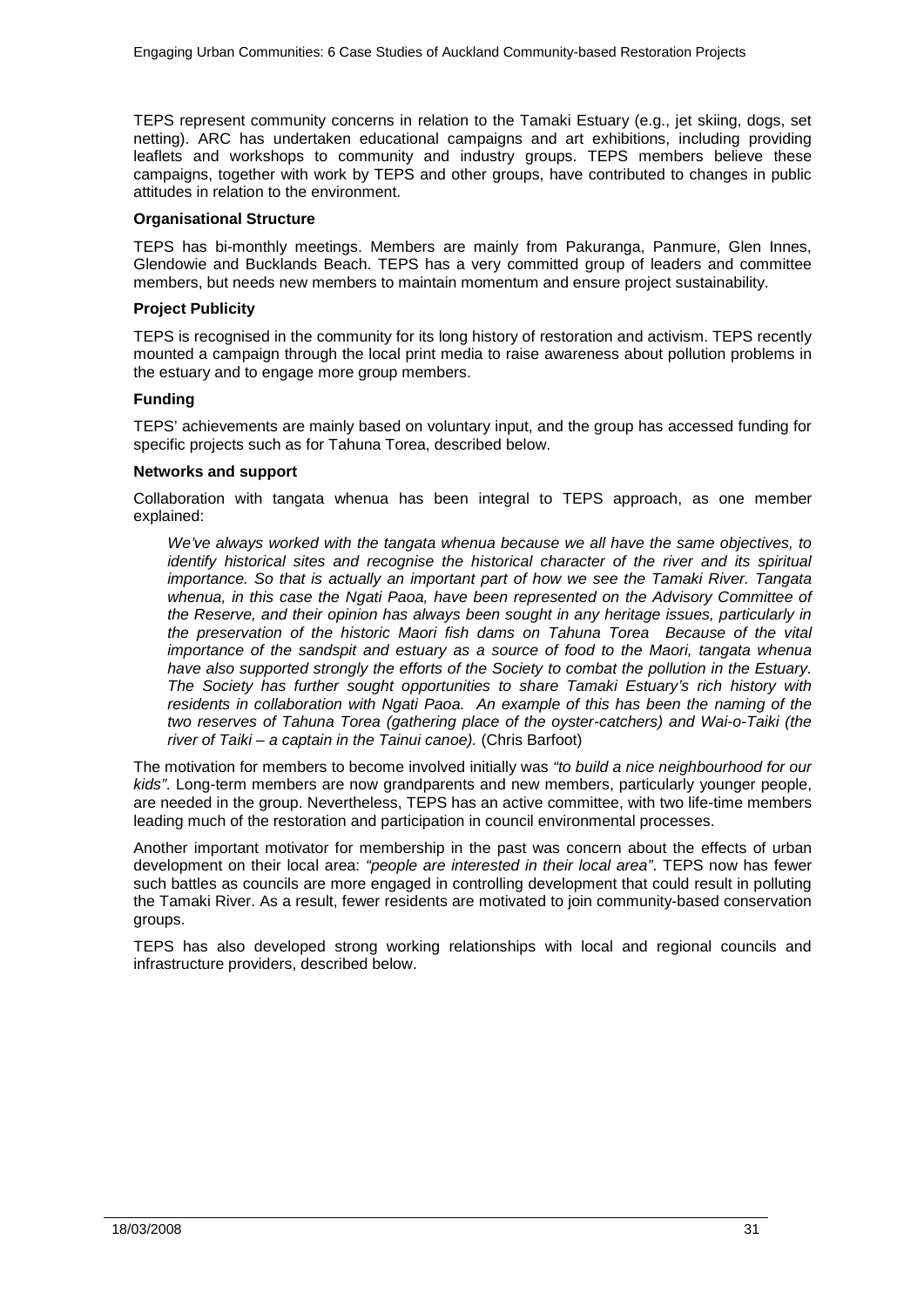TEPS represent community concerns in relation to the Tamaki Estuary (e.g., jet skiing, dogs, set netting). ARC has undertaken educational campaigns and art exhibitions, including providing leaflets and workshops to community and industry groups. TEPS members believe these campaigns, together with work by TEPS and other groups, have contributed to changes in public attitudes in relation to the environment.

**Organisational Structure**

TEPS has bi-monthly meetings. Members are mainly from Pakuranga, Panmure, Glen Innes, Glendowie and Bucklands Beach. TEPS has a very committed group of leaders and committee members, but needs new members to maintain momentum and ensure project sustainability.

**Project Publicity**

TEPS is recognised in the community for its long history of restoration and activism. TEPS recently mounted a campaign through the local print media to raise awareness about pollution problems in the estuary and to engage more group members.

**Funding**

TEPS' achievements are mainly based on voluntary input, and the group has accessed funding for specific projects such as for Tahuna Torea, described below.

**Networks and support**

Collaboration with tangata whenua has been integral to TEPS approach, as one member explained:

> *We've always worked with the tangata whenua because we all have the same objectives, to identify historical sites and recognise the historical character of the river and its spiritual importance. So that is actually an important part of how we see the Tamaki River. Tangata whenua, in this case the Ngati Paoa, have been represented on the Advisory Committee of the Reserve, and their opinion has always been sought in any heritage issues, particularly in the preservation of the historic Maori fish dams on Tahuna Torea Because of the vital importance of the sandspit and estuary as a source of food to the Maori, tangata whenua have also supported strongly the efforts of the Society to combat the pollution in the Estuary. The Society has further sought opportunities to share Tamaki Estuary's rich history with residents in collaboration with Ngati Paoa. An example of this has been the naming of the two reserves of Tahuna Torea (gathering place of the oyster-catchers) and Wai-o-Taiki (the river of Taiki – a captain in the Tainui canoe).* (Chris Barfoot)

The motivation for members to become involved initially was *"to build a nice neighbourhood for our kids"*. Long-term members are now grandparents and new members, particularly younger people, are needed in the group. Nevertheless, TEPS has an active committee, with two life-time members leading much of the restoration and participation in council environmental processes.

Another important motivator for membership in the past was concern about the effects of urban development on their local area: *"people are interested in their local area"*. TEPS now has fewer such battles as councils are more engaged in controlling development that could result in polluting the Tamaki River. As a result, fewer residents are motivated to join community-based conservation groups.

TEPS has also developed strong working relationships with local and regional councils and infrastructure providers, described below.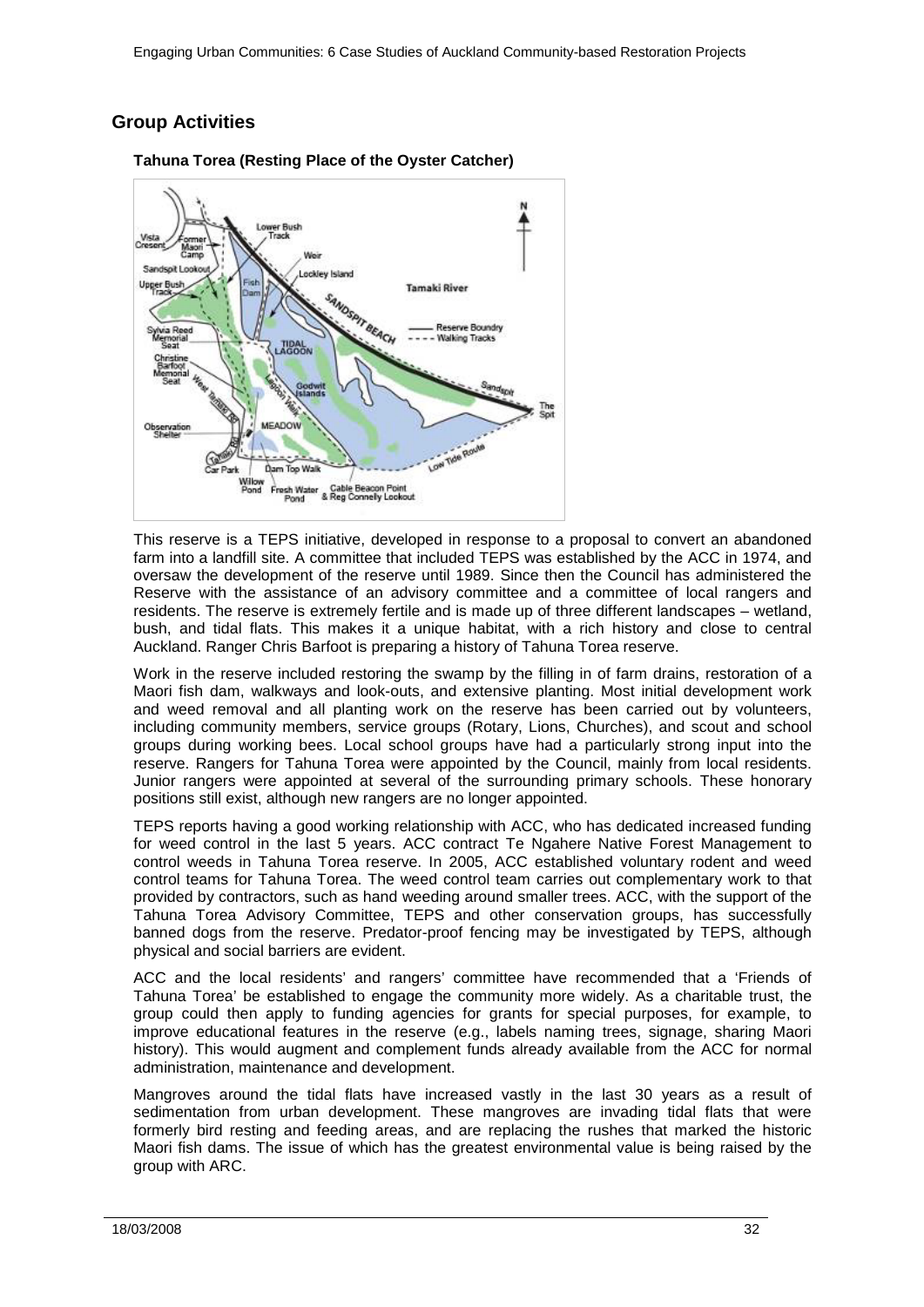## Group Activities

**Tahuna Torea (Resting Place of the Oyster Catcher)**

This reserve is a TEPS initiative, developed in response to a proposal to convert an abandoned farm into a landfill site. A committee that included TEPS was established by the ACC in 1974, and oversaw the development of the reserve until 1989. Since then the Council has administered the Reserve with the assistance of an advisory committee and a committee of local rangers and residents. The reserve is extremely fertile and is made up of three different landscapes – wetland, bush, and tidal flats. This makes it a unique habitat, with a rich history and close to central Auckland. Ranger Chris Barfoot is preparing a history of Tahuna Torea reserve.

Work in the reserve included restoring the swamp by the filling in of farm drains, restoration of a Maori fish dam, walkways and look-outs, and extensive planting. Most initial development work and weed removal and all planting work on the reserve has been carried out by volunteers, including community members, service groups (Rotary, Lions, Churches), and scout and school groups during working bees. Local school groups have had a particularly strong input into the reserve. Rangers for Tahuna Torea were appointed by the Council, mainly from local residents. Junior rangers were appointed at several of the surrounding primary schools. These honorary positions still exist, although new rangers are no longer appointed.

TEPS reports having a good working relationship with ACC, who has dedicated increased funding for weed control in the last 5 years. ACC contract Te Ngahere Native Forest Management to control weeds in Tahuna Torea reserve. In 2005, ACC established voluntary rodent and weed control teams for Tahuna Torea. The weed control team carries out complementary work to that provided by contractors, such as hand weeding around smaller trees. ACC, with the support of the Tahuna Torea Advisory Committee, TEPS and other conservation groups, has successfully banned dogs from the reserve. Predator-proof fencing may be investigated by TEPS, although physical and social barriers are evident.

ACC and the local residents' and rangers' committee have recommended that a 'Friends of Tahuna Torea' be established to engage the community more widely. As a charitable trust, the group could then apply to funding agencies for grants for special purposes, for example, to improve educational features in the reserve (e.g., labels naming trees, signage, sharing Maori history). This would augment and complement funds already available from the ACC for normal administration, maintenance and development.

Mangroves around the tidal flats have increased vastly in the last 30 years as a result of sedimentation from urban development. These mangroves are invading tidal flats that were formerly bird resting and feeding areas, and are replacing the rushes that marked the historic Maori fish dams. The issue of which has the greatest environmental value is being raised by the group with ARC.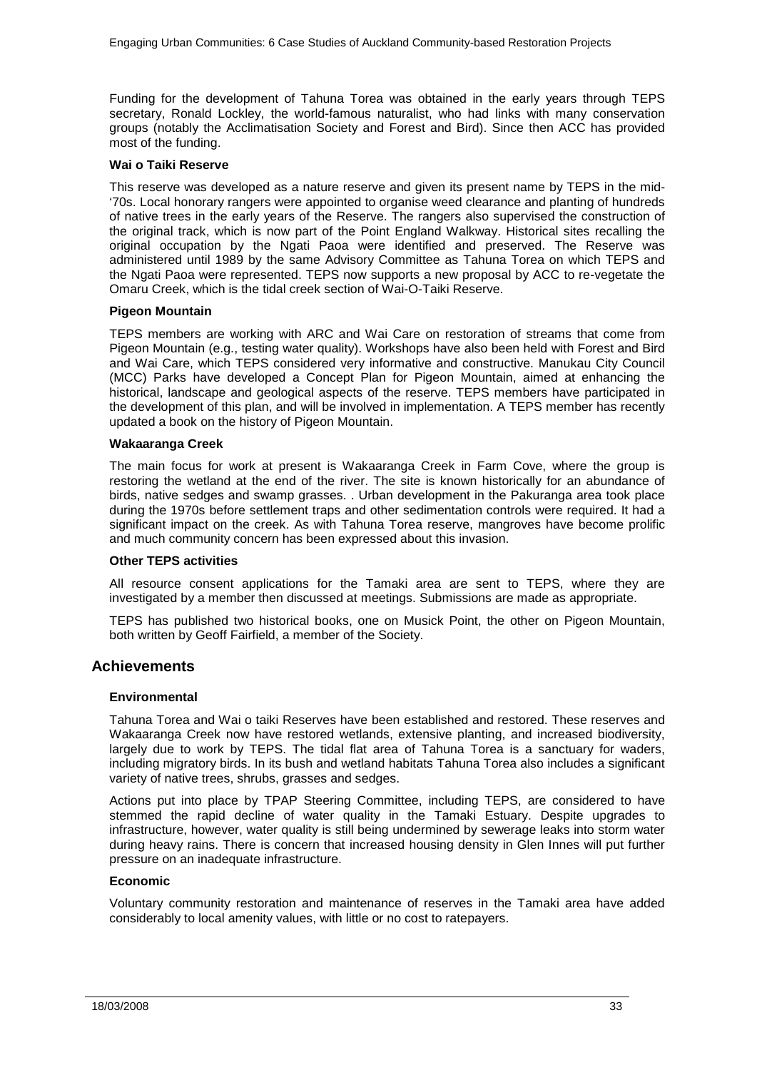Funding for the development of Tahuna Torea was obtained in the early years through TEPS secretary, Ronald Lockley, the world-famous naturalist, who had links with many conservation groups (notably the Acclimatisation Society and Forest and Bird). Since then ACC has provided most of the funding.

**Wai o Taiki Reserve**

This reserve was developed as a nature reserve and given its present name by TEPS in the mid-'70s. Local honorary rangers were appointed to organise weed clearance and planting of hundreds of native trees in the early years of the Reserve. The rangers also supervised the construction of the original track, which is now part of the Point England Walkway. Historical sites recalling the original occupation by the Ngati Paoa were identified and preserved. The Reserve was administered until 1989 by the same Advisory Committee as Tahuna Torea on which TEPS and the Ngati Paoa were represented. TEPS now supports a new proposal by ACC to re-vegetate the Omaru Creek, which is the tidal creek section of Wai-O-Taiki Reserve.

**Pigeon Mountain**

TEPS members are working with ARC and Wai Care on restoration of streams that come from Pigeon Mountain (e.g., testing water quality). Workshops have also been held with Forest and Bird and Wai Care, which TEPS considered very informative and constructive. Manukau City Council (MCC) Parks have developed a Concept Plan for Pigeon Mountain, aimed at enhancing the historical, landscape and geological aspects of the reserve. TEPS members have participated in the development of this plan, and will be involved in implementation. A TEPS member has recently updated a book on the history of Pigeon Mountain.

**Wakaaranga Creek**

The main focus for work at present is Wakaaranga Creek in Farm Cove, where the group is restoring the wetland at the end of the river. The site is known historically for an abundance of birds, native sedges and swamp grasses. . Urban development in the Pakuranga area took place during the 1970s before settlement traps and other sedimentation controls were required. It had a significant impact on the creek. As with Tahuna Torea reserve, mangroves have become prolific and much community concern has been expressed about this invasion.

**Other TEPS activities**

All resource consent applications for the Tamaki area are sent to TEPS, where they are investigated by a member then discussed at meetings. Submissions are made as appropriate.

TEPS has published two historical books, one on Musick Point, the other on Pigeon Mountain, both written by Geoff Fairfield, a member of the Society.

## Achievements

**Environmental**

Tahuna Torea and Wai o taiki Reserves have been established and restored. These reserves and Wakaaranga Creek now have restored wetlands, extensive planting, and increased biodiversity, largely due to work by TEPS. The tidal flat area of Tahuna Torea is a sanctuary for waders, including migratory birds. In its bush and wetland habitats Tahuna Torea also includes a significant variety of native trees, shrubs, grasses and sedges.

Actions put into place by TPAP Steering Committee, including TEPS, are considered to have stemmed the rapid decline of water quality in the Tamaki Estuary. Despite upgrades to infrastructure, however, water quality is still being undermined by sewerage leaks into storm water during heavy rains. There is concern that increased housing density in Glen Innes will put further pressure on an inadequate infrastructure.

**Economic**

Voluntary community restoration and maintenance of reserves in the Tamaki area have added considerably to local amenity values, with little or no cost to ratepayers.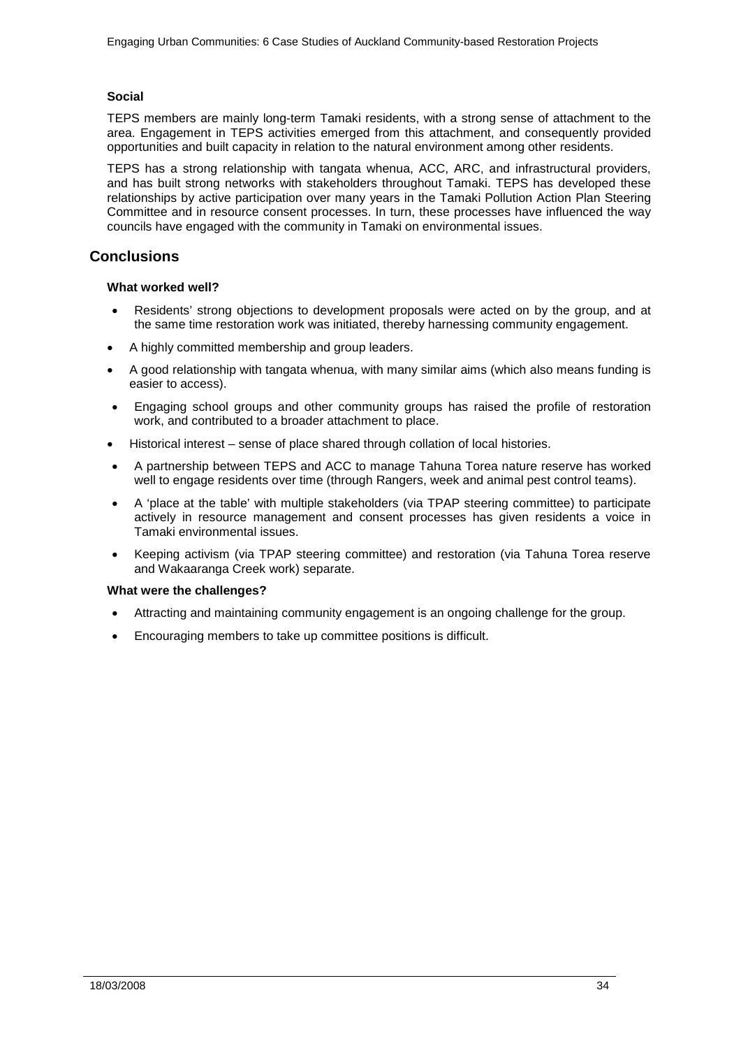#### Social

TEPS members are mainly long-term Tamaki residents, with a strong sense of attachment to the area. Engagement in TEPS activities emerged from this attachment, and consequently provided opportunities and built capacity in relation to the natural environment among other residents.

TEPS has a strong relationship with tangata whenua, ACC, ARC, and infrastructural providers, and has built strong networks with stakeholders throughout Tamaki. TEPS has developed these relationships by active participation over many years in the Tamaki Pollution Action Plan Steering Committee and in resource consent processes. In turn, these processes have influenced the way councils have engaged with the community in Tamaki on environmental issues.

## Conclusions

#### What worked well?

- Residents' strong objections to development proposals were acted on by the group, and at the same time restoration work was initiated, thereby harnessing community engagement.
- A highly committed membership and group leaders.
- A good relationship with tangata whenua, with many similar aims (which also means funding is easier to access).
- Engaging school groups and other community groups has raised the profile of restoration work, and contributed to a broader attachment to place.
- Historical interest – sense of place shared through collation of local histories.
- A partnership between TEPS and ACC to manage Tahuna Torea nature reserve has worked well to engage residents over time (through Rangers, week and animal pest control teams).
- A 'place at the table' with multiple stakeholders (via TPAP steering committee) to participate actively in resource management and consent processes has given residents a voice in Tamaki environmental issues.
- Keeping activism (via TPAP steering committee) and restoration (via Tahuna Torea reserve and Wakaaranga Creek work) separate.

#### What were the challenges?

- Attracting and maintaining community engagement is an ongoing challenge for the group.
- Encouraging members to take up committee positions is difficult.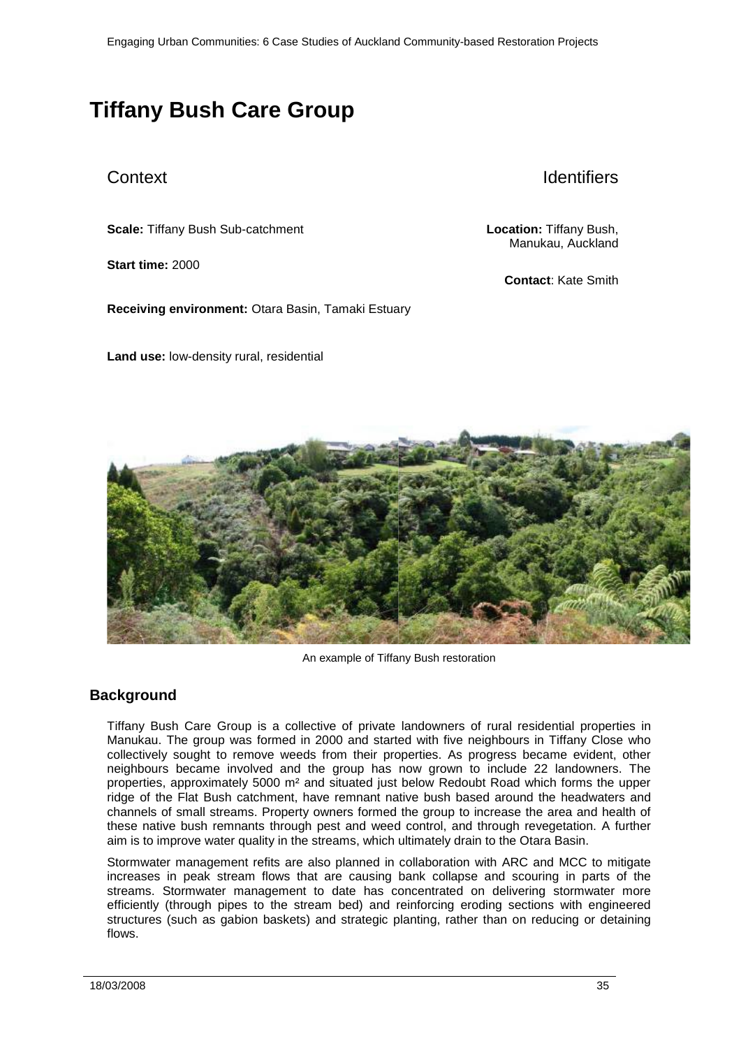# Tiffany Bush Care Group

## Context

**Scale:** Tiffany Bush Sub-catchment

**Start time:** 2000

**Receiving environment:** Otara Basin, Tamaki Estuary

**Land use:** low-density rural, residential

## Identifiers

**Location:** Tiffany Bush, Manukau, Auckland

**Contact**: Kate Smith

An example of Tiffany Bush restoration

### Background

Tiffany Bush Care Group is a collective of private landowners of rural residential properties in Manukau. The group was formed in 2000 and started with five neighbours in Tiffany Close who collectively sought to remove weeds from their properties. As progress became evident, other neighbours became involved and the group has now grown to include 22 landowners. The properties, approximately 5000 m² and situated just below Redoubt Road which forms the upper ridge of the Flat Bush catchment, have remnant native bush based around the headwaters and channels of small streams. Property owners formed the group to increase the area and health of these native bush remnants through pest and weed control, and through revegetation. A further aim is to improve water quality in the streams, which ultimately drain to the Otara Basin.

Stormwater management refits are also planned in collaboration with ARC and MCC to mitigate increases in peak stream flows that are causing bank collapse and scouring in parts of the streams. Stormwater management to date has concentrated on delivering stormwater more efficiently (through pipes to the stream bed) and reinforcing eroding sections with engineered structures (such as gabion baskets) and strategic planting, rather than on reducing or detaining flows.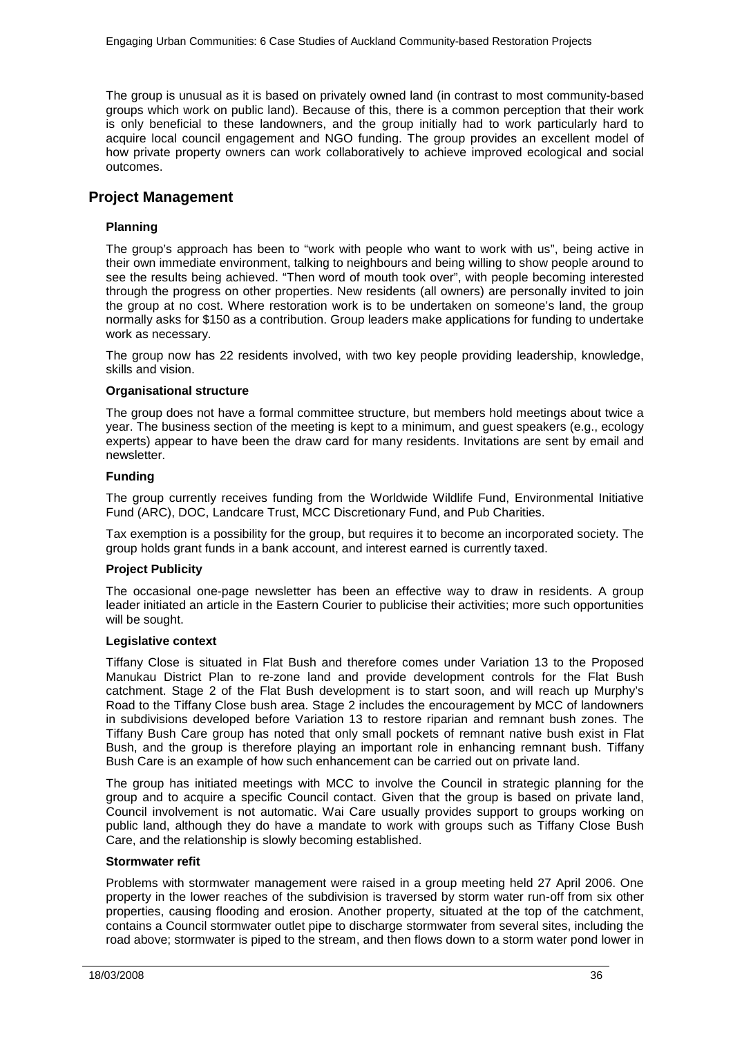The group is unusual as it is based on privately owned land (in contrast to most community-based groups which work on public land). Because of this, there is a common perception that their work is only beneficial to these landowners, and the group initially had to work particularly hard to acquire local council engagement and NGO funding. The group provides an excellent model of how private property owners can work collaboratively to achieve improved ecological and social outcomes.

## Project Management

### Planning

The group's approach has been to "work with people who want to work with us", being active in their own immediate environment, talking to neighbours and being willing to show people around to see the results being achieved. "Then word of mouth took over", with people becoming interested through the progress on other properties. New residents (all owners) are personally invited to join the group at no cost. Where restoration work is to be undertaken on someone's land, the group normally asks for $150 as a contribution. Group leaders make applications for funding to undertake work as necessary.

The group now has 22 residents involved, with two key people providing leadership, knowledge, skills and vision.

### Organisational structure

The group does not have a formal committee structure, but members hold meetings about twice a year. The business section of the meeting is kept to a minimum, and guest speakers (e.g., ecology experts) appear to have been the draw card for many residents. Invitations are sent by email and newsletter.

### Funding

The group currently receives funding from the Worldwide Wildlife Fund, Environmental Initiative Fund (ARC), DOC, Landcare Trust, MCC Discretionary Fund, and Pub Charities.

Tax exemption is a possibility for the group, but requires it to become an incorporated society. The group holds grant funds in a bank account, and interest earned is currently taxed.

### Project Publicity

The occasional one-page newsletter has been an effective way to draw in residents. A group leader initiated an article in the Eastern Courier to publicise their activities; more such opportunities will be sought.

### Legislative context

Tiffany Close is situated in Flat Bush and therefore comes under Variation 13 to the Proposed Manukau District Plan to re-zone land and provide development controls for the Flat Bush catchment. Stage 2 of the Flat Bush development is to start soon, and will reach up Murphy's Road to the Tiffany Close bush area. Stage 2 includes the encouragement by MCC of landowners in subdivisions developed before Variation 13 to restore riparian and remnant bush zones. The Tiffany Bush Care group has noted that only small pockets of remnant native bush exist in Flat Bush, and the group is therefore playing an important role in enhancing remnant bush. Tiffany Bush Care is an example of how such enhancement can be carried out on private land.

The group has initiated meetings with MCC to involve the Council in strategic planning for the group and to acquire a specific Council contact. Given that the group is based on private land, Council involvement is not automatic. Wai Care usually provides support to groups working on public land, although they do have a mandate to work with groups such as Tiffany Close Bush Care, and the relationship is slowly becoming established.

### Stormwater refit

Problems with stormwater management were raised in a group meeting held 27 April 2006. One property in the lower reaches of the subdivision is traversed by storm water run-off from six other properties, causing flooding and erosion. Another property, situated at the top of the catchment, contains a Council stormwater outlet pipe to discharge stormwater from several sites, including the road above; stormwater is piped to the stream, and then flows down to a storm water pond lower in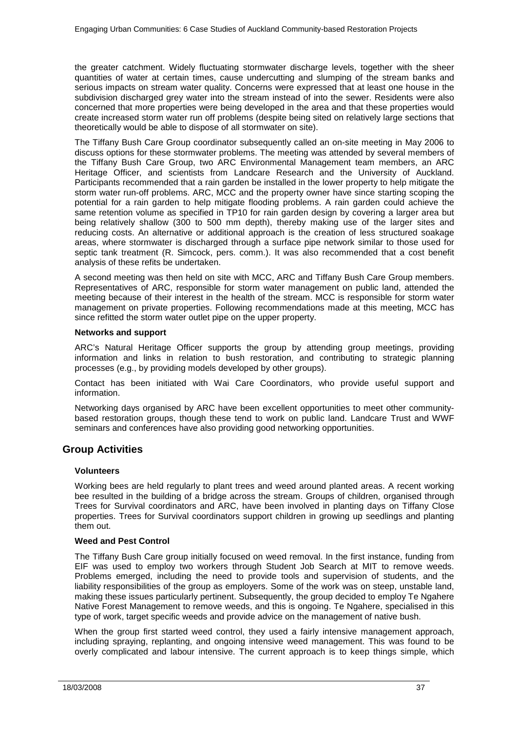the greater catchment. Widely fluctuating stormwater discharge levels, together with the sheer quantities of water at certain times, cause undercutting and slumping of the stream banks and serious impacts on stream water quality. Concerns were expressed that at least one house in the subdivision discharged grey water into the stream instead of into the sewer. Residents were also concerned that more properties were being developed in the area and that these properties would create increased storm water run off problems (despite being sited on relatively large sections that theoretically would be able to dispose of all stormwater on site).

The Tiffany Bush Care Group coordinator subsequently called an on-site meeting in May 2006 to discuss options for these stormwater problems. The meeting was attended by several members of the Tiffany Bush Care Group, two ARC Environmental Management team members, an ARC Heritage Officer, and scientists from Landcare Research and the University of Auckland. Participants recommended that a rain garden be installed in the lower property to help mitigate the storm water run-off problems. ARC, MCC and the property owner have since starting scoping the potential for a rain garden to help mitigate flooding problems. A rain garden could achieve the same retention volume as specified in TP10 for rain garden design by covering a larger area but being relatively shallow (300 to 500 mm depth), thereby making use of the larger sites and reducing costs. An alternative or additional approach is the creation of less structured soakage areas, where stormwater is discharged through a surface pipe network similar to those used for septic tank treatment (R. Simcock, pers. comm.). It was also recommended that a cost benefit analysis of these refits be undertaken.

A second meeting was then held on site with MCC, ARC and Tiffany Bush Care Group members. Representatives of ARC, responsible for storm water management on public land, attended the meeting because of their interest in the health of the stream. MCC is responsible for storm water management on private properties. Following recommendations made at this meeting, MCC has since refitted the storm water outlet pipe on the upper property.

**Networks and support**

ARC's Natural Heritage Officer supports the group by attending group meetings, providing information and links in relation to bush restoration, and contributing to strategic planning processes (e.g., by providing models developed by other groups).

Contact has been initiated with Wai Care Coordinators, who provide useful support and information.

Networking days organised by ARC have been excellent opportunities to meet other community-based restoration groups, though these tend to work on public land. Landcare Trust and WWF seminars and conferences have also providing good networking opportunities.

## Group Activities

**Volunteers**

Working bees are held regularly to plant trees and weed around planted areas. A recent working bee resulted in the building of a bridge across the stream. Groups of children, organised through Trees for Survival coordinators and ARC, have been involved in planting days on Tiffany Close properties. Trees for Survival coordinators support children in growing up seedlings and planting them out.

**Weed and Pest Control**

The Tiffany Bush Care group initially focused on weed removal. In the first instance, funding from EIF was used to employ two workers through Student Job Search at MIT to remove weeds. Problems emerged, including the need to provide tools and supervision of students, and the liability responsibilities of the group as employers. Some of the work was on steep, unstable land, making these issues particularly pertinent. Subsequently, the group decided to employ Te Ngahere Native Forest Management to remove weeds, and this is ongoing. Te Ngahere, specialised in this type of work, target specific weeds and provide advice on the management of native bush.

When the group first started weed control, they used a fairly intensive management approach, including spraying, replanting, and ongoing intensive weed management. This was found to be overly complicated and labour intensive. The current approach is to keep things simple, which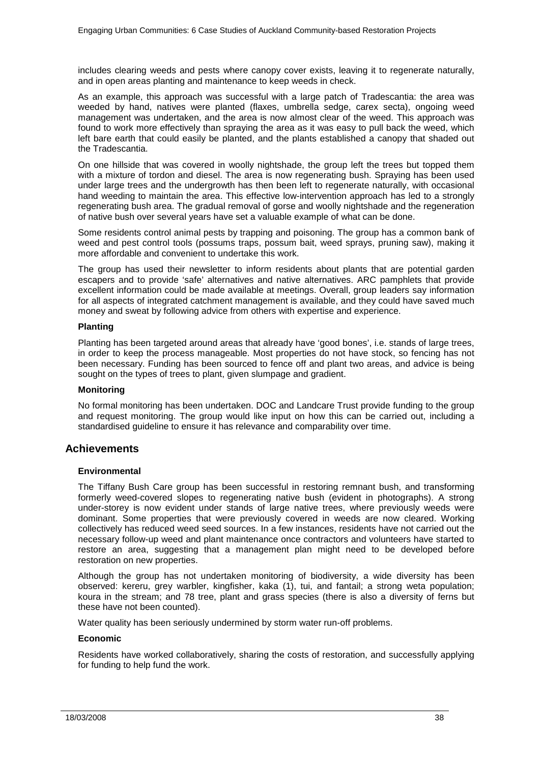includes clearing weeds and pests where canopy cover exists, leaving it to regenerate naturally, and in open areas planting and maintenance to keep weeds in check.

As an example, this approach was successful with a large patch of Tradescantia: the area was weeded by hand, natives were planted (flaxes, umbrella sedge, carex secta), ongoing weed management was undertaken, and the area is now almost clear of the weed. This approach was found to work more effectively than spraying the area as it was easy to pull back the weed, which left bare earth that could easily be planted, and the plants established a canopy that shaded out the Tradescantia.

On one hillside that was covered in woolly nightshade, the group left the trees but topped them with a mixture of tordon and diesel. The area is now regenerating bush. Spraying has been used under large trees and the undergrowth has then been left to regenerate naturally, with occasional hand weeding to maintain the area. This effective low-intervention approach has led to a strongly regenerating bush area. The gradual removal of gorse and woolly nightshade and the regeneration of native bush over several years have set a valuable example of what can be done.

Some residents control animal pests by trapping and poisoning. The group has a common bank of weed and pest control tools (possums traps, possum bait, weed sprays, pruning saw), making it more affordable and convenient to undertake this work.

The group has used their newsletter to inform residents about plants that are potential garden escapers and to provide 'safe' alternatives and native alternatives. ARC pamphlets that provide excellent information could be made available at meetings. Overall, group leaders say information for all aspects of integrated catchment management is available, and they could have saved much money and sweat by following advice from others with expertise and experience.

#### Planting

Planting has been targeted around areas that already have 'good bones', i.e. stands of large trees, in order to keep the process manageable. Most properties do not have stock, so fencing has not been necessary. Funding has been sourced to fence off and plant two areas, and advice is being sought on the types of trees to plant, given slumpage and gradient.

#### Monitoring

No formal monitoring has been undertaken. DOC and Landcare Trust provide funding to the group and request monitoring. The group would like input on how this can be carried out, including a standardised guideline to ensure it has relevance and comparability over time.

## Achievements

#### Environmental

The Tiffany Bush Care group has been successful in restoring remnant bush, and transforming formerly weed-covered slopes to regenerating native bush (evident in photographs). A strong under-storey is now evident under stands of large native trees, where previously weeds were dominant. Some properties that were previously covered in weeds are now cleared. Working collectively has reduced weed seed sources. In a few instances, residents have not carried out the necessary follow-up weed and plant maintenance once contractors and volunteers have started to restore an area, suggesting that a management plan might need to be developed before restoration on new properties.

Although the group has not undertaken monitoring of biodiversity, a wide diversity has been observed: kereru, grey warbler, kingfisher, kaka (1), tui, and fantail; a strong weta population; koura in the stream; and 78 tree, plant and grass species (there is also a diversity of ferns but these have not been counted).

Water quality has been seriously undermined by storm water run-off problems.

#### Economic

Residents have worked collaboratively, sharing the costs of restoration, and successfully applying for funding to help fund the work.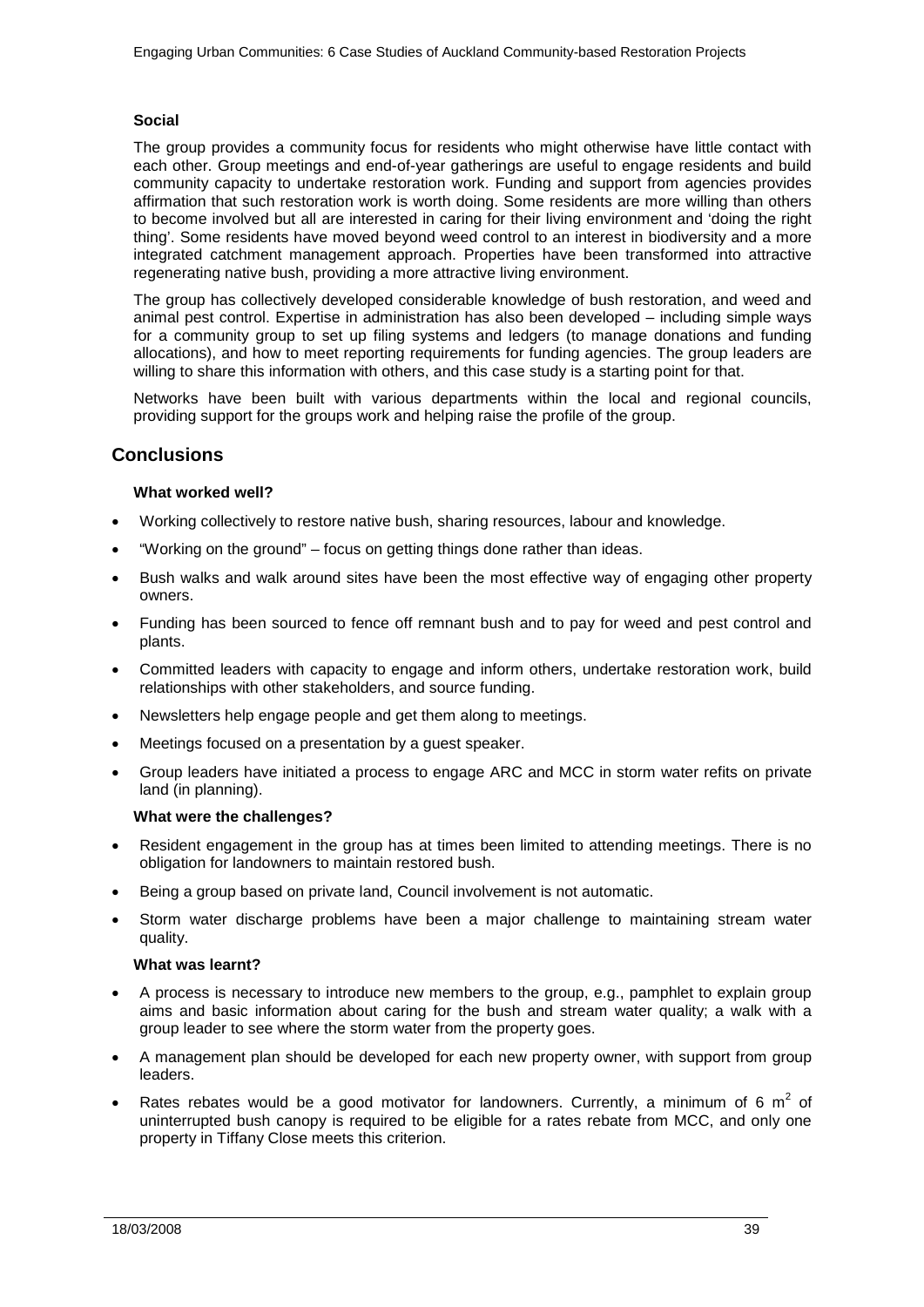**Social**

The group provides a community focus for residents who might otherwise have little contact with each other. Group meetings and end-of-year gatherings are useful to engage residents and build community capacity to undertake restoration work. Funding and support from agencies provides affirmation that such restoration work is worth doing. Some residents are more willing than others to become involved but all are interested in caring for their living environment and 'doing the right thing'. Some residents have moved beyond weed control to an interest in biodiversity and a more integrated catchment management approach. Properties have been transformed into attractive regenerating native bush, providing a more attractive living environment.

The group has collectively developed considerable knowledge of bush restoration, and weed and animal pest control. Expertise in administration has also been developed – including simple ways for a community group to set up filing systems and ledgers (to manage donations and funding allocations), and how to meet reporting requirements for funding agencies. The group leaders are willing to share this information with others, and this case study is a starting point for that.

Networks have been built with various departments within the local and regional councils, providing support for the groups work and helping raise the profile of the group.

## Conclusions

**What worked well?**

- Working collectively to restore native bush, sharing resources, labour and knowledge.
- "Working on the ground" – focus on getting things done rather than ideas.
- Bush walks and walk around sites have been the most effective way of engaging other property owners.
- Funding has been sourced to fence off remnant bush and to pay for weed and pest control and plants.
- Committed leaders with capacity to engage and inform others, undertake restoration work, build relationships with other stakeholders, and source funding.
- Newsletters help engage people and get them along to meetings.
- Meetings focused on a presentation by a guest speaker.
- Group leaders have initiated a process to engage ARC and MCC in storm water refits on private land (in planning).

**What were the challenges?**

- Resident engagement in the group has at times been limited to attending meetings. There is no obligation for landowners to maintain restored bush.
- Being a group based on private land, Council involvement is not automatic.
- Storm water discharge problems have been a major challenge to maintaining stream water quality.

**What was learnt?**

- A process is necessary to introduce new members to the group, e.g., pamphlet to explain group aims and basic information about caring for the bush and stream water quality; a walk with a group leader to see where the storm water from the property goes.
- A management plan should be developed for each new property owner, with support from group leaders.
- Rates rebates would be a good motivator for landowners. Currently, a minimum of 6 $m^2$ of uninterrupted bush canopy is required to be eligible for a rates rebate from MCC, and only one property in Tiffany Close meets this criterion.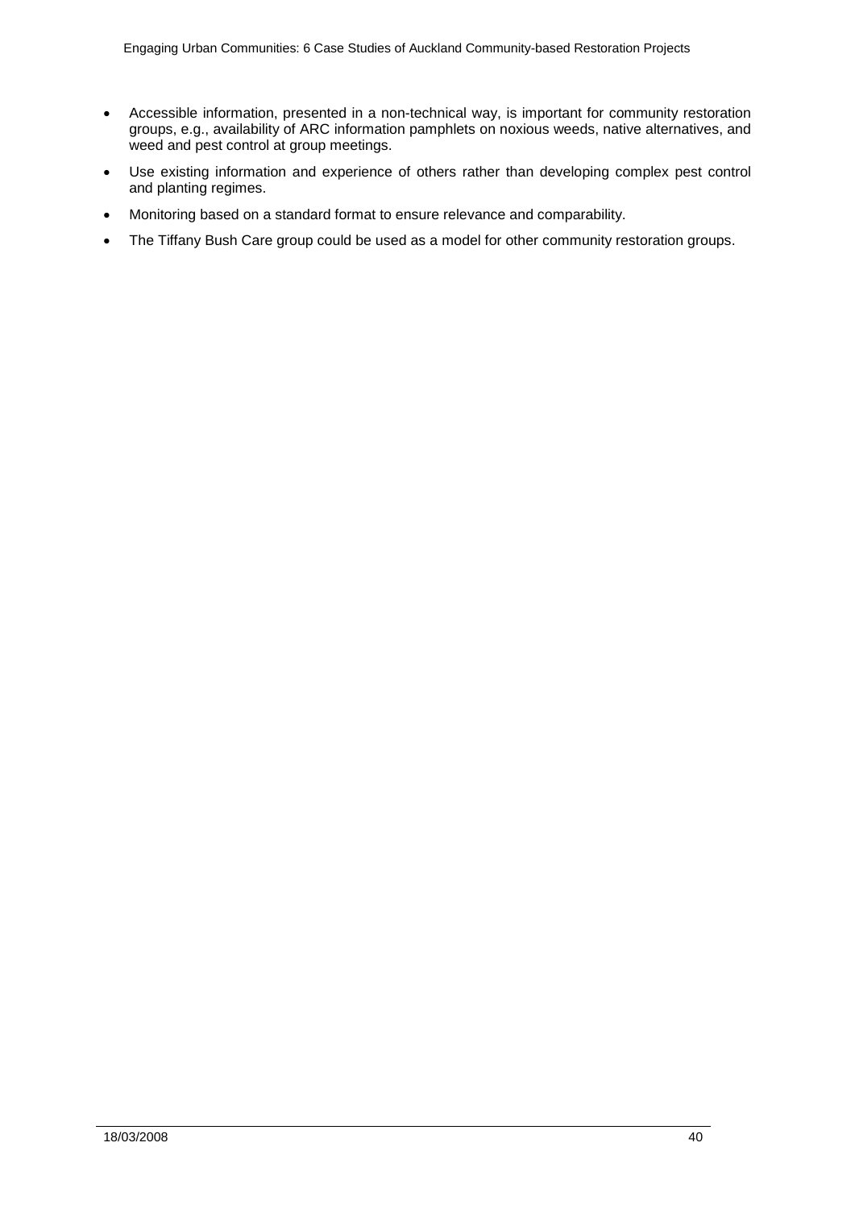- Accessible information, presented in a non-technical way, is important for community restoration groups, e.g., availability of ARC information pamphlets on noxious weeds, native alternatives, and weed and pest control at group meetings.
- Use existing information and experience of others rather than developing complex pest control and planting regimes.
- Monitoring based on a standard format to ensure relevance and comparability.
- The Tiffany Bush Care group could be used as a model for other community restoration groups.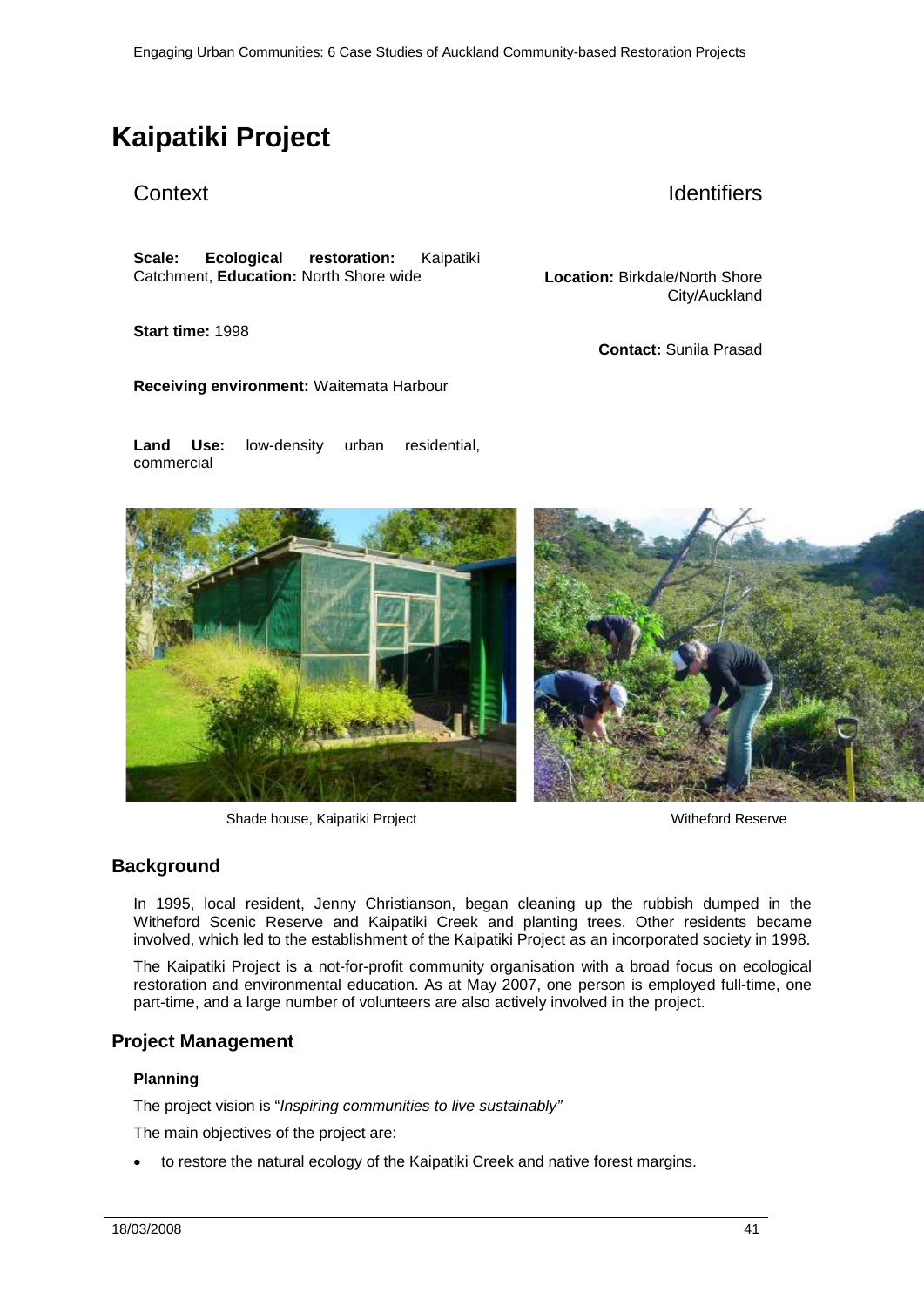# Kaipatiki Project

## Context

## Identifiers

**Scale: Ecological restoration:** Kaipatiki Catchment, **Education:** North Shore wide

**Location:** Birkdale/North Shore City/Auckland

**Start time:** 1998

**Contact:** Sunila Prasad

**Receiving environment:** Waitemata Harbour

**Land Use:** low-density urban residential, commercial

Shade house, Kaipatiki Project

Witheford Reserve

## Background

In 1995, local resident, Jenny Christianson, began cleaning up the rubbish dumped in the Witheford Scenic Reserve and Kaipatiki Creek and planting trees. Other residents became involved, which led to the establishment of the Kaipatiki Project as an incorporated society in 1998.

The Kaipatiki Project is a not-for-profit community organisation with a broad focus on ecological restoration and environmental education. As at May 2007, one person is employed full-time, one part-time, and a large number of volunteers are also actively involved in the project.

## Project Management

### Planning

The project vision is "*Inspiring communities to live sustainably"*

The main objectives of the project are:

- to restore the natural ecology of the Kaipatiki Creek and native forest margins.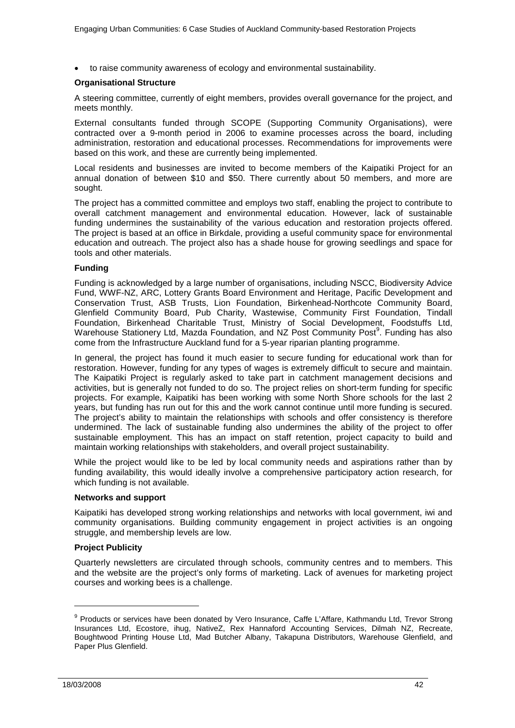- to raise community awareness of ecology and environmental sustainability.

**Organisational Structure**

A steering committee, currently of eight members, provides overall governance for the project, and meets monthly.

External consultants funded through SCOPE (Supporting Community Organisations), were contracted over a 9-month period in 2006 to examine processes across the board, including administration, restoration and educational processes. Recommendations for improvements were based on this work, and these are currently being implemented.

Local residents and businesses are invited to become members of the Kaipatiki Project for an annual donation of between \$10 and \$50. There currently about 50 members, and more are sought.

The project has a committed committee and employs two staff, enabling the project to contribute to overall catchment management and environmental education. However, lack of sustainable funding undermines the sustainability of the various education and restoration projects offered. The project is based at an office in Birkdale, providing a useful community space for environmental education and outreach. The project also has a shade house for growing seedlings and space for tools and other materials.

**Funding**

Funding is acknowledged by a large number of organisations, including NSCC, Biodiversity Advice Fund, WWF-NZ, ARC, Lottery Grants Board Environment and Heritage, Pacific Development and Conservation Trust, ASB Trusts, Lion Foundation, Birkenhead-Northcote Community Board, Glenfield Community Board, Pub Charity, Wastewise, Community First Foundation, Tindall Foundation, Birkenhead Charitable Trust, Ministry of Social Development, Foodstuffs Ltd, Warehouse Stationery Ltd, Mazda Foundation, and NZ Post Community Post[9]. Funding has also come from the Infrastructure Auckland fund for a 5-year riparian planting programme.

In general, the project has found it much easier to secure funding for educational work than for restoration. However, funding for any types of wages is extremely difficult to secure and maintain. The Kaipatiki Project is regularly asked to take part in catchment management decisions and activities, but is generally not funded to do so. The project relies on short-term funding for specific projects. For example, Kaipatiki has been working with some North Shore schools for the last 2 years, but funding has run out for this and the work cannot continue until more funding is secured. The project's ability to maintain the relationships with schools and offer consistency is therefore undermined. The lack of sustainable funding also undermines the ability of the project to offer sustainable employment. This has an impact on staff retention, project capacity to build and maintain working relationships with stakeholders, and overall project sustainability.

While the project would like to be led by local community needs and aspirations rather than by funding availability, this would ideally involve a comprehensive participatory action research, for which funding is not available.

**Networks and support**

Kaipatiki has developed strong working relationships and networks with local government, iwi and community organisations. Building community engagement in project activities is an ongoing struggle, and membership levels are low.

**Project Publicity**

Quarterly newsletters are circulated through schools, community centres and to members. This and the website are the project's only forms of marketing. Lack of avenues for marketing project courses and working bees is a challenge.

---

[9] Products or services have been donated by Vero Insurance, Caffe L'Affare, Kathmandu Ltd, Trevor Strong Insurances Ltd, Ecostore, ihug, NativeZ, Rex Hannaford Accounting Services, Dilmah NZ, Recreate, Boughtwood Printing House Ltd, Mad Butcher Albany, Takapuna Distributors, Warehouse Glenfield, and Paper Plus Glenfield.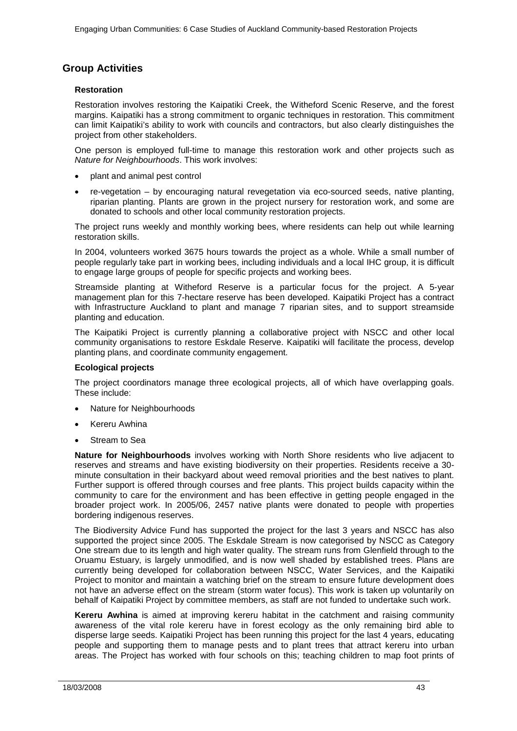## Group Activities

### Restoration

Restoration involves restoring the Kaipatiki Creek, the Witheford Scenic Reserve, and the forest margins. Kaipatiki has a strong commitment to organic techniques in restoration. This commitment can limit Kaipatiki's ability to work with councils and contractors, but also clearly distinguishes the project from other stakeholders.

One person is employed full-time to manage this restoration work and other projects such as *Nature for Neighbourhoods*. This work involves:

- plant and animal pest control
- re-vegetation – by encouraging natural revegetation via eco-sourced seeds, native planting, riparian planting. Plants are grown in the project nursery for restoration work, and some are donated to schools and other local community restoration projects.

The project runs weekly and monthly working bees, where residents can help out while learning restoration skills.

In 2004, volunteers worked 3675 hours towards the project as a whole. While a small number of people regularly take part in working bees, including individuals and a local IHC group, it is difficult to engage large groups of people for specific projects and working bees.

Streamside planting at Witheford Reserve is a particular focus for the project. A 5-year management plan for this 7-hectare reserve has been developed. Kaipatiki Project has a contract with Infrastructure Auckland to plant and manage 7 riparian sites, and to support streamside planting and education.

The Kaipatiki Project is currently planning a collaborative project with NSCC and other local community organisations to restore Eskdale Reserve. Kaipatiki will facilitate the process, develop planting plans, and coordinate community engagement.

### Ecological projects

The project coordinators manage three ecological projects, all of which have overlapping goals. These include:

- Nature for Neighbourhoods
- Kereru Awhina
- Stream to Sea

**Nature for Neighbourhoods** involves working with North Shore residents who live adjacent to reserves and streams and have existing biodiversity on their properties. Residents receive a 30-minute consultation in their backyard about weed removal priorities and the best natives to plant. Further support is offered through courses and free plants. This project builds capacity within the community to care for the environment and has been effective in getting people engaged in the broader project work. In 2005/06, 2457 native plants were donated to people with properties bordering indigenous reserves.

The Biodiversity Advice Fund has supported the project for the last 3 years and NSCC has also supported the project since 2005. The Eskdale Stream is now categorised by NSCC as Category One stream due to its length and high water quality. The stream runs from Glenfield through to the Oruamu Estuary, is largely unmodified, and is now well shaded by established trees. Plans are currently being developed for collaboration between NSCC, Water Services, and the Kaipatiki Project to monitor and maintain a watching brief on the stream to ensure future development does not have an adverse effect on the stream (storm water focus). This work is taken up voluntarily on behalf of Kaipatiki Project by committee members, as staff are not funded to undertake such work.

**Kereru Awhina** is aimed at improving kereru habitat in the catchment and raising community awareness of the vital role kereru have in forest ecology as the only remaining bird able to disperse large seeds. Kaipatiki Project has been running this project for the last 4 years, educating people and supporting them to manage pests and to plant trees that attract kereru into urban areas. The Project has worked with four schools on this; teaching children to map foot prints of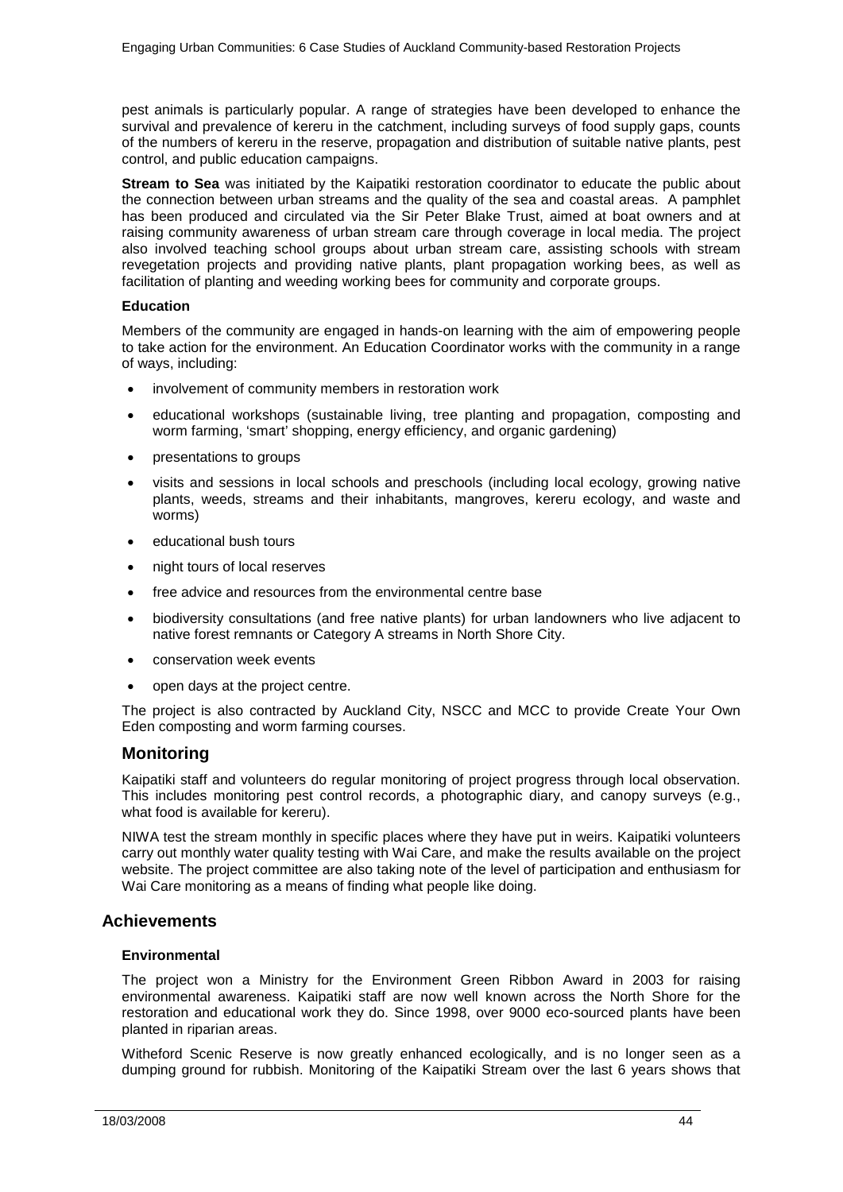pest animals is particularly popular. A range of strategies have been developed to enhance the survival and prevalence of kereru in the catchment, including surveys of food supply gaps, counts of the numbers of kereru in the reserve, propagation and distribution of suitable native plants, pest control, and public education campaigns.

**Stream to Sea** was initiated by the Kaipatiki restoration coordinator to educate the public about the connection between urban streams and the quality of the sea and coastal areas. A pamphlet has been produced and circulated via the Sir Peter Blake Trust, aimed at boat owners and at raising community awareness of urban stream care through coverage in local media. The project also involved teaching school groups about urban stream care, assisting schools with stream revegetation projects and providing native plants, plant propagation working bees, as well as facilitation of planting and weeding working bees for community and corporate groups.

#### Education

Members of the community are engaged in hands-on learning with the aim of empowering people to take action for the environment. An Education Coordinator works with the community in a range of ways, including:

- involvement of community members in restoration work
- educational workshops (sustainable living, tree planting and propagation, composting and worm farming, 'smart' shopping, energy efficiency, and organic gardening)
- presentations to groups
- visits and sessions in local schools and preschools (including local ecology, growing native plants, weeds, streams and their inhabitants, mangroves, kereru ecology, and waste and worms)
- educational bush tours
- night tours of local reserves
- free advice and resources from the environmental centre base
- biodiversity consultations (and free native plants) for urban landowners who live adjacent to native forest remnants or Category A streams in North Shore City.
- conservation week events
- open days at the project centre.

The project is also contracted by Auckland City, NSCC and MCC to provide Create Your Own Eden composting and worm farming courses.

### Monitoring

Kaipatiki staff and volunteers do regular monitoring of project progress through local observation. This includes monitoring pest control records, a photographic diary, and canopy surveys (e.g., what food is available for kereru).

NIWA test the stream monthly in specific places where they have put in weirs. Kaipatiki volunteers carry out monthly water quality testing with Wai Care, and make the results available on the project website. The project committee are also taking note of the level of participation and enthusiasm for Wai Care monitoring as a means of finding what people like doing.

## Achievements

#### Environmental

The project won a Ministry for the Environment Green Ribbon Award in 2003 for raising environmental awareness. Kaipatiki staff are now well known across the North Shore for the restoration and educational work they do. Since 1998, over 9000 eco-sourced plants have been planted in riparian areas.

Witheford Scenic Reserve is now greatly enhanced ecologically, and is no longer seen as a dumping ground for rubbish. Monitoring of the Kaipatiki Stream over the last 6 years shows that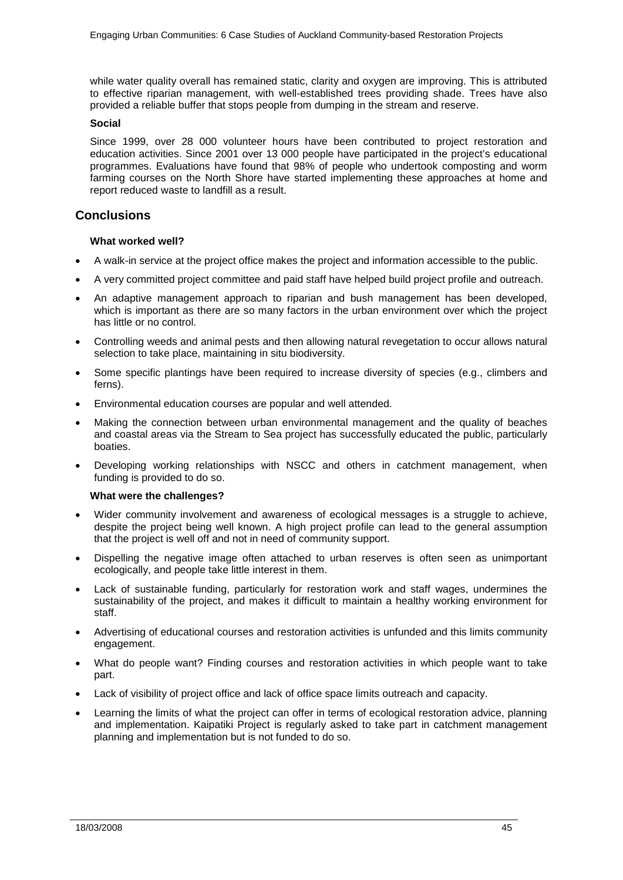while water quality overall has remained static, clarity and oxygen are improving. This is attributed to effective riparian management, with well-established trees providing shade. Trees have also provided a reliable buffer that stops people from dumping in the stream and reserve.

**Social**

Since 1999, over 28 000 volunteer hours have been contributed to project restoration and education activities. Since 2001 over 13 000 people have participated in the project's educational programmes. Evaluations have found that 98% of people who undertook composting and worm farming courses on the North Shore have started implementing these approaches at home and report reduced waste to landfill as a result.

## Conclusions

**What worked well?**

- A walk-in service at the project office makes the project and information accessible to the public.
- A very committed project committee and paid staff have helped build project profile and outreach.
- An adaptive management approach to riparian and bush management has been developed, which is important as there are so many factors in the urban environment over which the project has little or no control.
- Controlling weeds and animal pests and then allowing natural revegetation to occur allows natural selection to take place, maintaining in situ biodiversity.
- Some specific plantings have been required to increase diversity of species (e.g., climbers and ferns).
- Environmental education courses are popular and well attended.
- Making the connection between urban environmental management and the quality of beaches and coastal areas via the Stream to Sea project has successfully educated the public, particularly boaties.
- Developing working relationships with NSCC and others in catchment management, when funding is provided to do so.

**What were the challenges?**

- Wider community involvement and awareness of ecological messages is a struggle to achieve, despite the project being well known. A high project profile can lead to the general assumption that the project is well off and not in need of community support.
- Dispelling the negative image often attached to urban reserves is often seen as unimportant ecologically, and people take little interest in them.
- Lack of sustainable funding, particularly for restoration work and staff wages, undermines the sustainability of the project, and makes it difficult to maintain a healthy working environment for staff.
- Advertising of educational courses and restoration activities is unfunded and this limits community engagement.
- What do people want? Finding courses and restoration activities in which people want to take part.
- Lack of visibility of project office and lack of office space limits outreach and capacity.
- Learning the limits of what the project can offer in terms of ecological restoration advice, planning and implementation. Kaipatiki Project is regularly asked to take part in catchment management planning and implementation but is not funded to do so.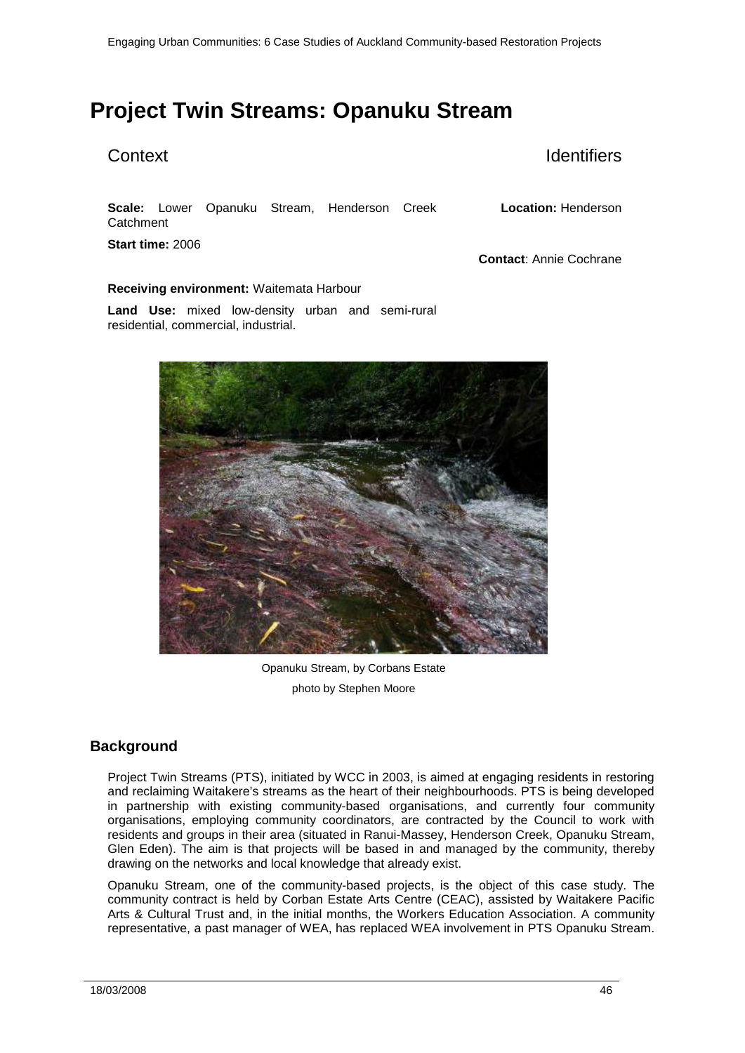# Project Twin Streams: Opanuku Stream

## Context

**Scale:** Lower Opanuku Stream, Henderson Creek Catchment

**Start time:** 2006

**Receiving environment:** Waitemata Harbour

**Land Use:** mixed low-density urban and semi-rural residential, commercial, industrial.

## Identifiers

**Location:** Henderson

**Contact**: Annie Cochrane

Opanuku Stream, by Corbans Estate

photo by Stephen Moore

## Background

Project Twin Streams (PTS), initiated by WCC in 2003, is aimed at engaging residents in restoring and reclaiming Waitakere's streams as the heart of their neighbourhoods. PTS is being developed in partnership with existing community-based organisations, and currently four community organisations, employing community coordinators, are contracted by the Council to work with residents and groups in their area (situated in Ranui-Massey, Henderson Creek, Opanuku Stream, Glen Eden). The aim is that projects will be based in and managed by the community, thereby drawing on the networks and local knowledge that already exist.

Opanuku Stream, one of the community-based projects, is the object of this case study. The community contract is held by Corban Estate Arts Centre (CEAC), assisted by Waitakere Pacific Arts & Cultural Trust and, in the initial months, the Workers Education Association. A community representative, a past manager of WEA, has replaced WEA involvement in PTS Opanuku Stream.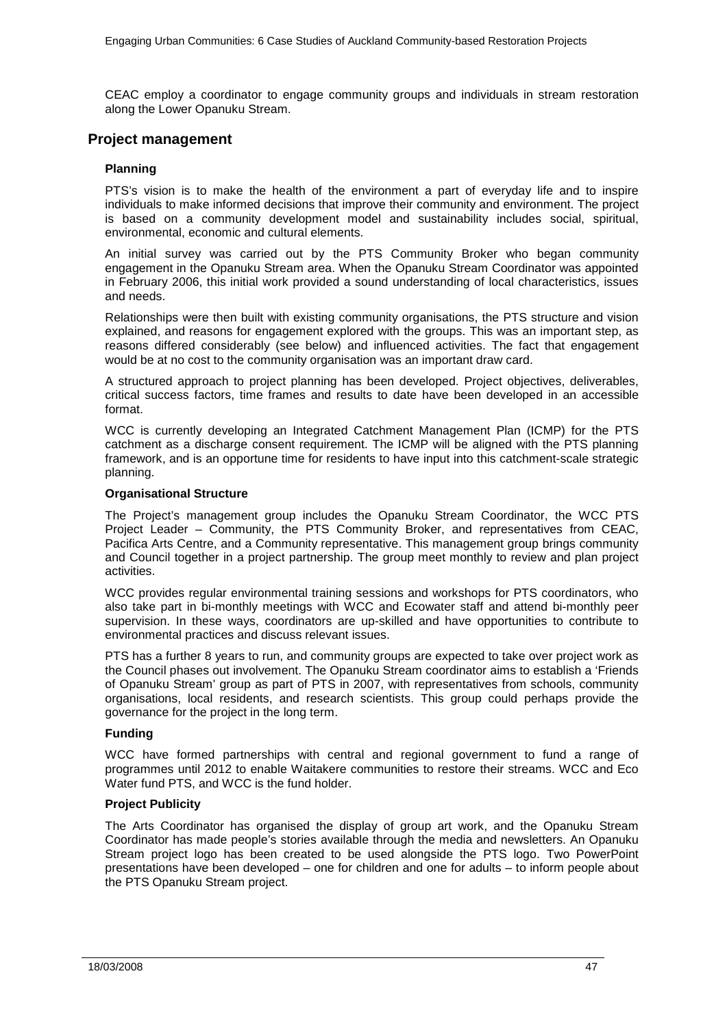CEAC employ a coordinator to engage community groups and individuals in stream restoration along the Lower Opanuku Stream.

## Project management

### Planning

PTS's vision is to make the health of the environment a part of everyday life and to inspire individuals to make informed decisions that improve their community and environment. The project is based on a community development model and sustainability includes social, spiritual, environmental, economic and cultural elements.

An initial survey was carried out by the PTS Community Broker who began community engagement in the Opanuku Stream area. When the Opanuku Stream Coordinator was appointed in February 2006, this initial work provided a sound understanding of local characteristics, issues and needs.

Relationships were then built with existing community organisations, the PTS structure and vision explained, and reasons for engagement explored with the groups. This was an important step, as reasons differed considerably (see below) and influenced activities. The fact that engagement would be at no cost to the community organisation was an important draw card.

A structured approach to project planning has been developed. Project objectives, deliverables, critical success factors, time frames and results to date have been developed in an accessible format.

WCC is currently developing an Integrated Catchment Management Plan (ICMP) for the PTS catchment as a discharge consent requirement. The ICMP will be aligned with the PTS planning framework, and is an opportune time for residents to have input into this catchment-scale strategic planning.

### Organisational Structure

The Project's management group includes the Opanuku Stream Coordinator, the WCC PTS Project Leader – Community, the PTS Community Broker, and representatives from CEAC, Pacifica Arts Centre, and a Community representative. This management group brings community and Council together in a project partnership. The group meet monthly to review and plan project activities.

WCC provides regular environmental training sessions and workshops for PTS coordinators, who also take part in bi-monthly meetings with WCC and Ecowater staff and attend bi-monthly peer supervision. In these ways, coordinators are up-skilled and have opportunities to contribute to environmental practices and discuss relevant issues.

PTS has a further 8 years to run, and community groups are expected to take over project work as the Council phases out involvement. The Opanuku Stream coordinator aims to establish a 'Friends of Opanuku Stream' group as part of PTS in 2007, with representatives from schools, community organisations, local residents, and research scientists. This group could perhaps provide the governance for the project in the long term.

### Funding

WCC have formed partnerships with central and regional government to fund a range of programmes until 2012 to enable Waitakere communities to restore their streams. WCC and Eco Water fund PTS, and WCC is the fund holder.

### Project Publicity

The Arts Coordinator has organised the display of group art work, and the Opanuku Stream Coordinator has made people's stories available through the media and newsletters. An Opanuku Stream project logo has been created to be used alongside the PTS logo. Two PowerPoint presentations have been developed – one for children and one for adults – to inform people about the PTS Opanuku Stream project.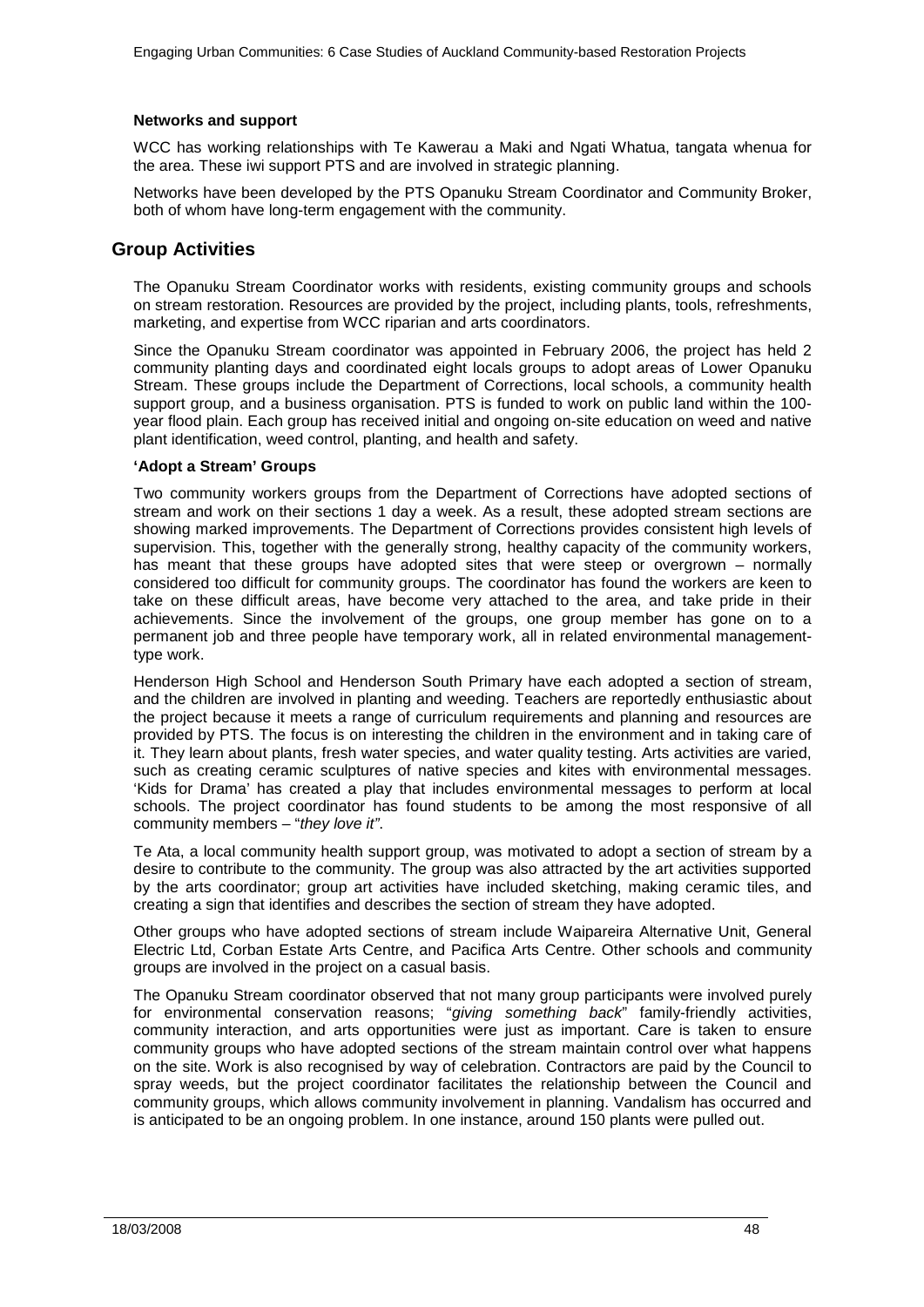#### Networks and support

WCC has working relationships with Te Kawerau a Maki and Ngati Whatua, tangata whenua for the area. These iwi support PTS and are involved in strategic planning.

Networks have been developed by the PTS Opanuku Stream Coordinator and Community Broker, both of whom have long-term engagement with the community.

## Group Activities

The Opanuku Stream Coordinator works with residents, existing community groups and schools on stream restoration. Resources are provided by the project, including plants, tools, refreshments, marketing, and expertise from WCC riparian and arts coordinators.

Since the Opanuku Stream coordinator was appointed in February 2006, the project has held 2 community planting days and coordinated eight locals groups to adopt areas of Lower Opanuku Stream. These groups include the Department of Corrections, local schools, a community health support group, and a business organisation. PTS is funded to work on public land within the 100-year flood plain. Each group has received initial and ongoing on-site education on weed and native plant identification, weed control, planting, and health and safety.

#### 'Adopt a Stream' Groups

Two community workers groups from the Department of Corrections have adopted sections of stream and work on their sections 1 day a week. As a result, these adopted stream sections are showing marked improvements. The Department of Corrections provides consistent high levels of supervision. This, together with the generally strong, healthy capacity of the community workers, has meant that these groups have adopted sites that were steep or overgrown – normally considered too difficult for community groups. The coordinator has found the workers are keen to take on these difficult areas, have become very attached to the area, and take pride in their achievements. Since the involvement of the groups, one group member has gone on to a permanent job and three people have temporary work, all in related environmental management-type work.

Henderson High School and Henderson South Primary have each adopted a section of stream, and the children are involved in planting and weeding. Teachers are reportedly enthusiastic about the project because it meets a range of curriculum requirements and planning and resources are provided by PTS. The focus is on interesting the children in the environment and in taking care of it. They learn about plants, fresh water species, and water quality testing. Arts activities are varied, such as creating ceramic sculptures of native species and kites with environmental messages. 'Kids for Drama' has created a play that includes environmental messages to perform at local schools. The project coordinator has found students to be among the most responsive of all community members – "*they love it"*.

Te Ata, a local community health support group, was motivated to adopt a section of stream by a desire to contribute to the community. The group was also attracted by the art activities supported by the arts coordinator; group art activities have included sketching, making ceramic tiles, and creating a sign that identifies and describes the section of stream they have adopted.

Other groups who have adopted sections of stream include Waipareira Alternative Unit, General Electric Ltd, Corban Estate Arts Centre, and Pacifica Arts Centre. Other schools and community groups are involved in the project on a casual basis.

The Opanuku Stream coordinator observed that not many group participants were involved purely for environmental conservation reasons; "*giving something back*" family-friendly activities, community interaction, and arts opportunities were just as important. Care is taken to ensure community groups who have adopted sections of the stream maintain control over what happens on the site. Work is also recognised by way of celebration. Contractors are paid by the Council to spray weeds, but the project coordinator facilitates the relationship between the Council and community groups, which allows community involvement in planning. Vandalism has occurred and is anticipated to be an ongoing problem. In one instance, around 150 plants were pulled out.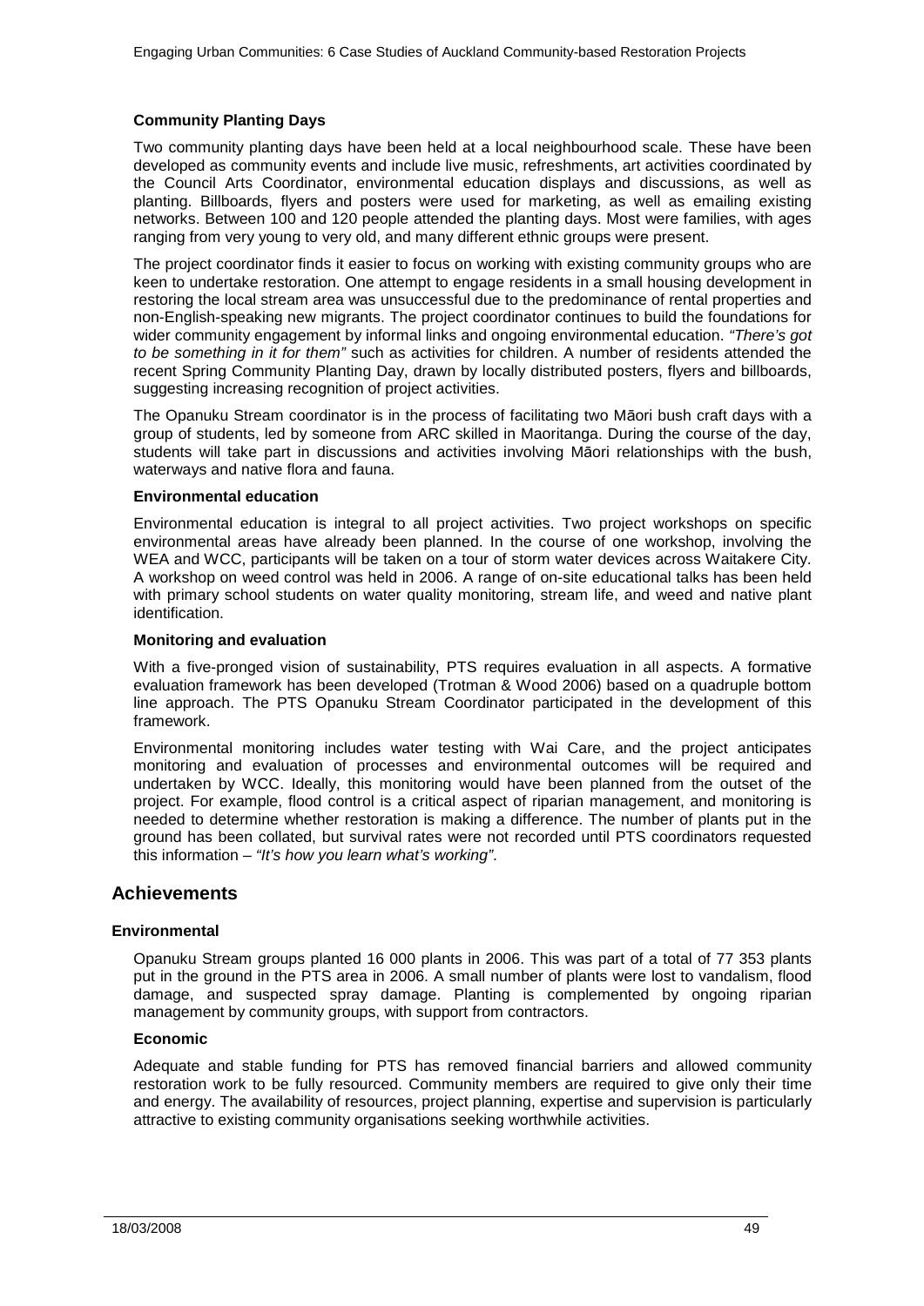#### Community Planting Days

Two community planting days have been held at a local neighbourhood scale. These have been developed as community events and include live music, refreshments, art activities coordinated by the Council Arts Coordinator, environmental education displays and discussions, as well as planting. Billboards, flyers and posters were used for marketing, as well as emailing existing networks. Between 100 and 120 people attended the planting days. Most were families, with ages ranging from very young to very old, and many different ethnic groups were present.

The project coordinator finds it easier to focus on working with existing community groups who are keen to undertake restoration. One attempt to engage residents in a small housing development in restoring the local stream area was unsuccessful due to the predominance of rental properties and non-English-speaking new migrants. The project coordinator continues to build the foundations for wider community engagement by informal links and ongoing environmental education. *"There's got to be something in it for them"* such as activities for children. A number of residents attended the recent Spring Community Planting Day, drawn by locally distributed posters, flyers and billboards, suggesting increasing recognition of project activities.

The Opanuku Stream coordinator is in the process of facilitating two Māori bush craft days with a group of students, led by someone from ARC skilled in Maoritanga. During the course of the day, students will take part in discussions and activities involving Māori relationships with the bush, waterways and native flora and fauna.

#### Environmental education

Environmental education is integral to all project activities. Two project workshops on specific environmental areas have already been planned. In the course of one workshop, involving the WEA and WCC, participants will be taken on a tour of storm water devices across Waitakere City. A workshop on weed control was held in 2006. A range of on-site educational talks has been held with primary school students on water quality monitoring, stream life, and weed and native plant identification.

#### Monitoring and evaluation

With a five-pronged vision of sustainability, PTS requires evaluation in all aspects. A formative evaluation framework has been developed (Trotman & Wood 2006) based on a quadruple bottom line approach. The PTS Opanuku Stream Coordinator participated in the development of this framework.

Environmental monitoring includes water testing with Wai Care, and the project anticipates monitoring and evaluation of processes and environmental outcomes will be required and undertaken by WCC. Ideally, this monitoring would have been planned from the outset of the project. For example, flood control is a critical aspect of riparian management, and monitoring is needed to determine whether restoration is making a difference. The number of plants put in the ground has been collated, but survival rates were not recorded until PTS coordinators requested this information – *"It's how you learn what's working"*.

## Achievements

### Environmental

Opanuku Stream groups planted 16 000 plants in 2006. This was part of a total of 77 353 plants put in the ground in the PTS area in 2006. A small number of plants were lost to vandalism, flood damage, and suspected spray damage. Planting is complemented by ongoing riparian management by community groups, with support from contractors.

### Economic

Adequate and stable funding for PTS has removed financial barriers and allowed community restoration work to be fully resourced. Community members are required to give only their time and energy. The availability of resources, project planning, expertise and supervision is particularly attractive to existing community organisations seeking worthwhile activities.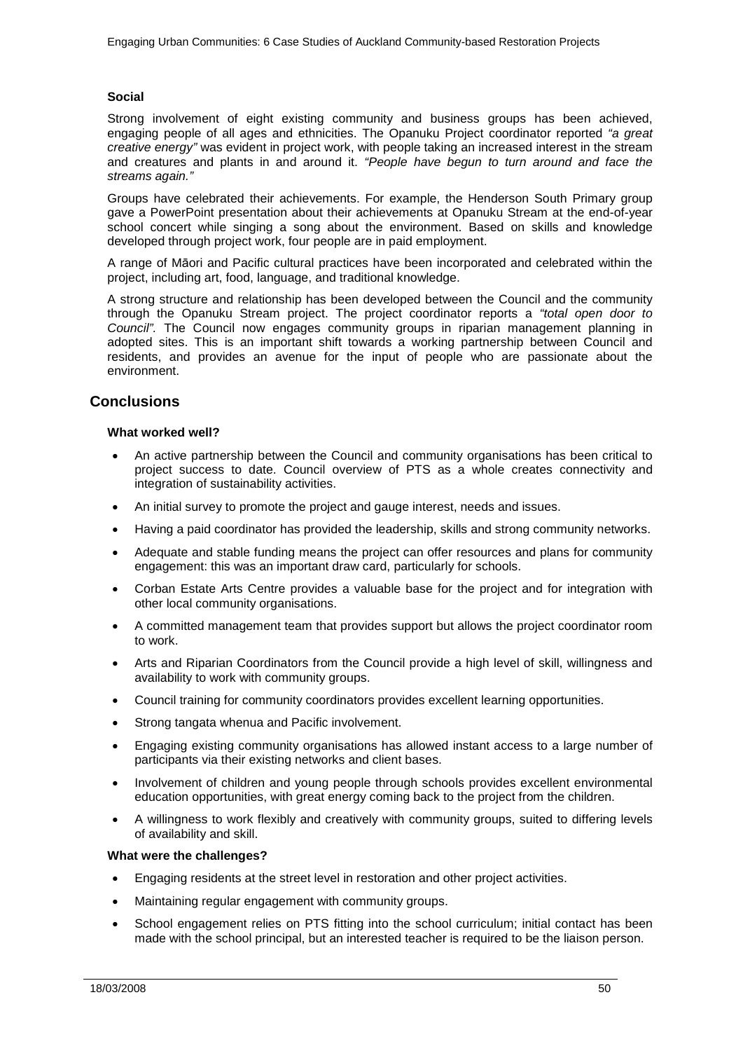**Social**

Strong involvement of eight existing community and business groups has been achieved, engaging people of all ages and ethnicities. The Opanuku Project coordinator reported *"a great creative energy"* was evident in project work, with people taking an increased interest in the stream and creatures and plants in and around it. *"People have begun to turn around and face the streams again."*

Groups have celebrated their achievements. For example, the Henderson South Primary group gave a PowerPoint presentation about their achievements at Opanuku Stream at the end-of-year school concert while singing a song about the environment. Based on skills and knowledge developed through project work, four people are in paid employment.

A range of Māori and Pacific cultural practices have been incorporated and celebrated within the project, including art, food, language, and traditional knowledge.

A strong structure and relationship has been developed between the Council and the community through the Opanuku Stream project. The project coordinator reports a *"total open door to Council".* The Council now engages community groups in riparian management planning in adopted sites. This is an important shift towards a working partnership between Council and residents, and provides an avenue for the input of people who are passionate about the environment.

## Conclusions

**What worked well?**

- An active partnership between the Council and community organisations has been critical to project success to date. Council overview of PTS as a whole creates connectivity and integration of sustainability activities.
- An initial survey to promote the project and gauge interest, needs and issues.
- Having a paid coordinator has provided the leadership, skills and strong community networks.
- Adequate and stable funding means the project can offer resources and plans for community engagement: this was an important draw card, particularly for schools.
- Corban Estate Arts Centre provides a valuable base for the project and for integration with other local community organisations.
- A committed management team that provides support but allows the project coordinator room to work.
- Arts and Riparian Coordinators from the Council provide a high level of skill, willingness and availability to work with community groups.
- Council training for community coordinators provides excellent learning opportunities.
- Strong tangata whenua and Pacific involvement.
- Engaging existing community organisations has allowed instant access to a large number of participants via their existing networks and client bases.
- Involvement of children and young people through schools provides excellent environmental education opportunities, with great energy coming back to the project from the children.
- A willingness to work flexibly and creatively with community groups, suited to differing levels of availability and skill.

**What were the challenges?**

- Engaging residents at the street level in restoration and other project activities.
- Maintaining regular engagement with community groups.
- School engagement relies on PTS fitting into the school curriculum; initial contact has been made with the school principal, but an interested teacher is required to be the liaison person.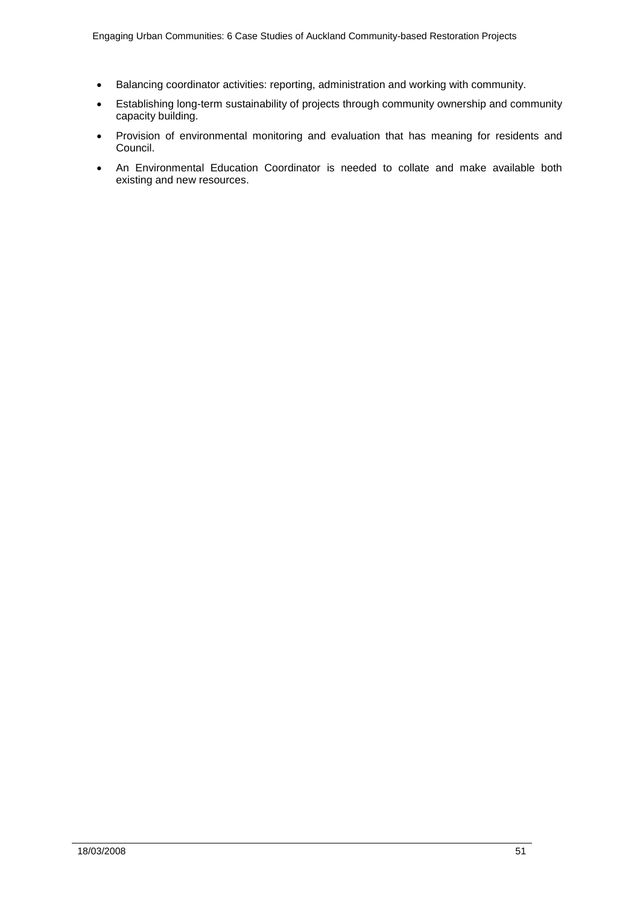- Balancing coordinator activities: reporting, administration and working with community.
- Establishing long-term sustainability of projects through community ownership and community capacity building.
- Provision of environmental monitoring and evaluation that has meaning for residents and Council.
- An Environmental Education Coordinator is needed to collate and make available both existing and new resources.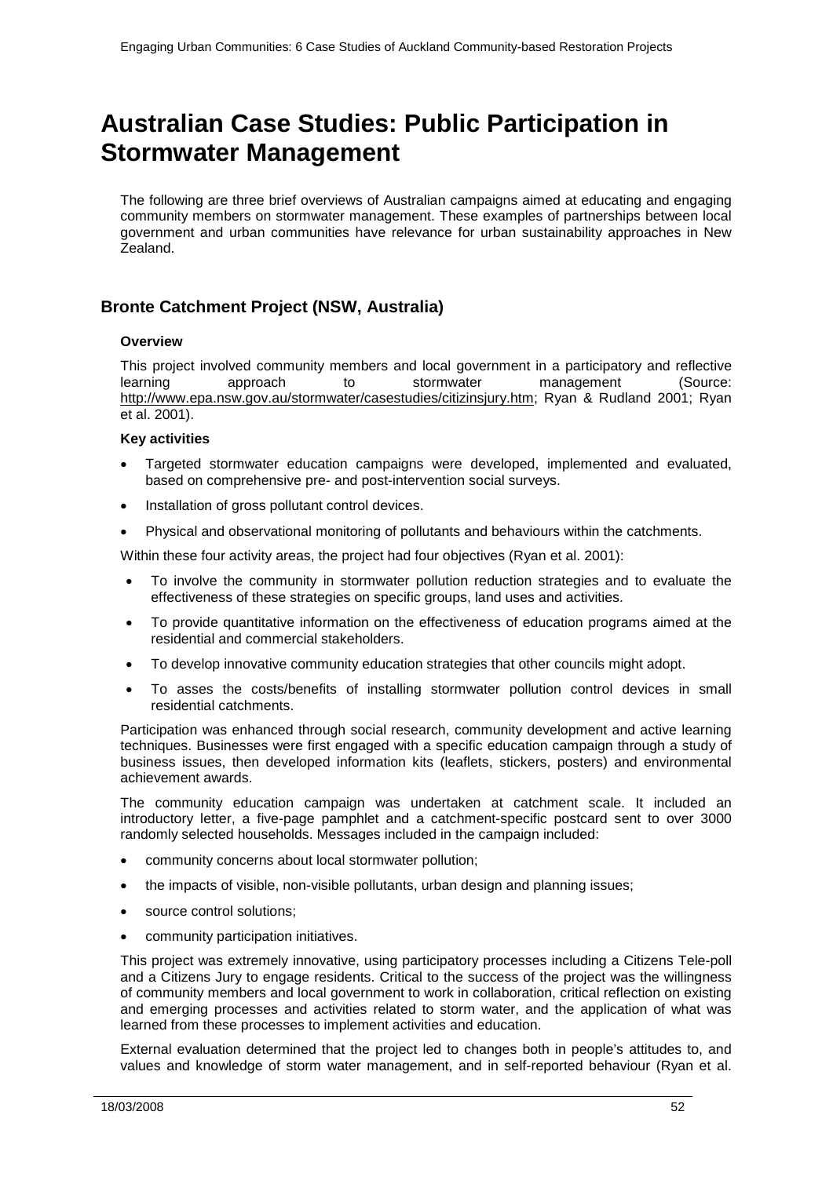# Australian Case Studies: Public Participation in Stormwater Management

The following are three brief overviews of Australian campaigns aimed at educating and engaging community members on stormwater management. These examples of partnerships between local government and urban communities have relevance for urban sustainability approaches in New Zealand.

## Bronte Catchment Project (NSW, Australia)

**Overview**

This project involved community members and local government in a participatory and reflective learning approach to stormwater management (Source: http://www.epa.nsw.gov.au/stormwater/casestudies/citizinsjury.htm; Ryan & Rudland 2001; Ryan et al. 2001).

**Key activities**

- Targeted stormwater education campaigns were developed, implemented and evaluated, based on comprehensive pre- and post-intervention social surveys.
- Installation of gross pollutant control devices.
- Physical and observational monitoring of pollutants and behaviours within the catchments.

Within these four activity areas, the project had four objectives (Ryan et al. 2001):

- To involve the community in stormwater pollution reduction strategies and to evaluate the effectiveness of these strategies on specific groups, land uses and activities.
- To provide quantitative information on the effectiveness of education programs aimed at the residential and commercial stakeholders.
- To develop innovative community education strategies that other councils might adopt.
- To asses the costs/benefits of installing stormwater pollution control devices in small residential catchments.

Participation was enhanced through social research, community development and active learning techniques. Businesses were first engaged with a specific education campaign through a study of business issues, then developed information kits (leaflets, stickers, posters) and environmental achievement awards.

The community education campaign was undertaken at catchment scale. It included an introductory letter, a five-page pamphlet and a catchment-specific postcard sent to over 3000 randomly selected households. Messages included in the campaign included:

- community concerns about local stormwater pollution;
- the impacts of visible, non-visible pollutants, urban design and planning issues;
- source control solutions;
- community participation initiatives.

This project was extremely innovative, using participatory processes including a Citizens Tele-poll and a Citizens Jury to engage residents. Critical to the success of the project was the willingness of community members and local government to work in collaboration, critical reflection on existing and emerging processes and activities related to storm water, and the application of what was learned from these processes to implement activities and education.

External evaluation determined that the project led to changes both in people's attitudes to, and values and knowledge of storm water management, and in self-reported behaviour (Ryan et al.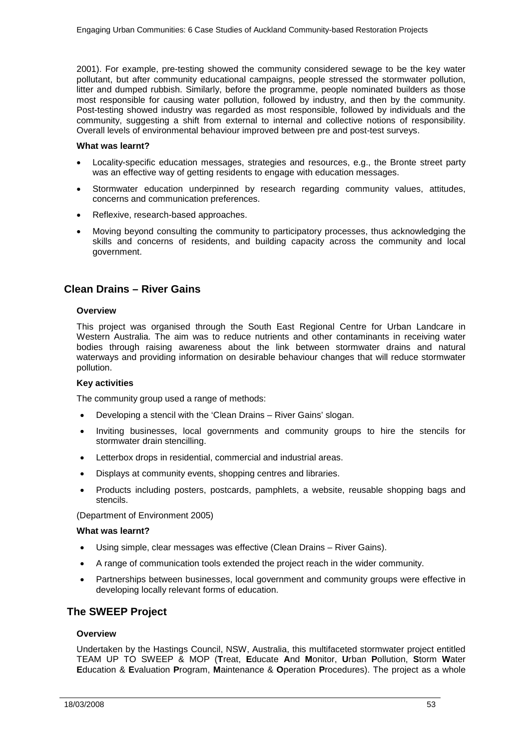2001). For example, pre-testing showed the community considered sewage to be the key water pollutant, but after community educational campaigns, people stressed the stormwater pollution, litter and dumped rubbish. Similarly, before the programme, people nominated builders as those most responsible for causing water pollution, followed by industry, and then by the community. Post-testing showed industry was regarded as most responsible, followed by individuals and the community, suggesting a shift from external to internal and collective notions of responsibility. Overall levels of environmental behaviour improved between pre and post-test surveys.

**What was learnt?**

- Locality-specific education messages, strategies and resources, e.g., the Bronte street party was an effective way of getting residents to engage with education messages.
- Stormwater education underpinned by research regarding community values, attitudes, concerns and communication preferences.
- Reflexive, research-based approaches.
- Moving beyond consulting the community to participatory processes, thus acknowledging the skills and concerns of residents, and building capacity across the community and local government.

## Clean Drains – River Gains

**Overview**

This project was organised through the South East Regional Centre for Urban Landcare in Western Australia. The aim was to reduce nutrients and other contaminants in receiving water bodies through raising awareness about the link between stormwater drains and natural waterways and providing information on desirable behaviour changes that will reduce stormwater pollution.

**Key activities**

The community group used a range of methods:

- Developing a stencil with the 'Clean Drains – River Gains' slogan.
- Inviting businesses, local governments and community groups to hire the stencils for stormwater drain stencilling.
- Letterbox drops in residential, commercial and industrial areas.
- Displays at community events, shopping centres and libraries.
- Products including posters, postcards, pamphlets, a website, reusable shopping bags and stencils.

(Department of Environment 2005)

**What was learnt?**

- Using simple, clear messages was effective (Clean Drains – River Gains).
- A range of communication tools extended the project reach in the wider community.
- Partnerships between businesses, local government and community groups were effective in developing locally relevant forms of education.

## The SWEEP Project

**Overview**

Undertaken by the Hastings Council, NSW, Australia, this multifaceted stormwater project entitled TEAM UP TO SWEEP & MOP (**T**reat, **E**ducate **A**nd **M**onitor, **U**rban **P**ollution, **S**torm **W**ater **E**ducation & **E**valuation **P**rogram, **M**aintenance & **O**peration **P**rocedures). The project as a whole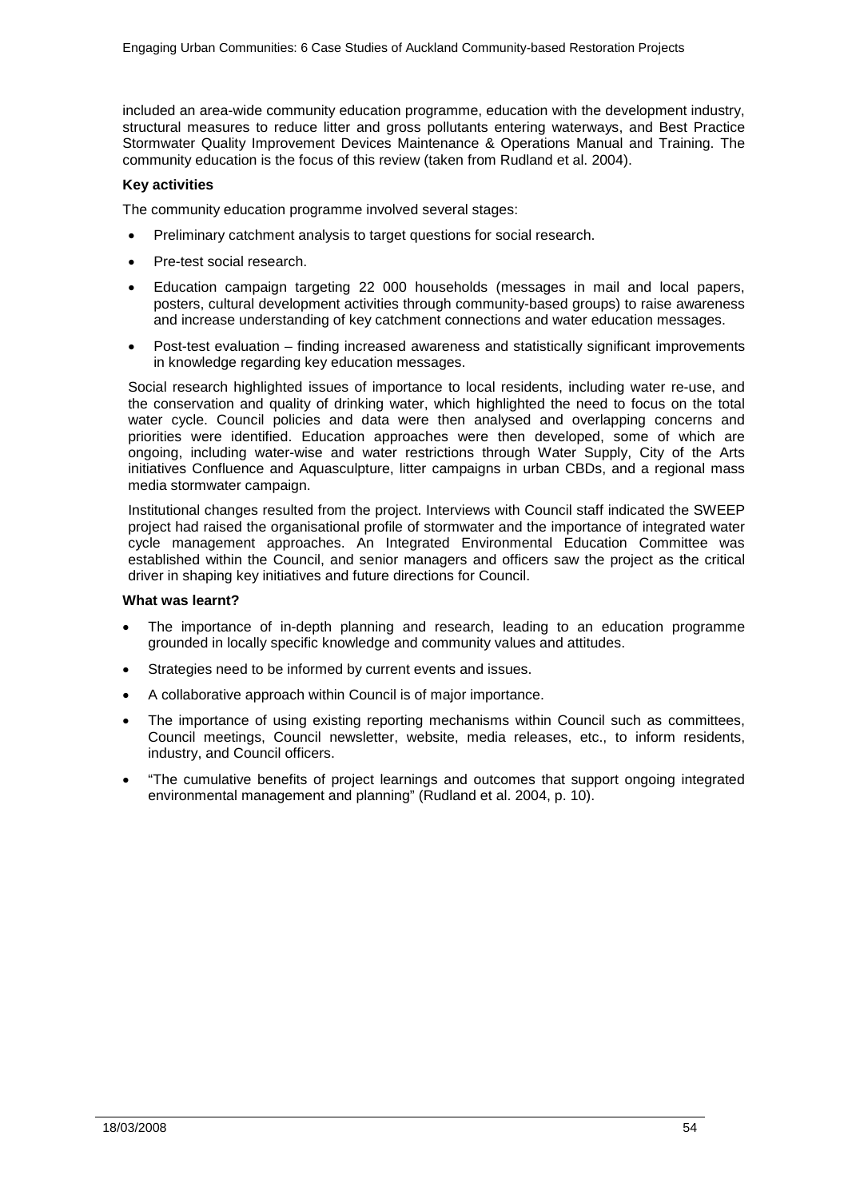included an area-wide community education programme, education with the development industry, structural measures to reduce litter and gross pollutants entering waterways, and Best Practice Stormwater Quality Improvement Devices Maintenance & Operations Manual and Training. The community education is the focus of this review (taken from Rudland et al. 2004).

**Key activities**

The community education programme involved several stages:

- Preliminary catchment analysis to target questions for social research.
- Pre-test social research.
- Education campaign targeting 22 000 households (messages in mail and local papers, posters, cultural development activities through community-based groups) to raise awareness and increase understanding of key catchment connections and water education messages.
- Post-test evaluation – finding increased awareness and statistically significant improvements in knowledge regarding key education messages.

Social research highlighted issues of importance to local residents, including water re-use, and the conservation and quality of drinking water, which highlighted the need to focus on the total water cycle. Council policies and data were then analysed and overlapping concerns and priorities were identified. Education approaches were then developed, some of which are ongoing, including water-wise and water restrictions through Water Supply, City of the Arts initiatives Confluence and Aquasculpture, litter campaigns in urban CBDs, and a regional mass media stormwater campaign.

Institutional changes resulted from the project. Interviews with Council staff indicated the SWEEP project had raised the organisational profile of stormwater and the importance of integrated water cycle management approaches. An Integrated Environmental Education Committee was established within the Council, and senior managers and officers saw the project as the critical driver in shaping key initiatives and future directions for Council.

**What was learnt?**

- The importance of in-depth planning and research, leading to an education programme grounded in locally specific knowledge and community values and attitudes.
- Strategies need to be informed by current events and issues.
- A collaborative approach within Council is of major importance.
- The importance of using existing reporting mechanisms within Council such as committees, Council meetings, Council newsletter, website, media releases, etc., to inform residents, industry, and Council officers.
- "The cumulative benefits of project learnings and outcomes that support ongoing integrated environmental management and planning" (Rudland et al. 2004, p. 10).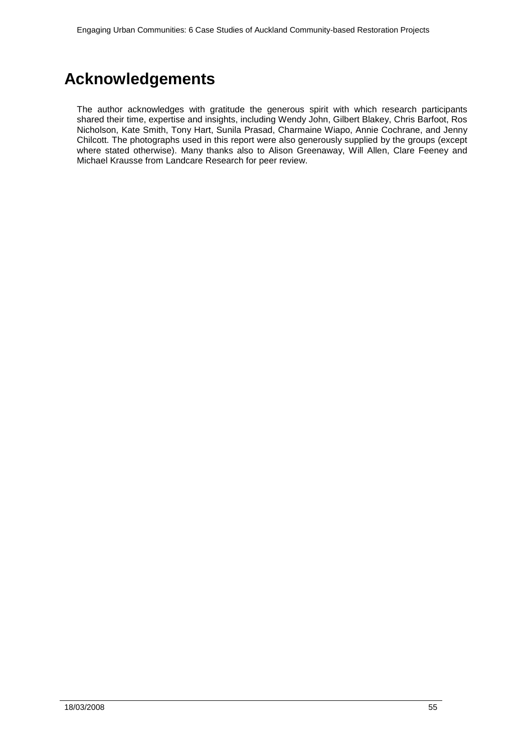# Acknowledgements

The author acknowledges with gratitude the generous spirit with which research participants shared their time, expertise and insights, including Wendy John, Gilbert Blakey, Chris Barfoot, Ros Nicholson, Kate Smith, Tony Hart, Sunila Prasad, Charmaine Wiapo, Annie Cochrane, and Jenny Chilcott. The photographs used in this report were also generously supplied by the groups (except where stated otherwise). Many thanks also to Alison Greenaway, Will Allen, Clare Feeney and Michael Krausse from Landcare Research for peer review.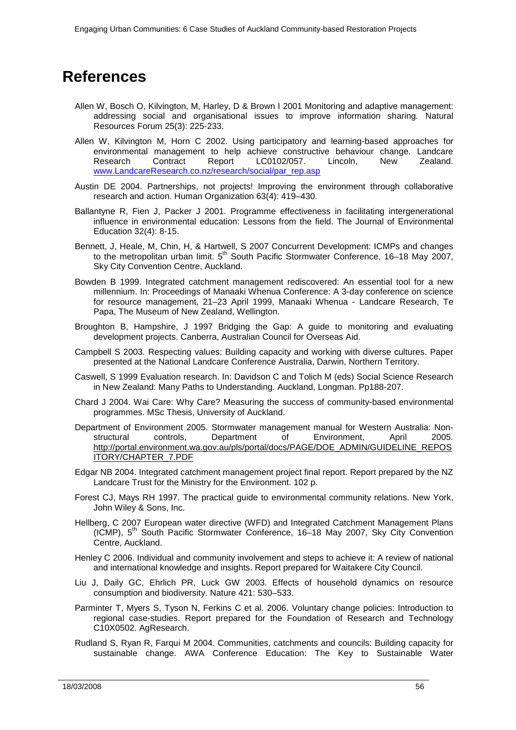# References

Allen W, Bosch O, Kilvington, M, Harley, D & Brown I 2001 Monitoring and adaptive management: addressing social and organisational issues to improve information sharing. Natural Resources Forum 25(3): 225-233.

Allen W, Kilvington M, Horn C 2002. Using participatory and learning-based approaches for environmental management to help achieve constructive behaviour change. Landcare Research Contract Report LC0102/057. Lincoln, New Zealand. www.LandcareResearch.co.nz/research/social/par_rep.asp

Austin DE 2004. Partnerships, not projects! Improving the environment through collaborative research and action. Human Organization 63(4): 419–430.

Ballantyne R, Fien J, Packer J 2001. Programme effectiveness in facilitating intergenerational influence in environmental education: Lessons from the field. The Journal of Environmental Education 32(4): 8-15.

Bennett, J, Heale, M, Chin, H, & Hartwell, S 2007 Concurrent Development: ICMPs and changes to the metropolitan urban limit. 5th South Pacific Stormwater Conference, 16–18 May 2007, Sky City Convention Centre, Auckland.

Bowden B 1999. Integrated catchment management rediscovered: An essential tool for a new millennium. In: Proceedings of Manaaki Whenua Conference: A 3-day conference on science for resource management, 21–23 April 1999, Manaaki Whenua - Landcare Research, Te Papa, The Museum of New Zealand, Wellington.

Broughton B, Hampshire, J 1997 Bridging the Gap: A guide to monitoring and evaluating development projects. Canberra, Australian Council for Overseas Aid.

Campbell S 2003. Respecting values: Building capacity and working with diverse cultures. Paper presented at the National Landcare Conference Australia, Darwin, Northern Territory.

Caswell, S 1999 Evaluation research. In: Davidson C and Tolich M (eds) Social Science Research in New Zealand: Many Paths to Understanding. Auckland, Longman. Pp188-207.

Chard J 2004. Wai Care: Why Care? Measuring the success of community-based environmental programmes. MSc Thesis, University of Auckland.

Department of Environment 2005. Stormwater management manual for Western Australia: Non-structural controls, Department of Environment, April 2005. http://portal.environment.wa.gov.au/pls/portal/docs/PAGE/DOE_ADMIN/GUIDELINE_REPOSITORY/CHAPTER_7.PDF

Edgar NB 2004. Integrated catchment management project final report. Report prepared by the NZ Landcare Trust for the Ministry for the Environment. 102 p.

Forest CJ, Mays RH 1997. The practical guide to environmental community relations. New York, John Wiley & Sons, Inc.

Hellberg, C 2007 European water directive (WFD) and Integrated Catchment Management Plans (ICMP), 5th South Pacific Stormwater Conference, 16–18 May 2007, Sky City Convention Centre, Auckland.

Henley C 2006. Individual and community involvement and steps to achieve it: A review of national and international knowledge and insights. Report prepared for Waitakere City Council.

Liu J, Daily GC, Ehrlich PR, Luck GW 2003. Effects of household dynamics on resource consumption and biodiversity. Nature 421: 530–533.

Parminter T, Myers S, Tyson N, Ferkins C et al. 2006. Voluntary change policies: Introduction to regional case-studies. Report prepared for the Foundation of Research and Technology C10X0502. AgResearch.

Rudland S, Ryan R, Farqui M 2004. Communities, catchments and councils: Building capacity for sustainable change. AWA Conference Education: The Key to Sustainable Water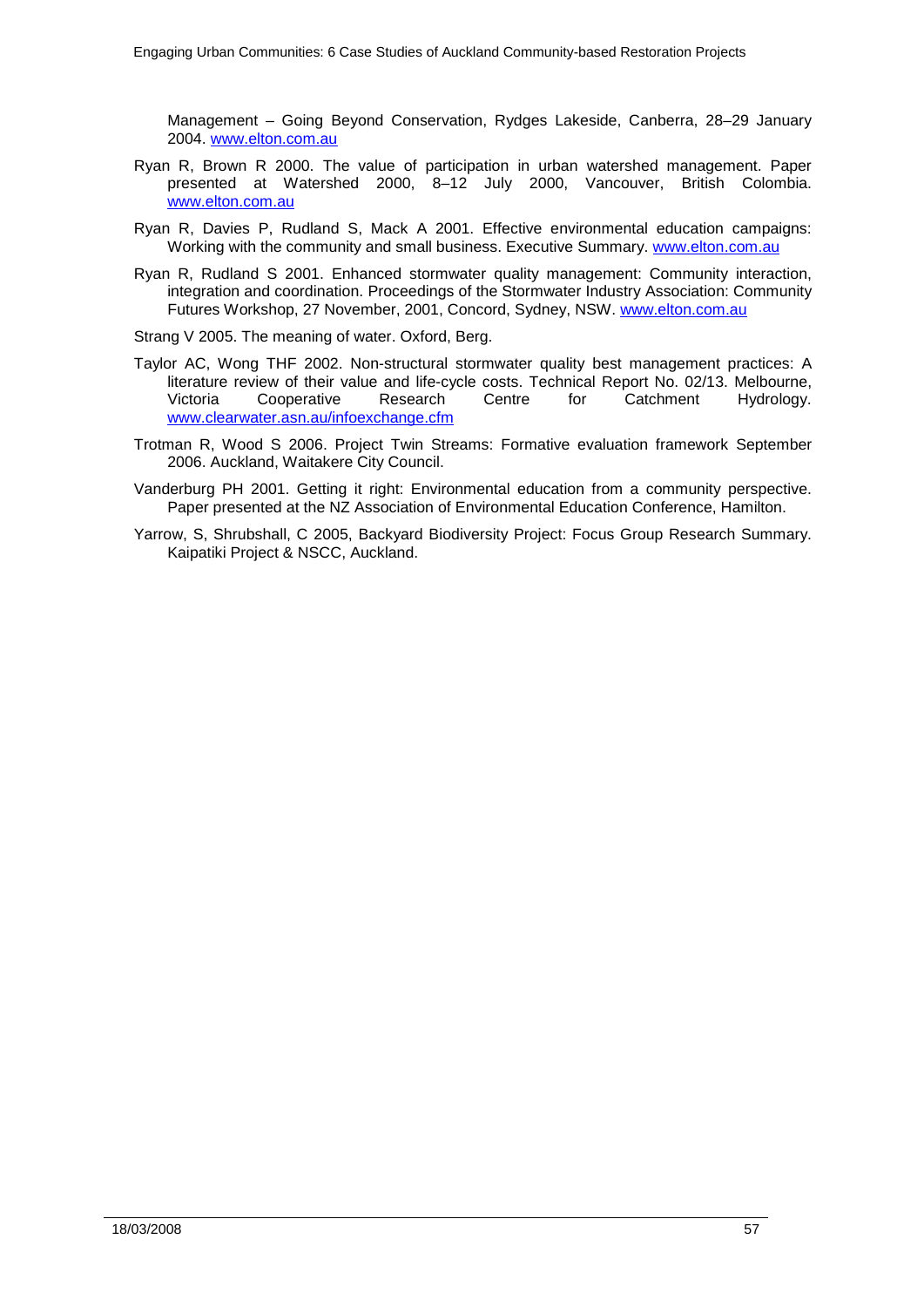Management – Going Beyond Conservation, Rydges Lakeside, Canberra, 28–29 January 2004. www.elton.com.au

Ryan R, Brown R 2000. The value of participation in urban watershed management. Paper presented at Watershed 2000, 8–12 July 2000, Vancouver, British Colombia. www.elton.com.au

Ryan R, Davies P, Rudland S, Mack A 2001. Effective environmental education campaigns: Working with the community and small business. Executive Summary. www.elton.com.au

Ryan R, Rudland S 2001. Enhanced stormwater quality management: Community interaction, integration and coordination. Proceedings of the Stormwater Industry Association: Community Futures Workshop, 27 November, 2001, Concord, Sydney, NSW. www.elton.com.au

Strang V 2005. The meaning of water. Oxford, Berg.

Taylor AC, Wong THF 2002. Non-structural stormwater quality best management practices: A literature review of their value and life-cycle costs. Technical Report No. 02/13. Melbourne, Victoria Cooperative Research Centre for Catchment Hydrology. www.clearwater.asn.au/infoexchange.cfm

Trotman R, Wood S 2006. Project Twin Streams: Formative evaluation framework September 2006. Auckland, Waitakere City Council.

Vanderburg PH 2001. Getting it right: Environmental education from a community perspective. Paper presented at the NZ Association of Environmental Education Conference, Hamilton.

Yarrow, S, Shrubshall, C 2005, Backyard Biodiversity Project: Focus Group Research Summary. Kaipatiki Project & NSCC, Auckland.